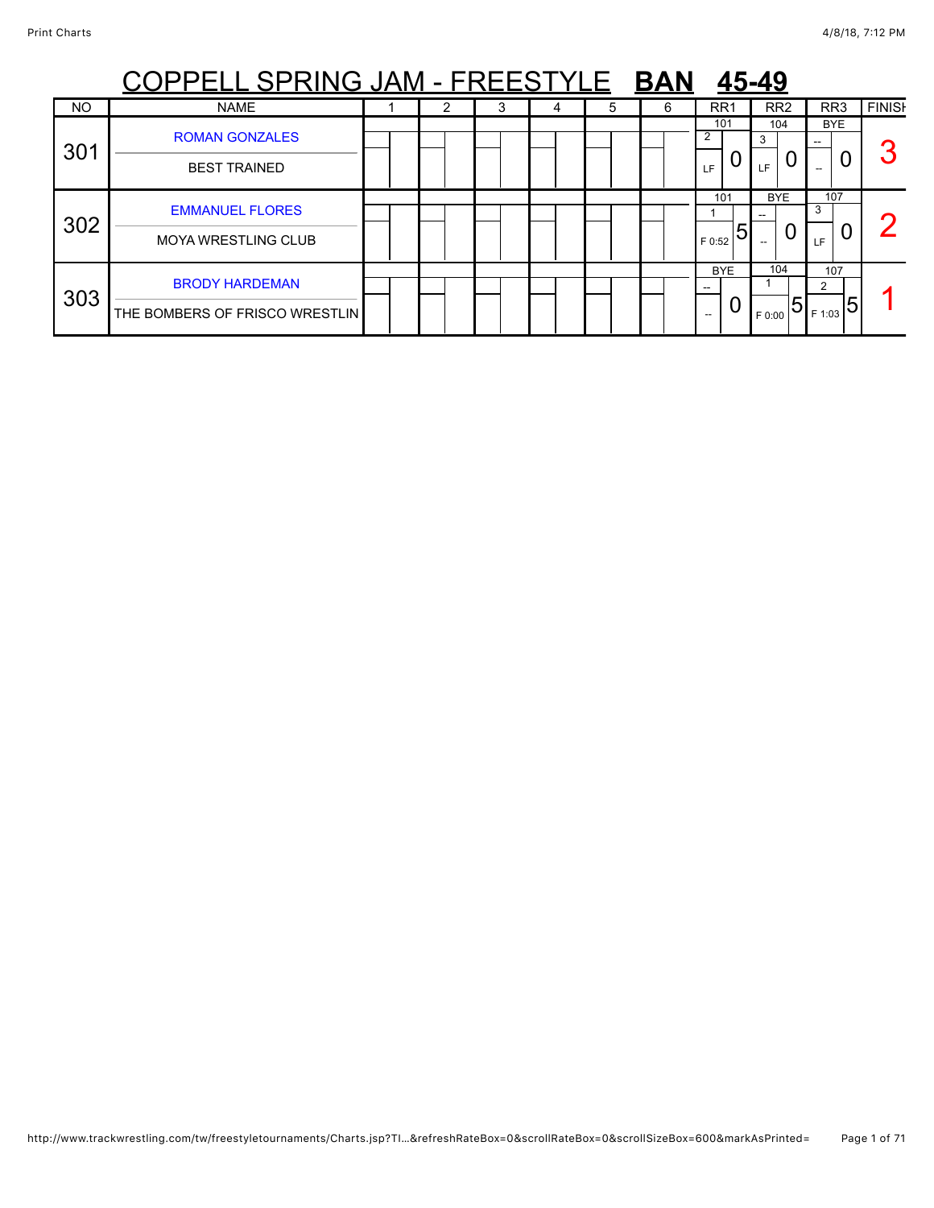# COPPELL SPRING JAM - FREESTYLE **BAN** **45-49**

| NO | NAME | 1 | 2 | 3 | 4 | 5 | 6 | RR1 | RR2 | RR3 | FINISH |
|---|---|---|---|---|---|---|---|---|---|---|---|
| 301 | ROMAN GONZALES<br>BEST TRAINED | | | | | | | 101<br>2<br>LF 0 | 104<br>3<br>LF 0 | BYE<br>--<br>-- 0 | 3 |
| 302 | EMMANUEL FLORES<br>MOYA WRESTLING CLUB | | | | | | | 101<br>1<br>F 0:52 5 | BYE<br>--<br>-- 0 | 107<br>3<br>LF 0 | 2 |
| 303 | BRODY HARDEMAN<br>THE BOMBERS OF FRISCO WRESTLIN | | | | | | | BYE<br>--<br>-- 0 | 104<br>1<br>F 0:00 5 | 107<br>2<br>F 1:03 5 | 1 |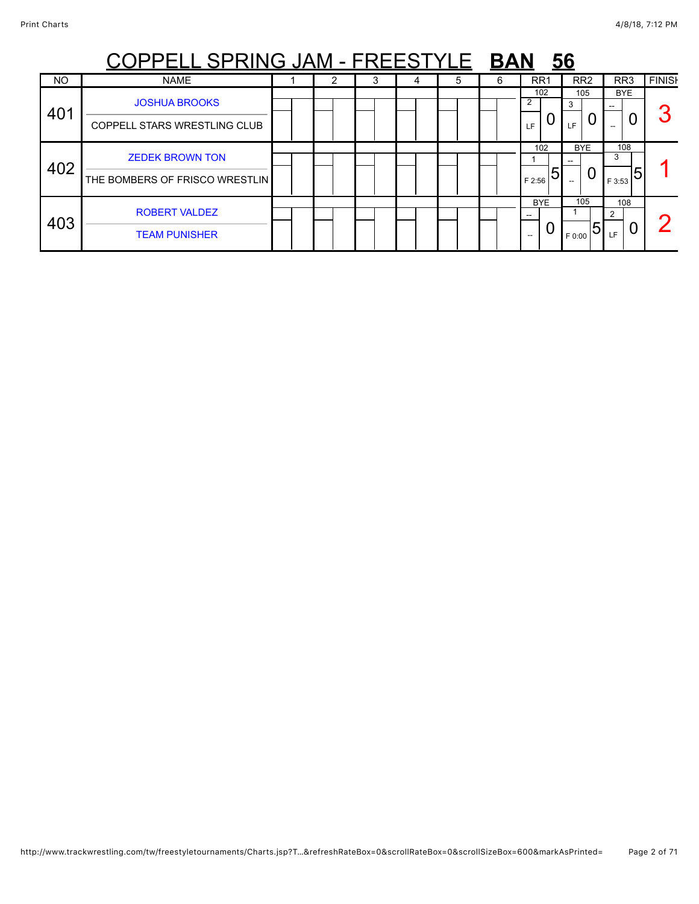# COPPELL SPRING JAM - FREESTYLE **BAN** **56**

| NO | NAME | 1 | 2 | 3 | 4 | 5 | 6 | RR1 | RR2 | RR3 | FINISH |
|---|---|---|---|---|---|---|---|---|---|---|---|
| 401 | JOSHUA BROOKS<br>COPPELL STARS WRESTLING CLUB | | | | | | | 102<br>2<br>LF 0 | 105<br>3<br>LF 0 | BYE<br>--<br>-- 0 | 3 |
| 402 | ZEDEK BROWN TON<br>THE BOMBERS OF FRISCO WRESTLIN | | | | | | | 102<br>1<br>F 2:56 5 | BYE<br>--<br>-- 0 | 108<br>3<br>F 3:53 5 | 1 |
| 403 | ROBERT VALDEZ<br>TEAM PUNISHER | | | | | | | BYE<br>--<br>-- 0 | 105<br>1<br>F 0:00 5 | 108<br>2<br>LF 0 | 2 |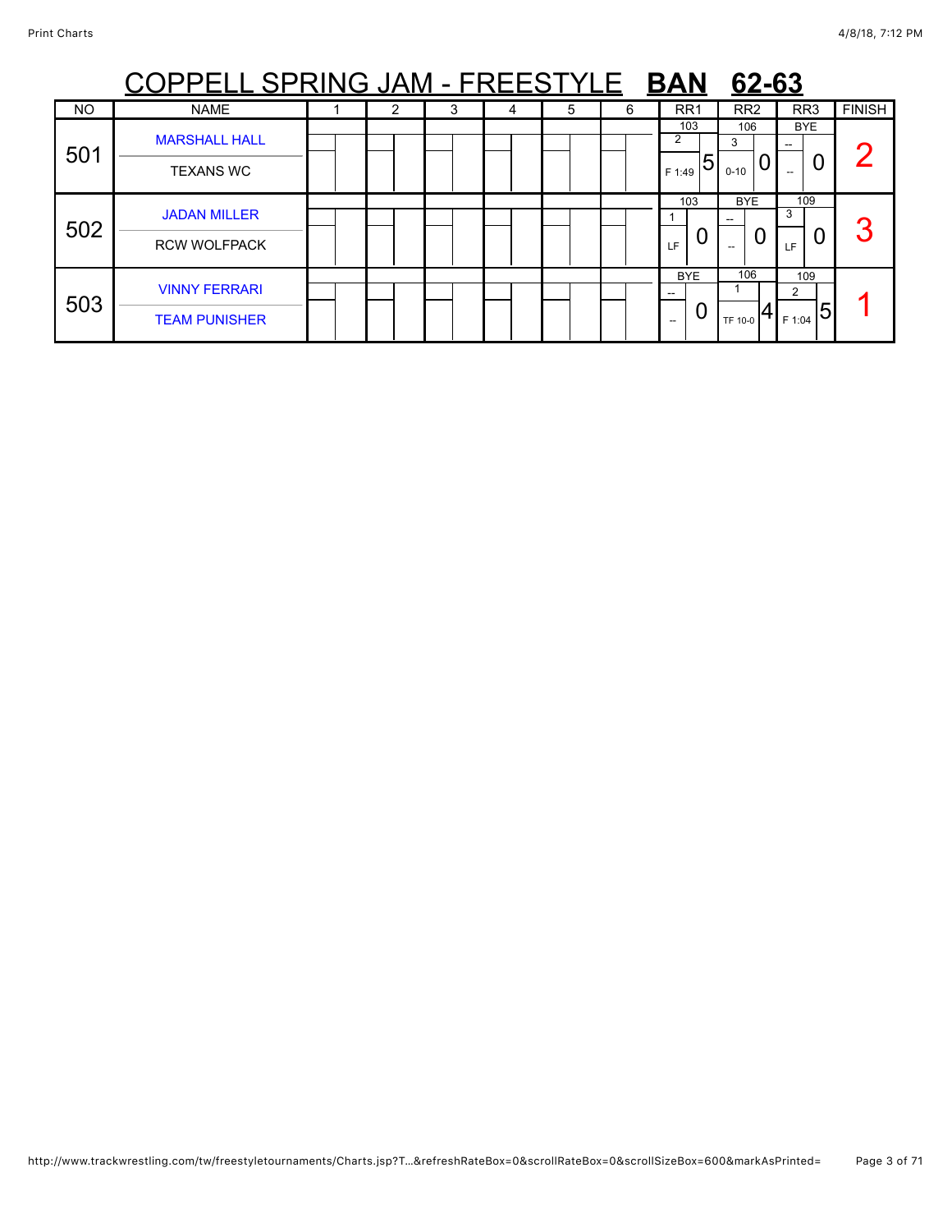# COPPELL SPRING JAM - FREESTYLE **BAN** **62-63**

| NO | NAME | 1 | 2 | 3 | 4 | 5 | 6 | RR1 | RR2 | RR3 | FINISH |
|---|---|---|---|---|---|---|---|---|---|---|---|
| 501 | MARSHALL HALL<br>TEXANS WC | | | | | | | 103<br>2<br>F 1:49 5 | 106<br>3<br>0-10 0 | BYE<br>--<br>-- 0 | 2 |
| 502 | JADAN MILLER<br>RCW WOLFPACK | | | | | | | 103<br>1<br>LF 0 | BYE<br>--<br>-- 0 | 109<br>3<br>LF 0 | 3 |
| 503 | VINNY FERRARI<br>TEAM PUNISHER | | | | | | | BYE<br>--<br>-- 0 | 106<br>1<br>TF 10-0 4 | 109<br>2<br>F 1:04 5 | 1 |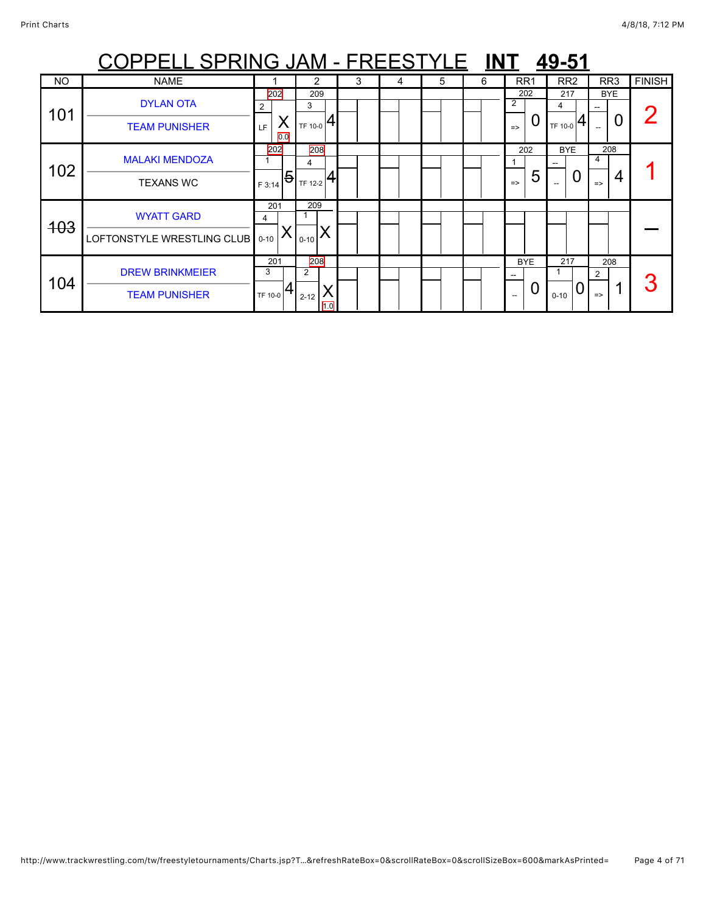# COPPELL SPRING JAM - FREESTYLE **INT** **49-51**

| NO | NAME | 1 | 2 | 3 | 4 | 5 | 6 | RR1 | RR2 | RR3 | FINISH |
|---|---|---|---|---|---|---|---|---|---|---|---|
| 101 | DYLAN OTA<br>TEAM PUNISHER | 202<br>2<br>LF X<br>0.0 | 209<br>3<br>TF 10-0 4 | | | | | 202<br>2<br>=> 0 | 217<br>4<br>TF 10-0 4 | BYE<br>--<br>-- 0 | 2 |
| 102 | MALAKI MENDOZA<br>TEXANS WC | 202<br>1<br>F 3:14 ~~5~~ | 208<br>4<br>TF 12-2 4 | | | | | 202<br>1<br>=> 5 | BYE<br>--<br>-- 0 | 208<br>4<br>=> 4 | 1 |
| ~~103~~ | WYATT GARD<br>LOFTONSTYLE WRESTLING CLUB | 201<br>4<br>0-10 X | 209<br>1<br>0-10 X | | | | | | | | — |
| 104 | DREW BRINKMEIER<br>TEAM PUNISHER | 201<br>3<br>TF 10-0 4 | 208<br>2<br>2-12 X<br>1.0 | | | | | BYE<br>--<br>-- 0 | 217<br>1<br>0-10 0 | 208<br>2<br>=> 1 | 3 |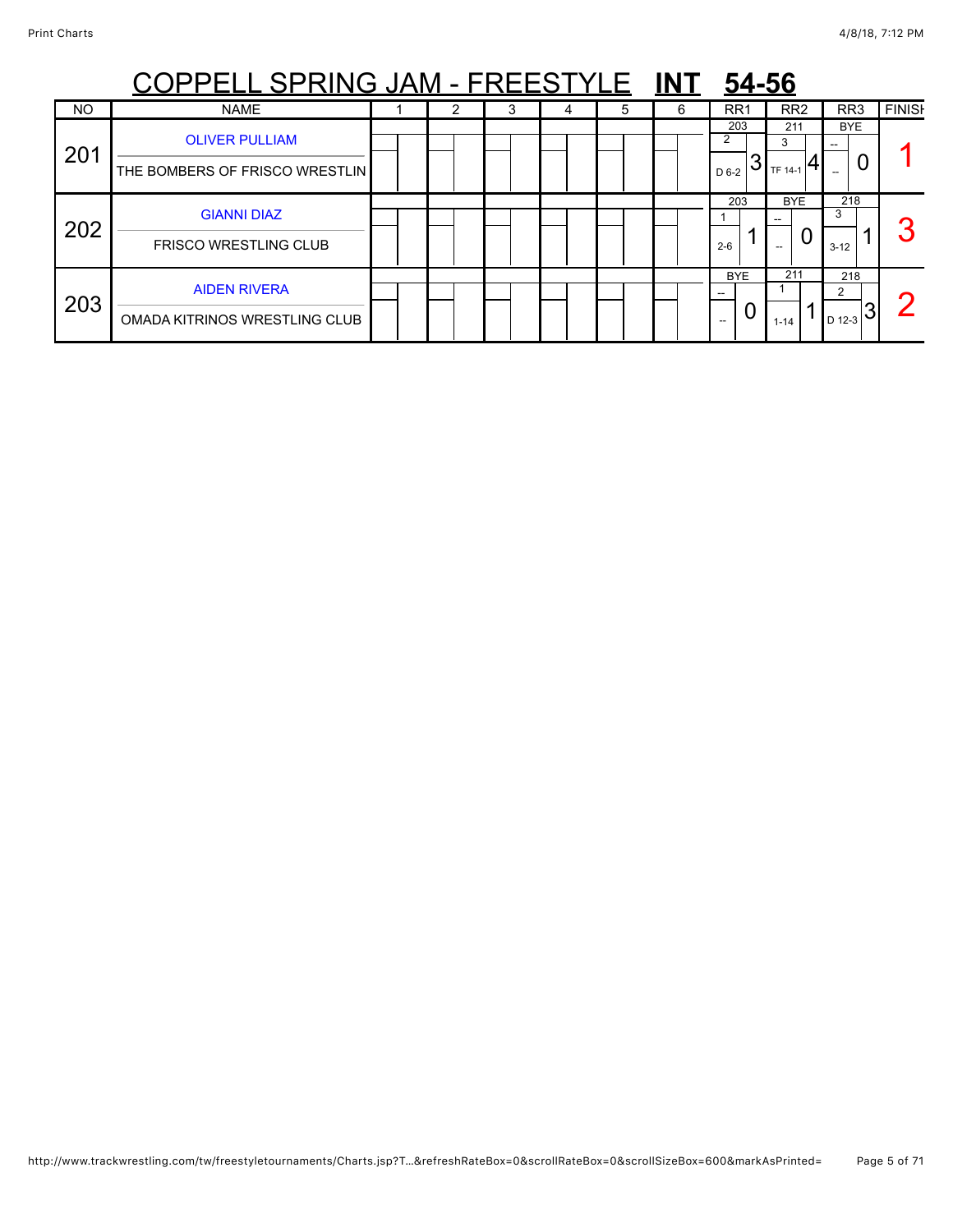# COPPELL SPRING JAM - FREESTYLE **INT** **54-56**

| NO | NAME | 1 | 2 | 3 | 4 | 5 | 6 | RR1 | RR2 | RR3 | FINISH |
|---|---|---|---|---|---|---|---|---|---|---|---|
| 201 | OLIVER PULLIAM<br>THE BOMBERS OF FRISCO WRESTLIN | | | | | | | 203<br>2<br>D 6-2<br>3 | 211<br>3<br>TF 14-1<br>4 | BYE<br>--<br>--<br>0 | 1 |
| 202 | GIANNI DIAZ<br>FRISCO WRESTLING CLUB | | | | | | | 203<br>1<br>2-6<br>1 | BYE<br>--<br>--<br>0 | 218<br>3<br>3-12<br>1 | 3 |
| 203 | AIDEN RIVERA<br>OMADA KITRINOS WRESTLING CLUB | | | | | | | BYE<br>--<br>--<br>0 | 211<br>1<br>1-14<br>1 | 218<br>2<br>D 12-3<br>3 | 2 |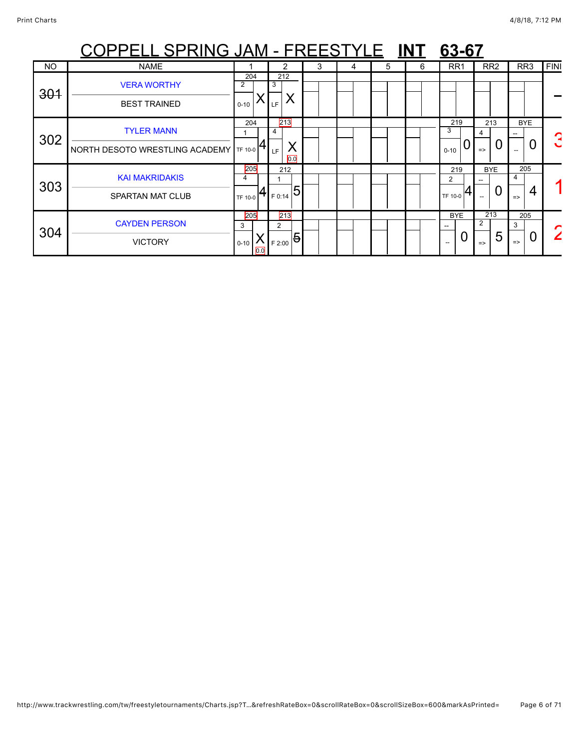# COPPELL SPRING JAM - FREESTYLE **INT** **63-67**

| NO | NAME | 1 | 2 | 3 | 4 | 5 | 6 | RR1 | RR2 | RR3 | FINI |
|---|---|---|---|---|---|---|---|---|---|---|---|
| ~~301~~ | VERA WORTHY / BEST TRAINED | 204 / 2 / 0-10 / X | 212 / 3 / LF / X | | | | | | | | – |
| 302 | TYLER MANN / NORTH DESOTO WRESTLING ACADEMY | 204 / 1 / TF 10-0 / 4 | 213 / 4 / LF / X / 0.0 | | | | | 219 / 3 / 0-10 / 0 | 213 / 4 / => / 0 | BYE / -- / -- / 0 | 3 |
| 303 | KAI MAKRIDAKIS / SPARTAN MAT CLUB | 205 / 4 / TF 10-0 / 4 | 212 / 1 / F 0:14 / 5 | | | | | 219 / 2 / TF 10-0 / 4 | BYE / -- / -- / 0 | 205 / 4 / => / 4 | 1 |
| 304 | CAYDEN PERSON / VICTORY | 205 / 3 / 0-10 / X / 0.0 | 213 / 2 / F 2:00 / ~~5~~ | | | | | BYE / -- / -- / 0 | 213 / 2 / => / 5 | 205 / 3 / => / 0 | 2 |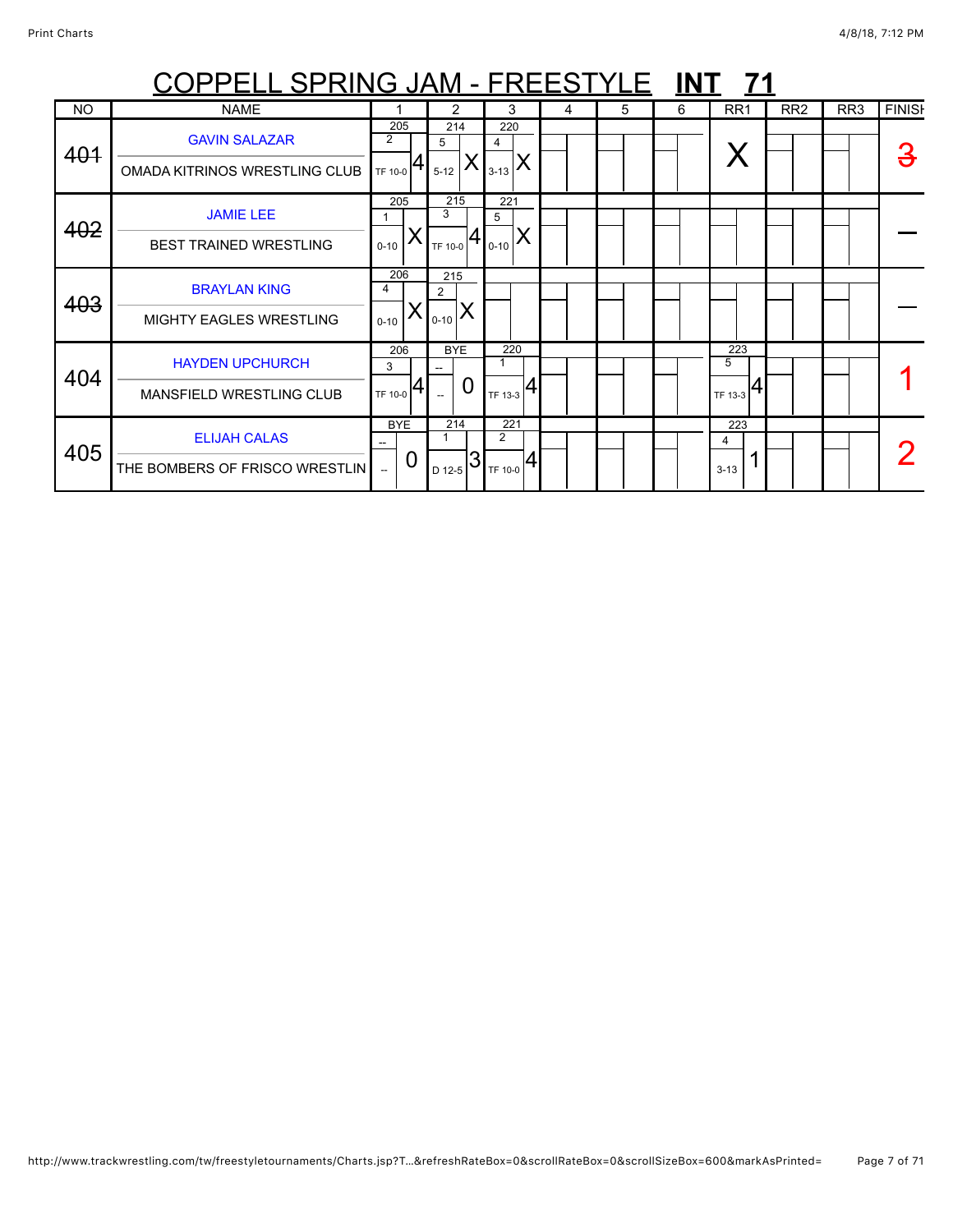# COPPELL SPRING JAM - FREESTYLE **INT 71**

| NO | NAME | 1 | 2 | 3 | 4 | 5 | 6 | RR1 | RR2 | RR3 | FINISH |
|---|---|---|---|---|---|---|---|---|---|---|---|
| ~~401~~ | GAVIN SALAZAR<br>OMADA KITRINOS WRESTLING CLUB | 205<br>2<br>TF 10-0 4 | 214<br>5<br>5-12 X | 220<br>4<br>3-13 X | | | | X | | | ~~3~~ |
| ~~402~~ | JAMIE LEE<br>BEST TRAINED WRESTLING | 205<br>1<br>0-10 X | 215<br>3<br>TF 10-0 4 | 221<br>5<br>0-10 X | | | | | | | — |
| ~~403~~ | BRAYLAN KING<br>MIGHTY EAGLES WRESTLING | 206<br>4<br>0-10 X | 215<br>2<br>0-10 X | | | | | | | | — |
| 404 | HAYDEN UPCHURCH<br>MANSFIELD WRESTLING CLUB | 206<br>3<br>TF 10-0 4 | BYE<br>--<br>-- 0 | 220<br>1<br>TF 13-3 4 | | | | 223<br>5<br>TF 13-3 4 | | | 1 |
| 405 | ELIJAH CALAS<br>THE BOMBERS OF FRISCO WRESTLIN | BYE<br>--<br>-- 0 | 214<br>1<br>D 12-5 3 | 221<br>2<br>TF 10-0 4 | | | | 223<br>4<br>3-13 1 | | | 2 |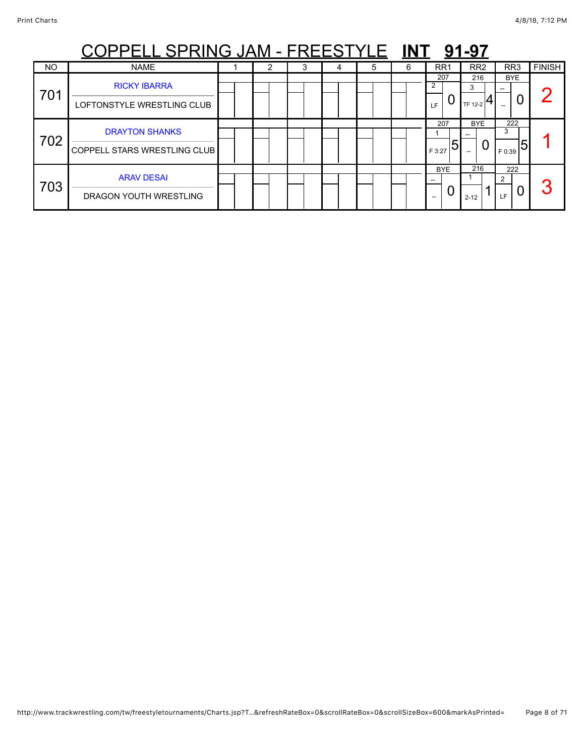# COPPELL SPRING JAM - FREESTYLE **INT** **91-97**

| NO | NAME | 1 | 2 | 3 | 4 | 5 | 6 | RR1 | RR2 | RR3 | FINISH |
|---|---|---|---|---|---|---|---|---|---|---|---|
| 701 | RICKY IBARRA<br>LOFTONSTYLE WRESTLING CLUB | | | | | | | 207<br>2<br>LF 0 | 216<br>3<br>TF 12-2 4 | BYE<br>--<br>-- 0 | 2 |
| 702 | DRAYTON SHANKS<br>COPPELL STARS WRESTLING CLUB | | | | | | | 207<br>1<br>F 3:27 5 | BYE<br>--<br>-- 0 | 222<br>3<br>F 0:39 5 | 1 |
| 703 | ARAV DESAI<br>DRAGON YOUTH WRESTLING | | | | | | | BYE<br>--<br>-- 0 | 216<br>1<br>2-12 1 | 222<br>2<br>LF 0 | 3 |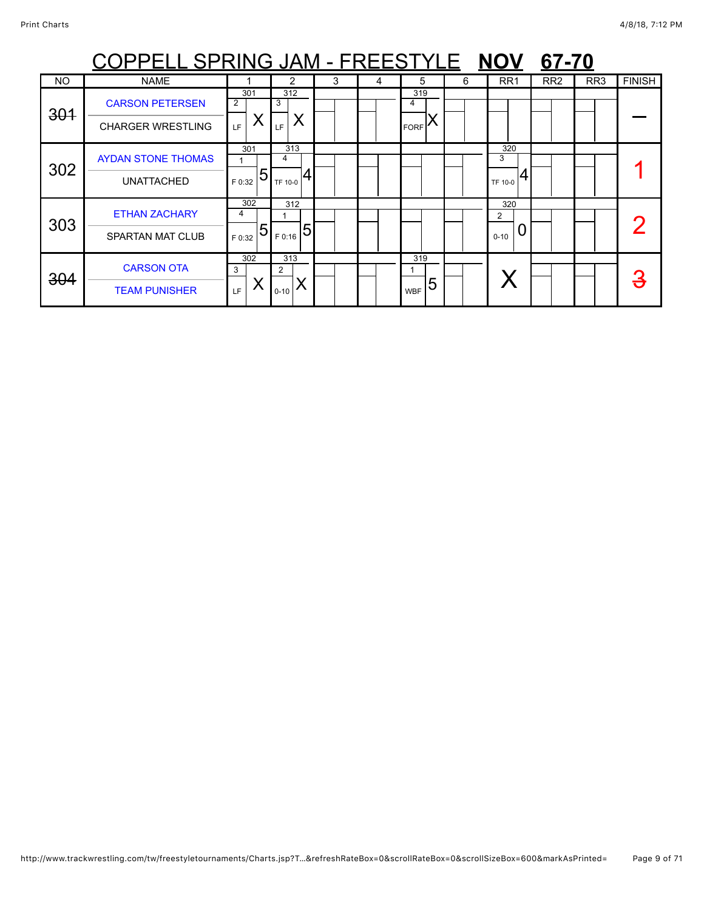# COPPELL SPRING JAM - FREESTYLE **NOV** **67-70**

| NO | NAME | 1 | 2 | 3 | 4 | 5 | 6 | RR1 | RR2 | RR3 | FINISH |
|---|---|---|---|---|---|---|---|---|---|---|---|
| ~~301~~ | CARSON PETERSEN<br>CHARGER WRESTLING | 301<br>2<br>LF X | 312<br>3<br>LF X | | | 319<br>4<br>FORF X | | | | | — |
| 302 | AYDAN STONE THOMAS<br>UNATTACHED | 301<br>1<br>F 0:32 5 | 313<br>4<br>TF 10-0 4 | | | | | 320<br>3<br>TF 10-0 4 | | | 1 |
| 303 | ETHAN ZACHARY<br>SPARTAN MAT CLUB | 302<br>4<br>F 0:32 5 | 312<br>1<br>F 0:16 5 | | | | | 320<br>2<br>0-10 0 | | | 2 |
| ~~304~~ | CARSON OTA<br>TEAM PUNISHER | 302<br>3<br>LF X | 313<br>2<br>0-10 X | | | 319<br>1<br>WBF 5 | | X | | | ~~3~~ |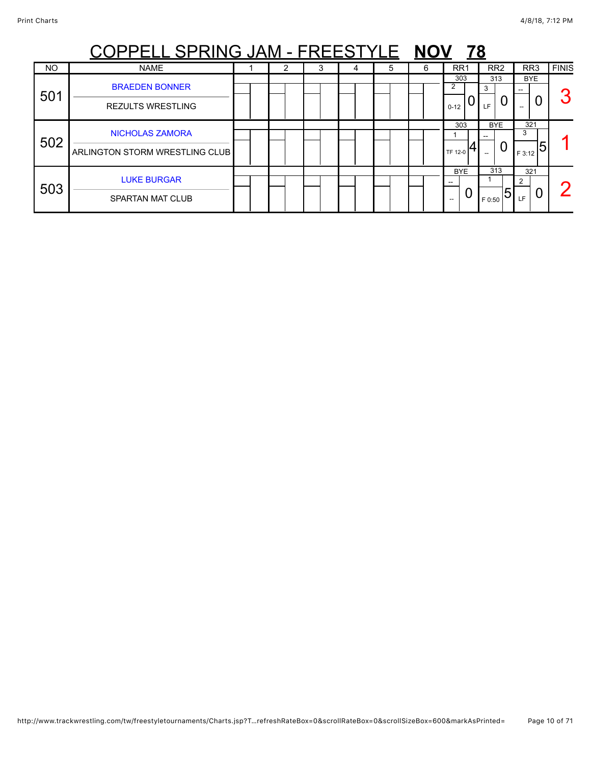# COPPELL SPRING JAM - FREESTYLE **NOV 78**

| NO | NAME | 1 | 2 | 3 | 4 | 5 | 6 | RR1 | RR2 | RR3 | FINIS |
|---|---|---|---|---|---|---|---|---|---|---|---|
| 501 | BRAEDEN BONNER<br>REZULTS WRESTLING | | | | | | | 303<br>2<br>0-12 0 | 313<br>3<br>LF 0 | BYE<br>--<br>-- 0 | 3 |
| 502 | NICHOLAS ZAMORA<br>ARLINGTON STORM WRESTLING CLUB | | | | | | | 303<br>1<br>TF 12-0 4 | BYE<br>--<br>-- 0 | 321<br>3<br>F 3:12 5 | 1 |
| 503 | LUKE BURGAR<br>SPARTAN MAT CLUB | | | | | | | BYE<br>--<br>-- 0 | 313<br>1<br>F 0:50 5 | 321<br>2<br>LF 0 | 2 |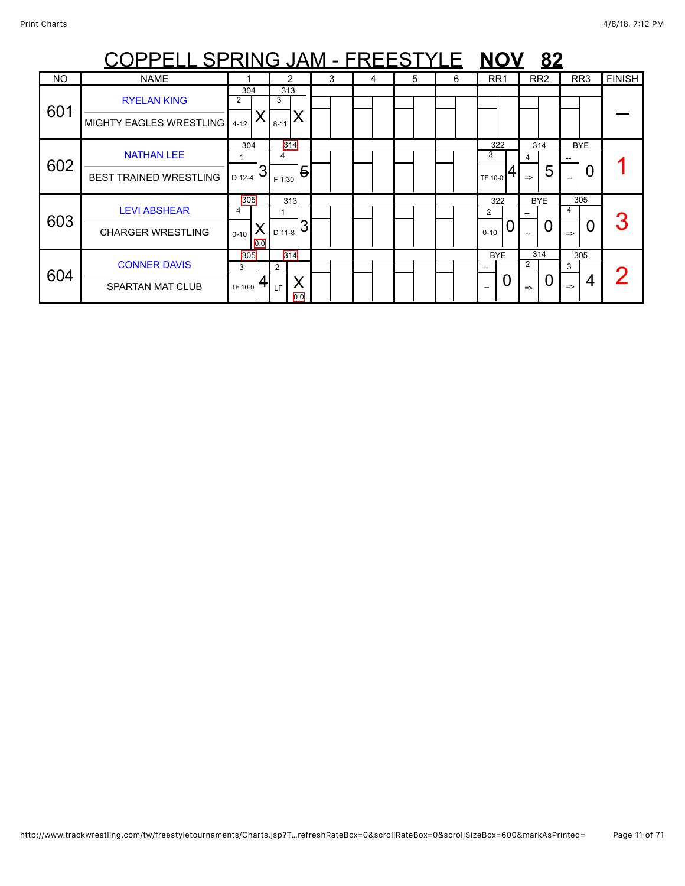# COPPELL SPRING JAM - FREESTYLE **NOV** **82**

| NO | NAME | 1 | 2 | 3 | 4 | 5 | 6 | RR1 | RR2 | RR3 | FINISH |
|---|---|---|---|---|---|---|---|---|---|---|---|
| ~~601~~ | RYELAN KING<br>MIGHTY EAGLES WRESTLING | 304<br>2<br>4-12 X | 313<br>3<br>8-11 X | | | | | | | | — |
| 602 | NATHAN LEE<br>BEST TRAINED WRESTLING | 304<br>1<br>D 12-4 3 | 314<br>4<br>F 1:30 ~~5~~ | | | | | 322<br>3<br>TF 10-0 4 | 314<br>4<br>=> 5 | BYE<br>--<br>-- 0 | 1 |
| 603 | LEVI ABSHEAR<br>CHARGER WRESTLING | 305<br>4<br>0-10 X<br>0.0 | 313<br>1<br>D 11-8 3 | | | | | 322<br>2<br>0-10 0 | BYE<br>--<br>-- 0 | 305<br>4<br>=> 0 | 3 |
| 604 | CONNER DAVIS<br>SPARTAN MAT CLUB | 305<br>3<br>TF 10-0 4 | 314<br>2<br>LF X<br>0.0 | | | | | BYE<br>--<br>-- 0 | 314<br>2<br>=> 0 | 305<br>3<br>=> 4 | 2 |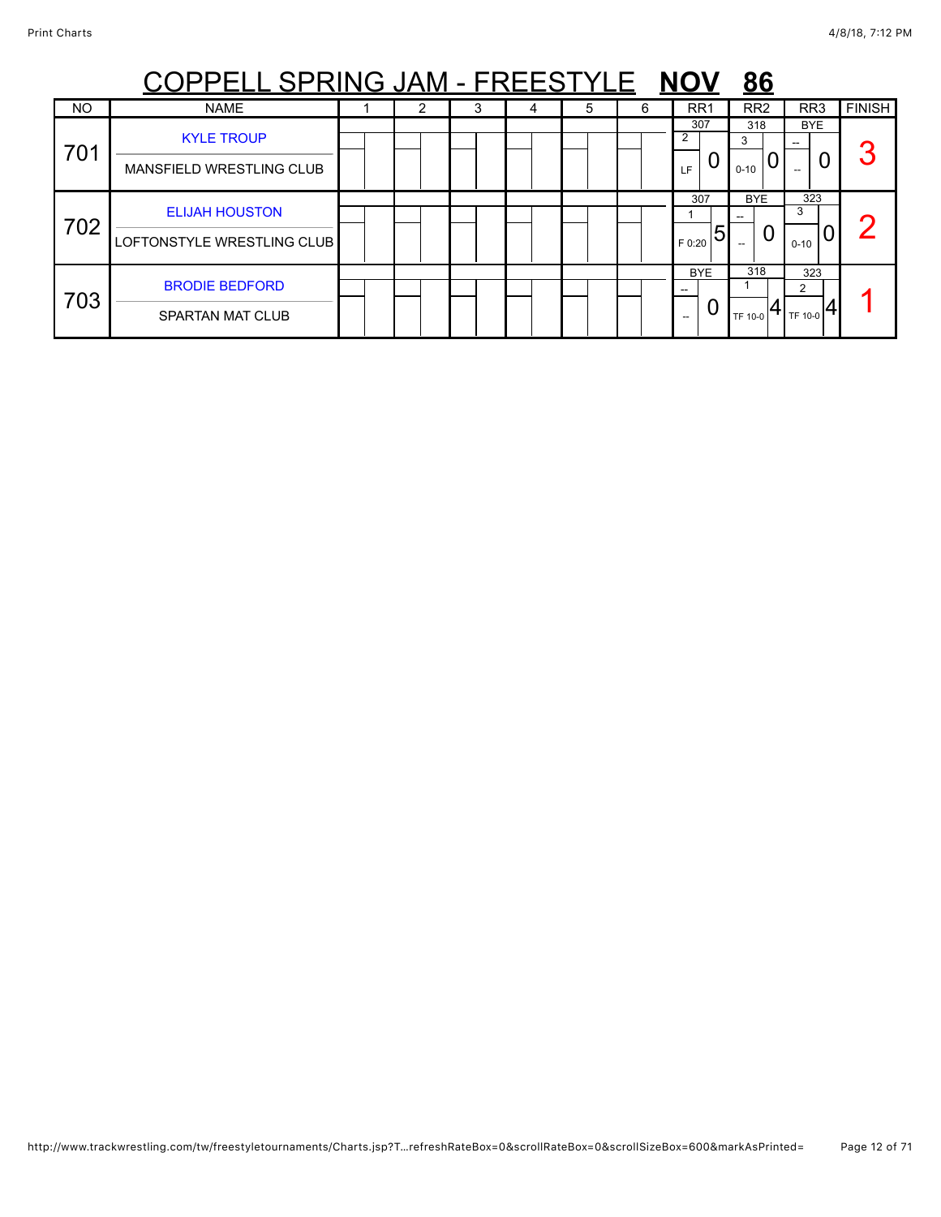# COPPELL SPRING JAM - FREESTYLE **NOV** **86**

| NO | NAME | 1 | 2 | 3 | 4 | 5 | 6 | RR1 | RR2 | RR3 | FINISH |
|---|---|---|---|---|---|---|---|---|---|---|---|
| 701 | KYLE TROUP<br>MANSFIELD WRESTLING CLUB | | | | | | | 307<br>2<br>LF 0 | 318<br>3<br>0-10 0 | BYE<br>--<br>-- 0 | 3 |
| 702 | ELIJAH HOUSTON<br>LOFTONSTYLE WRESTLING CLUB | | | | | | | 307<br>1<br>F 0:20 5 | BYE<br>--<br>-- 0 | 323<br>3<br>0-10 0 | 2 |
| 703 | BRODIE BEDFORD<br>SPARTAN MAT CLUB | | | | | | | BYE<br>--<br>-- 0 | 318<br>1<br>TF 10-0 4 | 323<br>2<br>TF 10-0 4 | 1 |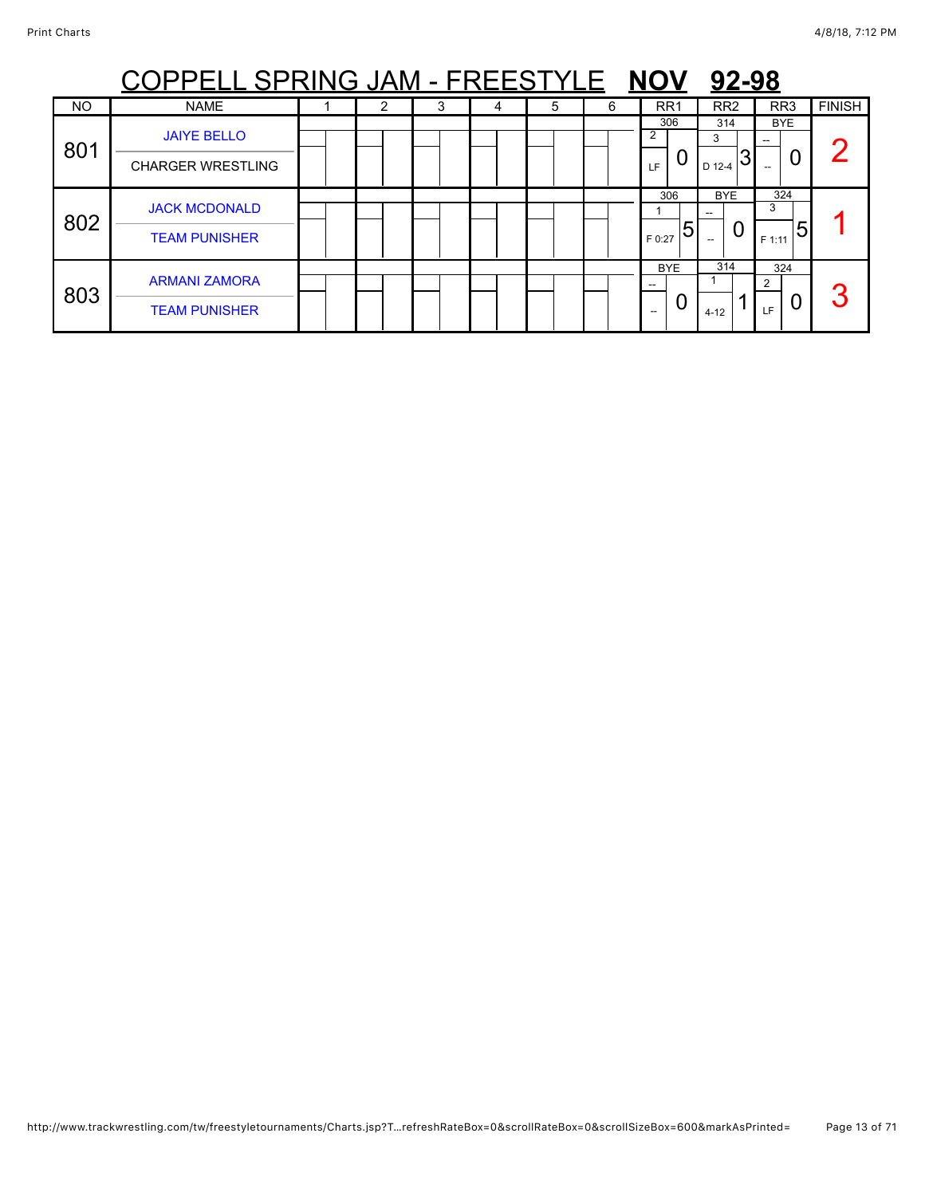# COPPELL SPRING JAM - FREESTYLE **NOV** **92-98**

| NO | NAME | 1 | 2 | 3 | 4 | 5 | 6 | RR1 | RR2 | RR3 | FINISH |
|---|---|---|---|---|---|---|---|---|---|---|---|
| 801 | JAIYE BELLO<br>CHARGER WRESTLING | | | | | | | 306<br>2<br>LF 0 | 314<br>3<br>D 12-4 3 | BYE<br>--<br>-- 0 | 2 |
| 802 | JACK MCDONALD<br>TEAM PUNISHER | | | | | | | 306<br>1<br>F 0:27 5 | BYE<br>--<br>-- 0 | 324<br>3<br>F 1:11 5 | 1 |
| 803 | ARMANI ZAMORA<br>TEAM PUNISHER | | | | | | | BYE<br>--<br>-- 0 | 314<br>1<br>4-12 1 | 324<br>2<br>LF 0 | 3 |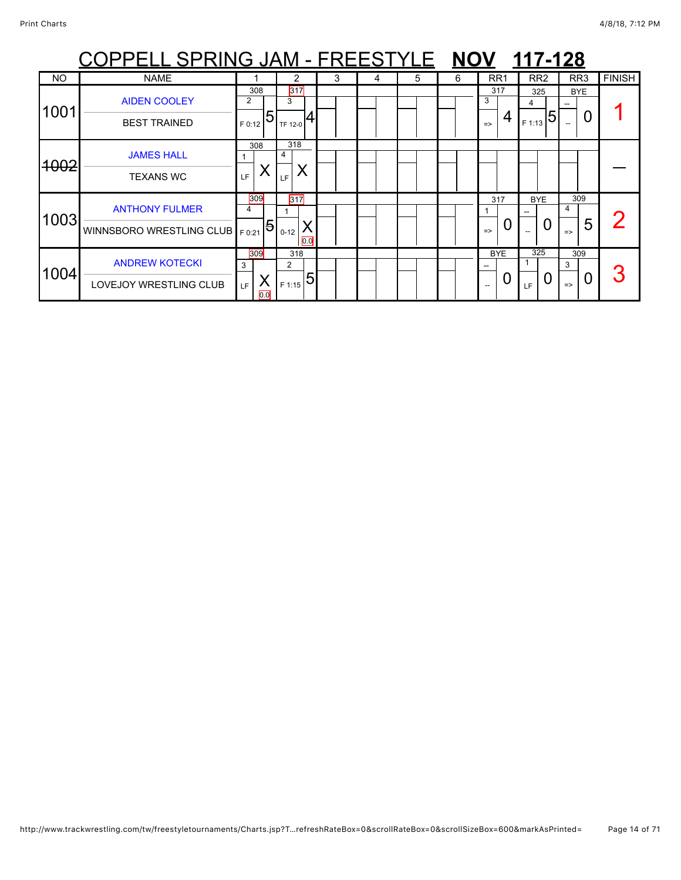# COPPELL SPRING JAM - FREESTYLE **NOV** **117-128**

| NO | NAME | 1 | 2 | 3 | 4 | 5 | 6 | RR1 | RR2 | RR3 | FINISH |
|---|---|---|---|---|---|---|---|---|---|---|---|
| 1001 | AIDEN COOLEY / BEST TRAINED | 308 / 2 / F 0:12 / 5 | 317 / 3 / TF 12-0 / 4 | | | | | 317 / 3 / => / 4 | 325 / 4 / F 1:13 / 5 | BYE / -- / -- / 0 | 1 |
| ~~1002~~ | JAMES HALL / TEXANS WC | 308 / 1 / LF / X | 318 / 4 / LF / X | | | | | | | | — |
| 1003 | ANTHONY FULMER / WINNSBORO WRESTLING CLUB | 309 / 4 / F 0:21 / 5 | 317 / 1 / 0-12 / X / 0.0 | | | | | 317 / 1 / => / 0 | BYE / -- / -- / 0 | 309 / 4 / => / 5 | 2 |
| 1004 | ANDREW KOTECKI / LOVEJOY WRESTLING CLUB | 309 / 3 / LF / X / 0.0 | 318 / 2 / F 1:15 / 5 | | | | | BYE / -- / -- / 0 | 325 / 1 / LF / 0 | 309 / 3 / => / 0 | 3 |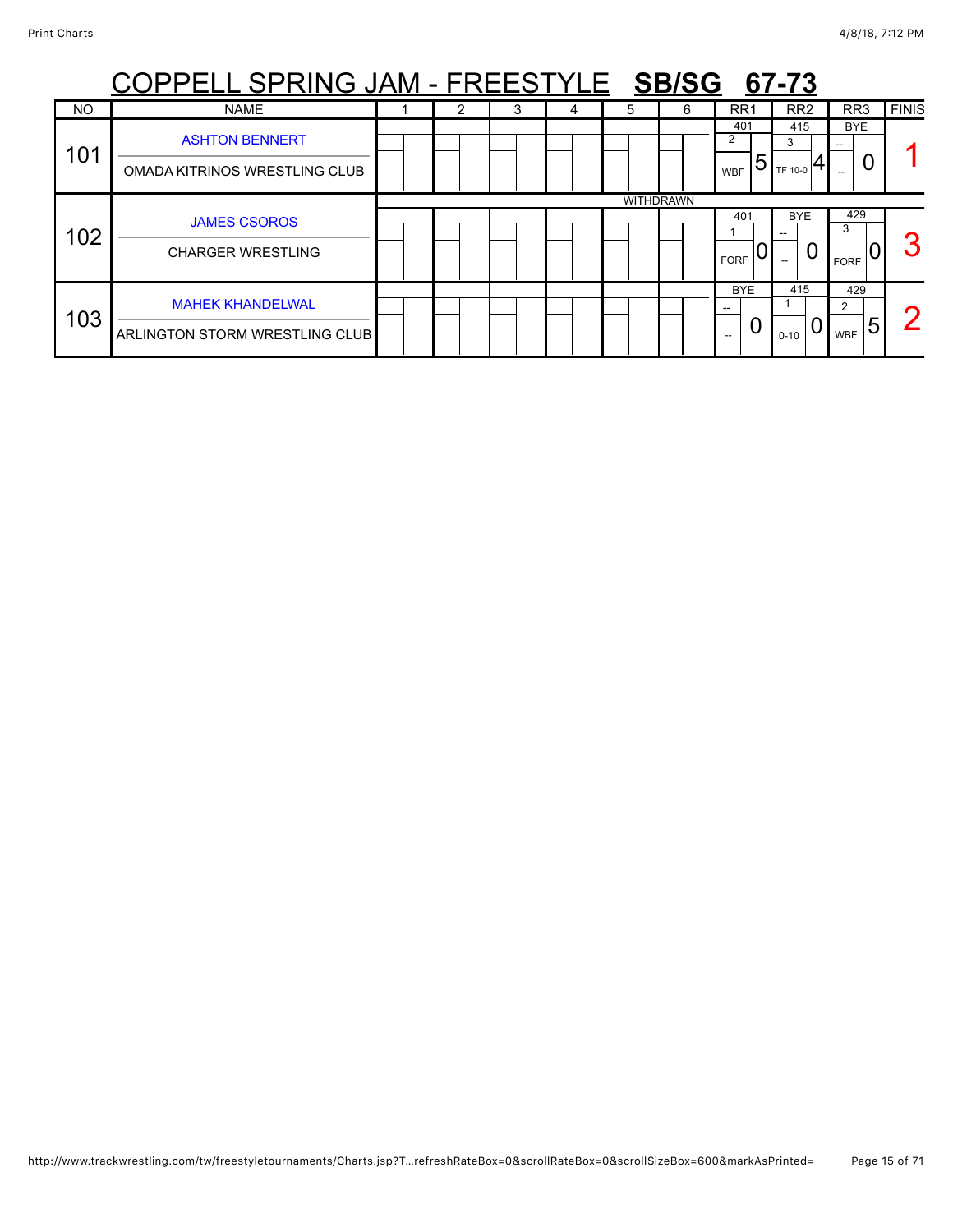# COPPELL SPRING JAM - FREESTYLE **SB/SG** **67-73**

| NO | NAME | 1 | 2 | 3 | 4 | 5 | 6 | RR1 | RR2 | RR3 | FINISH |
|---|---|---|---|---|---|---|---|---|---|---|---|
| 101 | ASHTON BENNERT<br>OMADA KITRINOS WRESTLING CLUB | | | | | | | 401<br>2<br>WBF 5 | 415<br>3<br>TF 10-0 4 | BYE<br>--<br>-- 0 | 1 |
| 102 | JAMES CSOROS<br>CHARGER WRESTLING<br>WITHDRAWN | | | | | | | 401<br>1<br>FORF 0 | BYE<br>--<br>-- 0 | 429<br>3<br>FORF 0 | 3 |
| 103 | MAHEK KHANDELWAL<br>ARLINGTON STORM WRESTLING CLUB | | | | | | | BYE<br>--<br>-- 0 | 415<br>1<br>0-10 0 | 429<br>2<br>WBF 5 | 2 |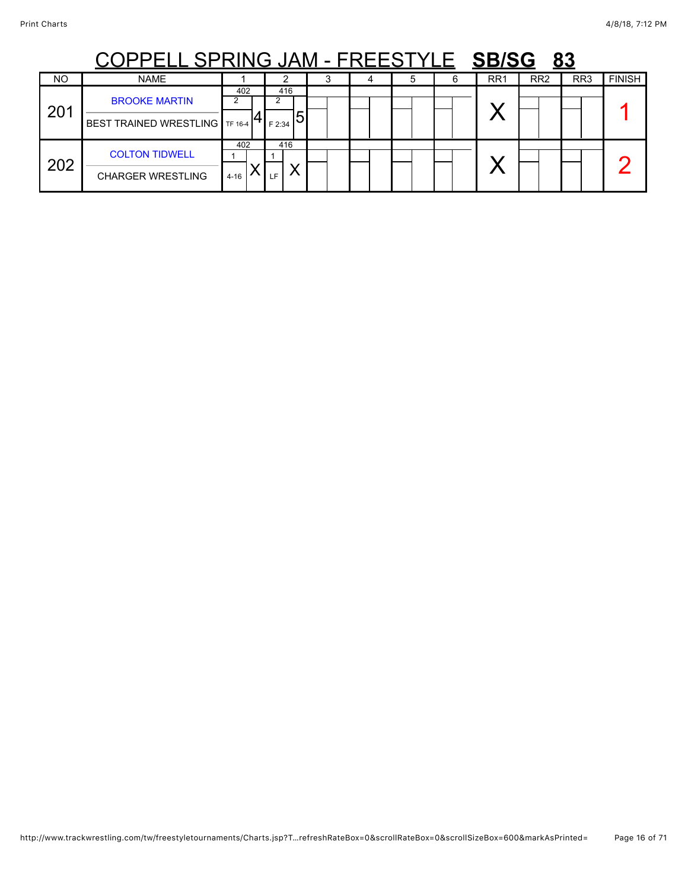# COPPELL SPRING JAM - FREESTYLE **SB/SG 83**

| NO | NAME | 1 | 2 | 3 | 4 | 5 | 6 | RR1 | RR2 | RR3 | FINISH |
|---|---|---|---|---|---|---|---|---|---|---|---|
| 201 | BROOKE MARTIN<br>BEST TRAINED WRESTLING | 402<br>2<br>TF 16-4 4 | 416<br>2<br>F 2:34 5 | | | | | X | | | 1 |
| 202 | COLTON TIDWELL<br>CHARGER WRESTLING | 402<br>1<br>4-16 X | 416<br>1<br>LF X | | | | | X | | | 2 |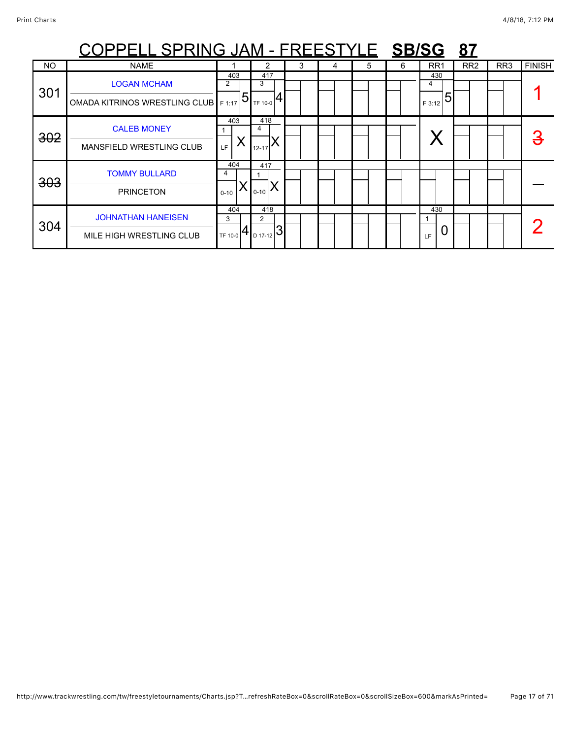# COPPELL SPRING JAM - FREESTYLE **SB/SG** **87**

| NO | NAME | 1 | 2 | 3 | 4 | 5 | 6 | RR1 | RR2 | RR3 | FINISH |
|---|---|---|---|---|---|---|---|---|---|---|---|
| 301 | LOGAN MCHAM<br>OMADA KITRINOS WRESTLING CLUB | 403<br>2<br>F 1:17 5 | 417<br>3<br>TF 10-0 4 | | | | | 430<br>4<br>F 3:12 5 | | | 1 |
| ~~302~~ | CALEB MONEY<br>MANSFIELD WRESTLING CLUB | 403<br>1<br>LF X | 418<br>4<br>12-17 X | | | | | X | | | ~~3~~ |
| ~~303~~ | TOMMY BULLARD<br>PRINCETON | 404<br>4<br>0-10 X | 417<br>1<br>0-10 X | | | | | | | | — |
| 304 | JOHNATHAN HANEISEN<br>MILE HIGH WRESTLING CLUB | 404<br>3<br>TF 10-0 4 | 418<br>2<br>D 17-12 3 | | | | | 430<br>1<br>LF 0 | | | 2 |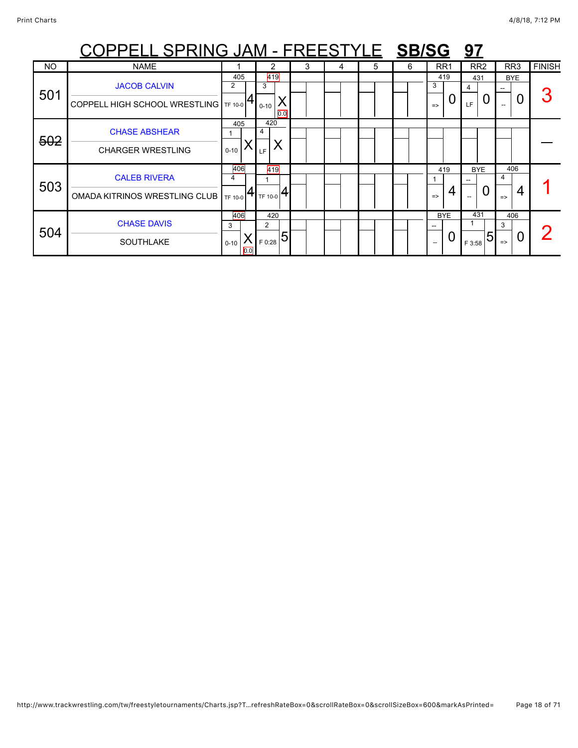# COPPELL SPRING JAM - FREESTYLE **SB/SG 97**

| NO | NAME | 1 | 2 | 3 | 4 | 5 | 6 | RR1 | RR2 | RR3 | FINISH |
|---|---|---|---|---|---|---|---|---|---|---|---|
| 501 | JACOB CALVIN<br>COPPELL HIGH SCHOOL WRESTLING | 405<br>2<br>TF 10-0 4 | 419<br>3<br>0-10 X<br>0.0 | | | | | 419<br>3<br>=> 0 | 431<br>4<br>LF 0 | BYE<br>--<br>-- 0 | 3 |
| ~~502~~ | CHASE ABSHEAR<br>CHARGER WRESTLING | 405<br>1<br>0-10 X | 420<br>4<br>LF X | | | | | | | | — |
| 503 | CALEB RIVERA<br>OMADA KITRINOS WRESTLING CLUB | 406<br>4<br>TF 10-0 4 | 419<br>1<br>TF 10-0 4 | | | | | 419<br>1<br>=> 4 | BYE<br>--<br>-- 0 | 406<br>4<br>=> 4 | 1 |
| 504 | CHASE DAVIS<br>SOUTHLAKE | 406<br>3<br>0-10 X<br>0.0 | 420<br>2<br>F 0:28 5 | | | | | BYE<br>--<br>-- 0 | 431<br>1<br>F 3:58 5 | 406<br>3<br>=> 0 | 2 |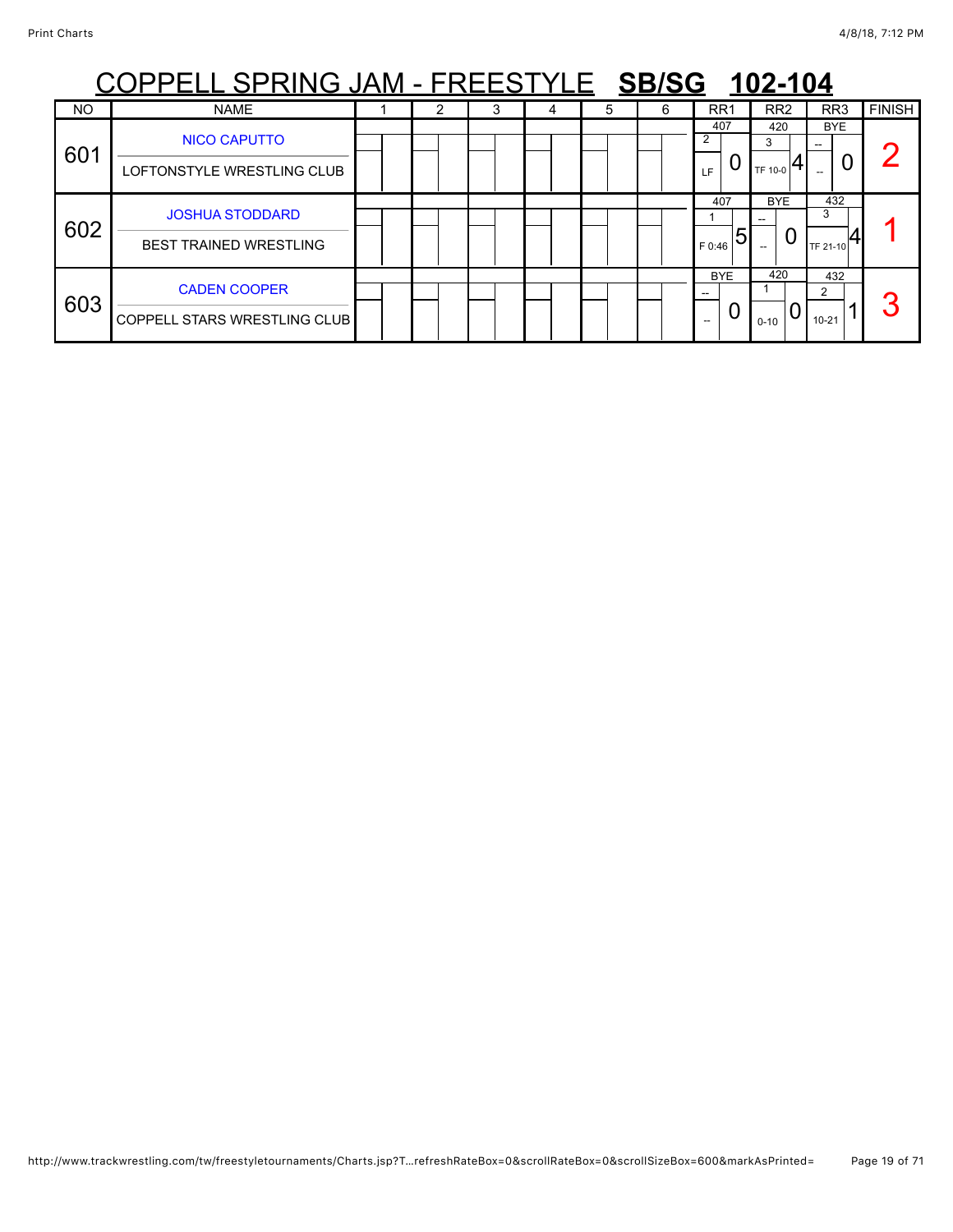# COPPELL SPRING JAM - FREESTYLE **SB/SG** **102-104**

| NO | NAME | 1 | 2 | 3 | 4 | 5 | 6 | RR1 | RR2 | RR3 | FINISH |
|---|---|---|---|---|---|---|---|---|---|---|---|
| 601 | NICO CAPUTTO<br>LOFTONSTYLE WRESTLING CLUB | | | | | | | 407<br>2<br>LF 0 | 420<br>3<br>TF 10-0 4 | BYE<br>--<br>-- 0 | 2 |
| 602 | JOSHUA STODDARD<br>BEST TRAINED WRESTLING | | | | | | | 407<br>1<br>F 0:46 5 | BYE<br>--<br>-- 0 | 432<br>3<br>TF 21-10 4 | 1 |
| 603 | CADEN COOPER<br>COPPELL STARS WRESTLING CLUB | | | | | | | BYE<br>--<br>-- 0 | 420<br>1<br>0-10 0 | 432<br>2<br>10-21 1 | 3 |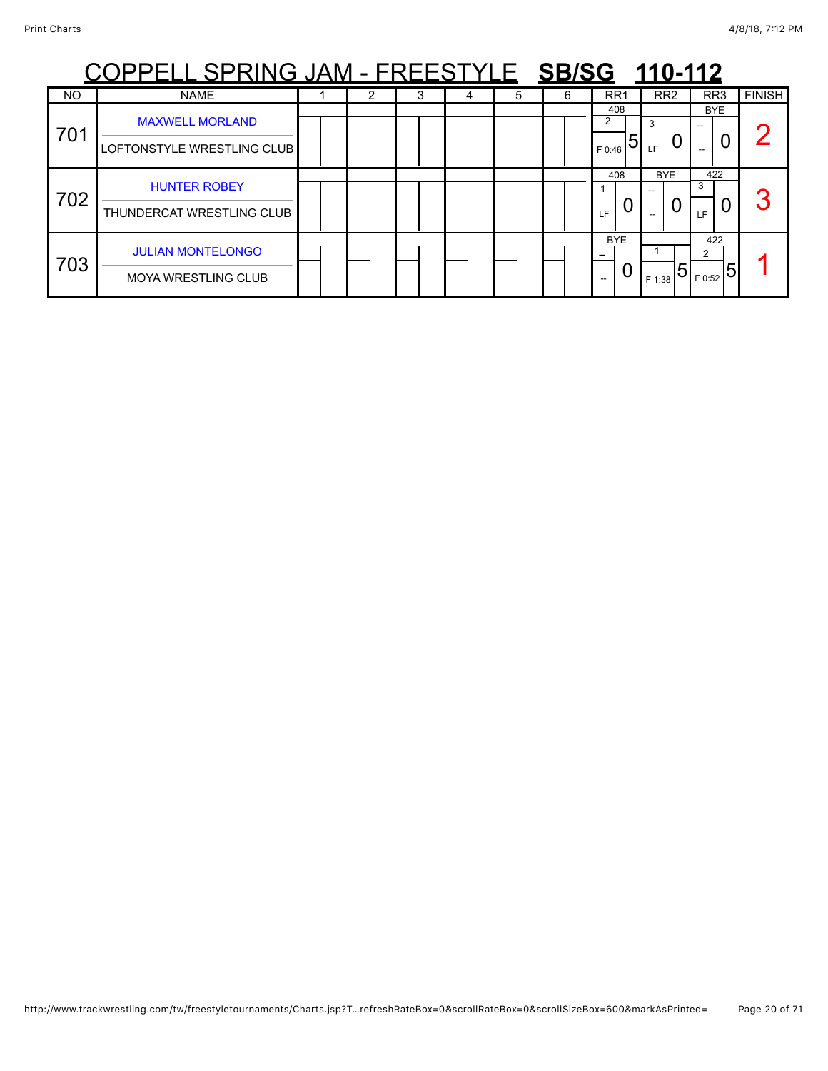# COPPELL SPRING JAM - FREESTYLE **SB/SG** **110-112**

| NO | NAME | 1 | 2 | 3 | 4 | 5 | 6 | RR1 | RR2 | RR3 | FINISH |
|---|---|---|---|---|---|---|---|---|---|---|---|
| 701 | MAXWELL MORLAND<br>LOFTONSTYLE WRESTLING CLUB | | | | | | | 408<br>2<br>F 0:46 5 | 3<br>LF 0 | BYE<br>--<br>-- 0 | 2 |
| 702 | HUNTER ROBEY<br>THUNDERCAT WRESTLING CLUB | | | | | | | 408<br>1<br>LF 0 | BYE<br>--<br>-- 0 | 422<br>3<br>LF 0 | 3 |
| 703 | JULIAN MONTELONGO<br>MOYA WRESTLING CLUB | | | | | | | BYE<br>--<br>-- 0 | 1<br>F 1:38 5 | 422<br>2<br>F 0:52 5 | 1 |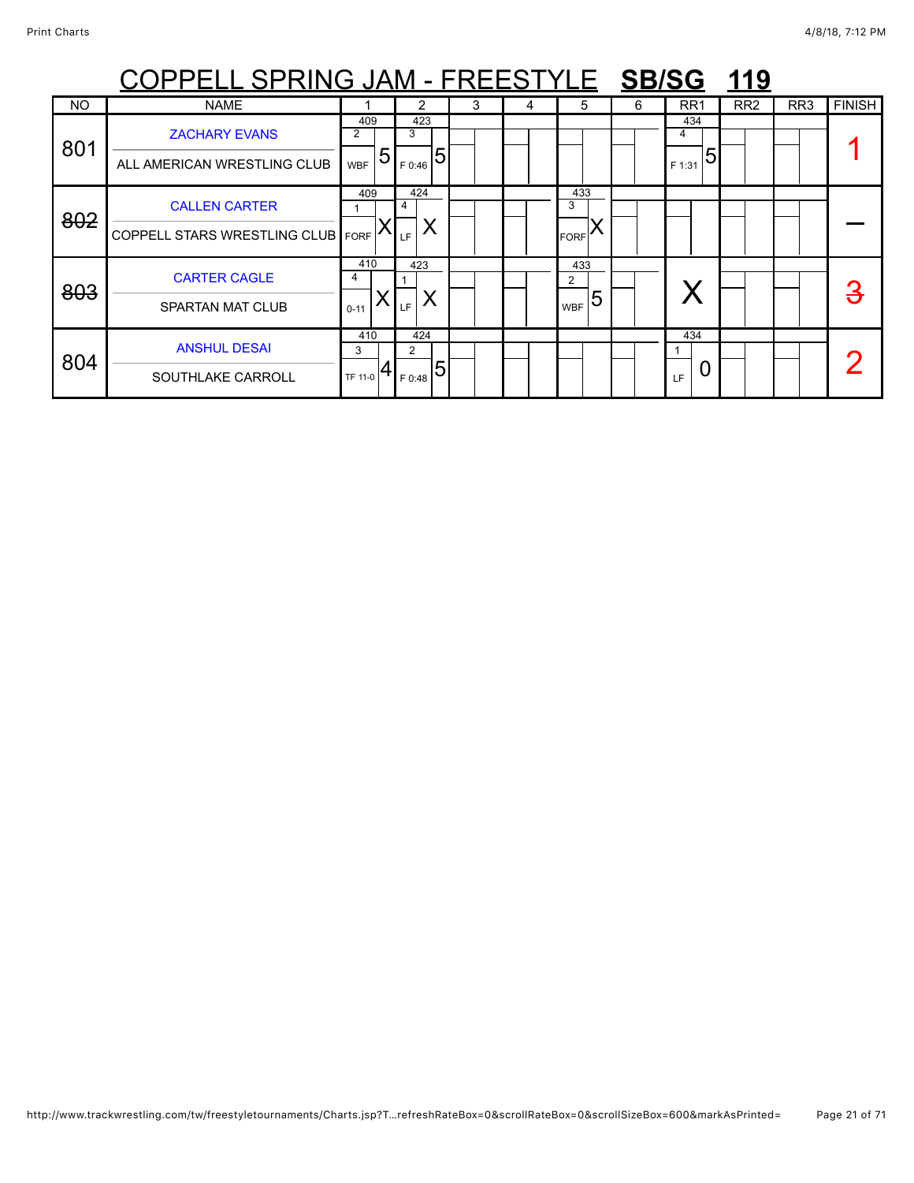# COPPELL SPRING JAM - FREESTYLE **SB/SG** **119**

| NO | NAME | 1 | 2 | 3 | 4 | 5 | 6 | RR1 | RR2 | RR3 | FINISH |
|---|---|---|---|---|---|---|---|---|---|---|---|
| 801 | ZACHARY EVANS<br>ALL AMERICAN WRESTLING CLUB | 409<br>2<br>WBF 5 | 423<br>3<br>F 0:46 5 | | | | | 434<br>4<br>F 1:31 5 | | | 1 |
| ~~802~~ | CALLEN CARTER<br>COPPELL STARS WRESTLING CLUB | 409<br>1<br>FORF X | 424<br>4<br>LF X | | | 433<br>3<br>FORF X | | | | | — |
| ~~803~~ | CARTER CAGLE<br>SPARTAN MAT CLUB | 410<br>4<br>0-11 X | 423<br>1<br>LF X | | | 433<br>2<br>WBF 5 | | X | | | ~~3~~ |
| 804 | ANSHUL DESAI<br>SOUTHLAKE CARROLL | 410<br>3<br>TF 11-0 4 | 424<br>2<br>F 0:48 5 | | | | | 434<br>1<br>LF 0 | | | 2 |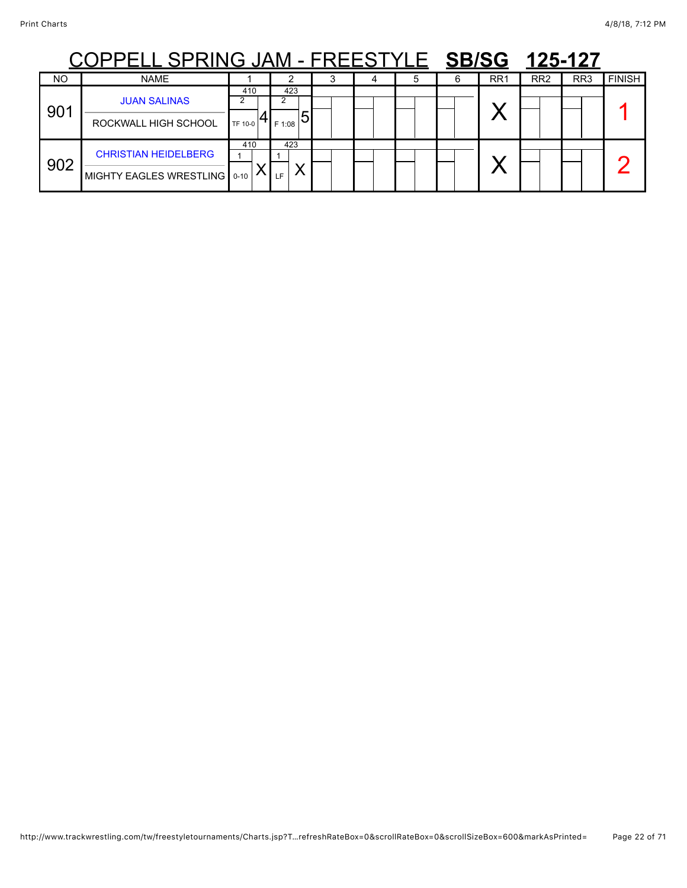# COPPELL SPRING JAM - FREESTYLE **SB/SG** **125-127**

| NO | NAME | 1 | 2 | 3 | 4 | 5 | 6 | RR1 | RR2 | RR3 | FINISH |
|---|---|---|---|---|---|---|---|---|---|---|---|
| 901 | JUAN SALINAS<br>ROCKWALL HIGH SCHOOL | 410<br>2<br>TF 10-0 4 | 423<br>2<br>F 1:08 5 | | | | | X | | | 1 |
| 902 | CHRISTIAN HEIDELBERG<br>MIGHTY EAGLES WRESTLING | 410<br>1<br>0-10 X | 423<br>1<br>LF X | | | | | X | | | 2 |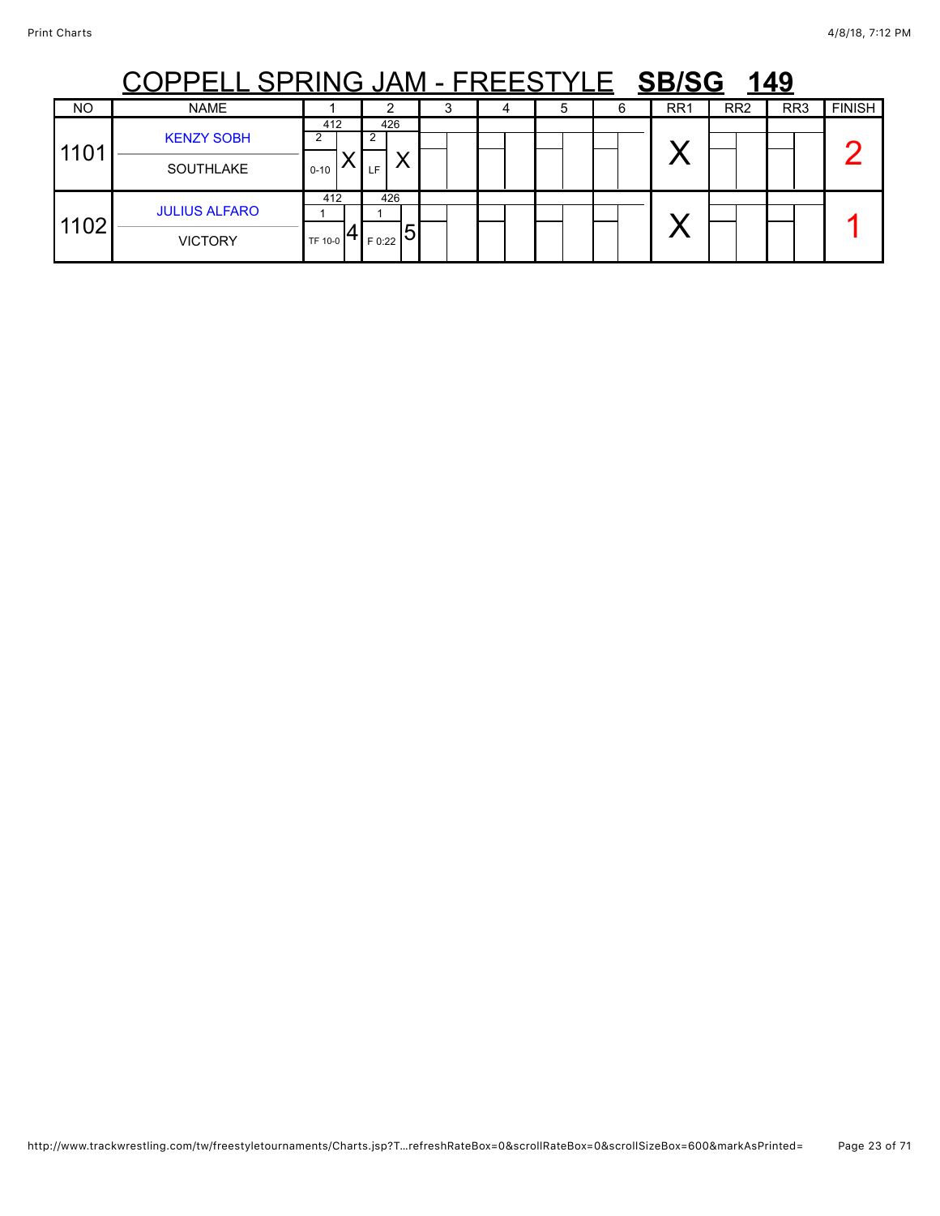# COPPELL SPRING JAM - FREESTYLE **SB/SG 149**

| NO | NAME | 1 | 2 | 3 | 4 | 5 | 6 | RR1 | RR2 | RR3 | FINISH |
|---|---|---|---|---|---|---|---|---|---|---|---|
| 1101 | KENZY SOBH<br>SOUTHLAKE | 412<br>2<br>0-10 X | 426<br>2<br>LF X | | | | | X | | | 2 |
| 1102 | JULIUS ALFARO<br>VICTORY | 412<br>1<br>TF 10-0 4 | 426<br>1<br>F 0:22 5 | | | | | X | | | 1 |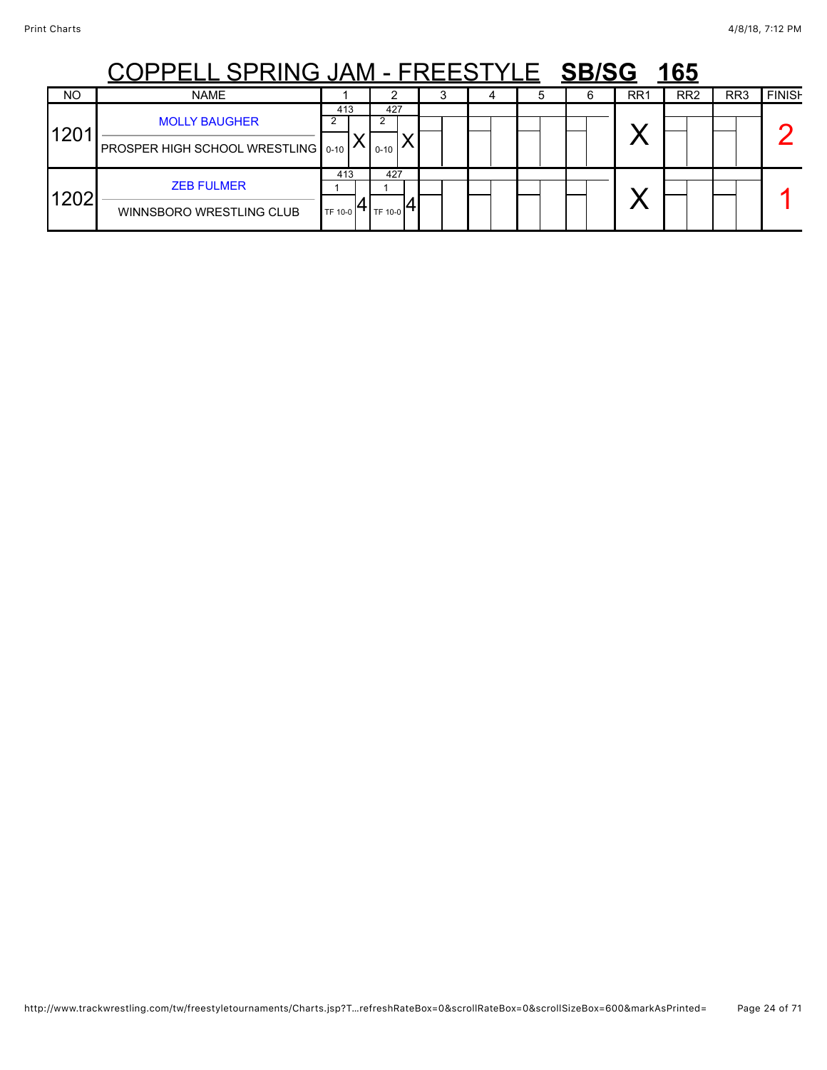# COPPELL SPRING JAM - FREESTYLE SB/SG 165

| NO | NAME | 1 | 2 | 3 | 4 | 5 | 6 | RR1 | RR2 | RR3 | FINISH |
|---|---|---|---|---|---|---|---|---|---|---|---|
| 1201 | MOLLY BAUGHER<br>PROSPER HIGH SCHOOL WRESTLING | 413<br>2<br>0-10 X | 427<br>2<br>0-10 X | | | | | X | | | 2 |
| 1202 | ZEB FULMER<br>WINNSBORO WRESTLING CLUB | 413<br>1<br>TF 10-0 4 | 427<br>1<br>TF 10-0 4 | | | | | X | | | 1 |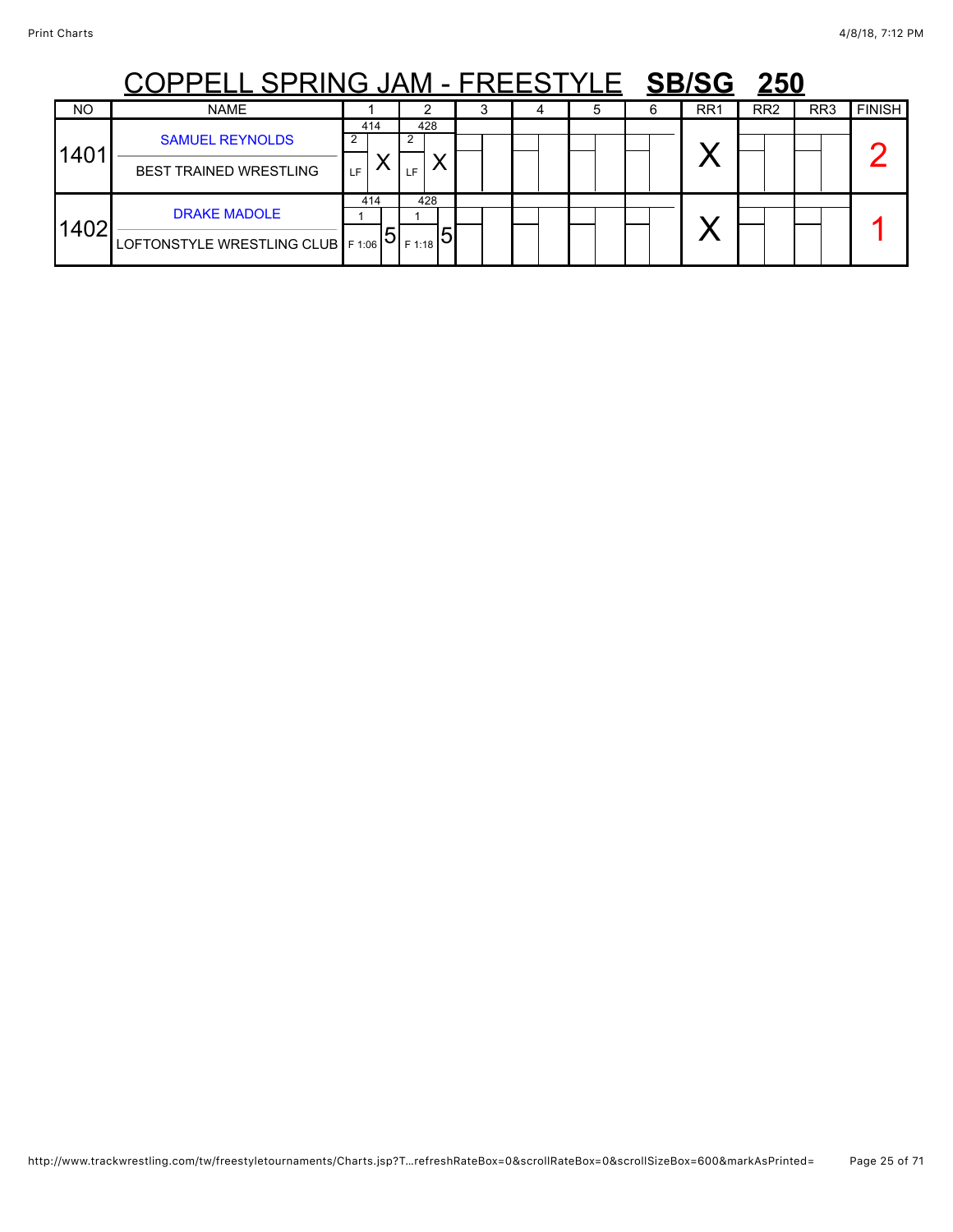# COPPELL SPRING JAM - FREESTYLE **SB/SG** **250**

| NO | NAME | 1 | 2 | 3 | 4 | 5 | 6 | RR1 | RR2 | RR3 | FINISH |
|---|---|---|---|---|---|---|---|---|---|---|---|
| 1401 | SAMUEL REYNOLDS<br>BEST TRAINED WRESTLING | 414<br>2<br>LF X | 428<br>2<br>LF X | | | | | X | | | 2 |
| 1402 | DRAKE MADOLE<br>LOFTONSTYLE WRESTLING CLUB | 414<br>1<br>F 1:06 5 | 428<br>1<br>F 1:18 5 | | | | | X | | | 1 |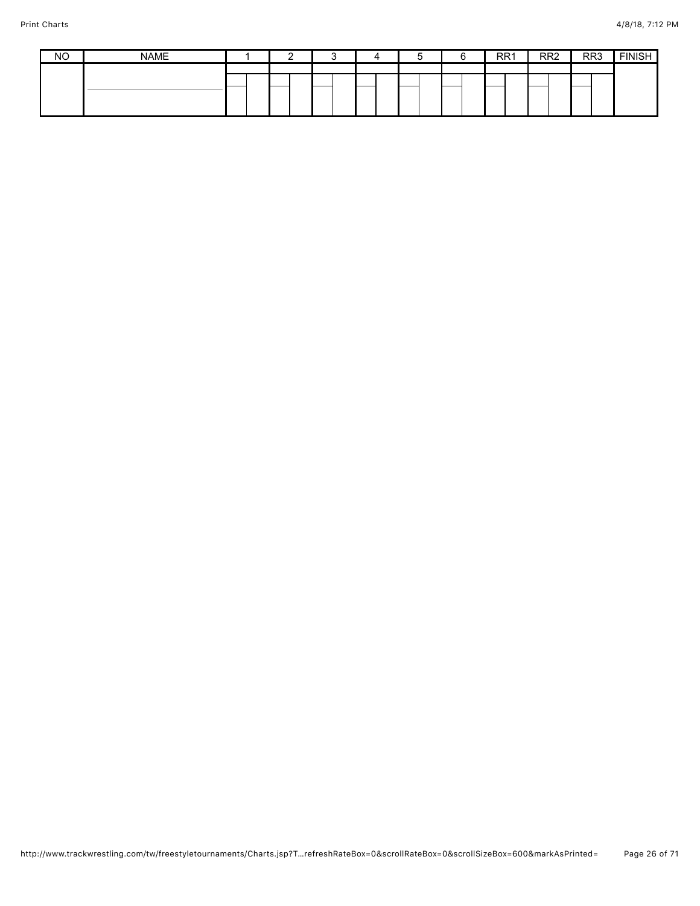| NO | NAME | 1 | 2 | 3 | 4 | 5 | 6 | RR1 | RR2 | RR3 | FINISH |
|---|---|---|---|---|---|---|---|---|---|---|---|
| | | | | | | | | | | | |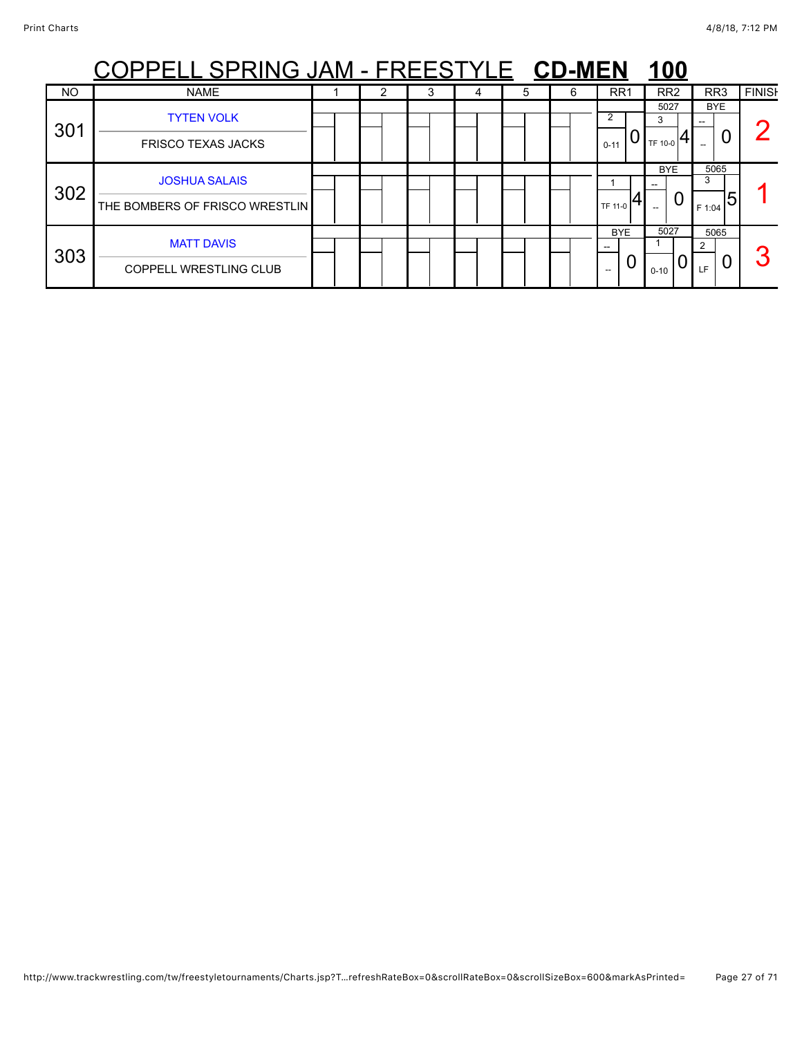# COPPELL SPRING JAM - FREESTYLE **CD-MEN** **100**

| NO | NAME | 1 | 2 | 3 | 4 | 5 | 6 | RR1 | RR2 | RR3 | FINISH |
|---|---|---|---|---|---|---|---|---|---|---|---|
| 301 | TYTEN VOLK<br>FRISCO TEXAS JACKS | | | | | | | 2<br>0-11<br>0 | 5027<br>3<br>TF 10-0<br>4 | BYE<br>--<br>--<br>0 | 2 |
| 302 | JOSHUA SALAIS<br>THE BOMBERS OF FRISCO WRESTLIN | | | | | | | 1<br>TF 11-0<br>4 | BYE<br>--<br>--<br>0 | 5065<br>3<br>F 1:04<br>5 | 1 |
| 303 | MATT DAVIS<br>COPPELL WRESTLING CLUB | | | | | | | BYE<br>--<br>--<br>0 | 5027<br>1<br>0-10<br>0 | 5065<br>2<br>LF<br>0 | 3 |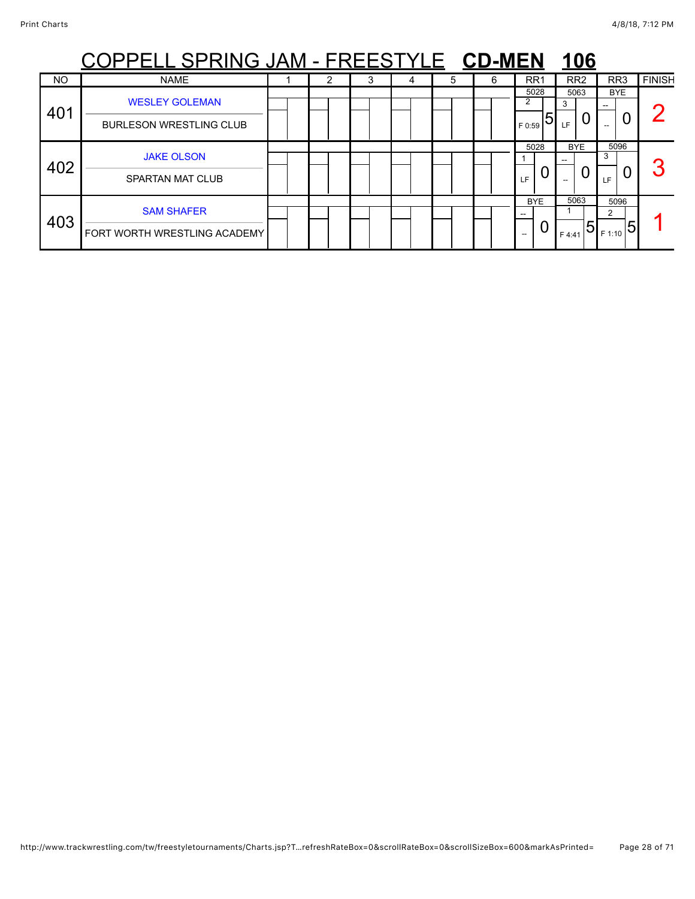# COPPELL SPRING JAM - FREESTYLE **CD-MEN 106**

| NO | NAME | 1 | 2 | 3 | 4 | 5 | 6 | RR1 | RR2 | RR3 | FINISH |
|---|---|---|---|---|---|---|---|---|---|---|---|
| 401 | WESLEY GOLEMAN<br>BURLESON WRESTLING CLUB | | | | | | | 5028<br>2<br>F 0:59 5 | 5063<br>3<br>LF 0 | BYE<br>--<br>-- 0 | 2 |
| 402 | JAKE OLSON<br>SPARTAN MAT CLUB | | | | | | | 5028<br>1<br>LF 0 | BYE<br>--<br>-- 0 | 5096<br>3<br>LF 0 | 3 |
| 403 | SAM SHAFER<br>FORT WORTH WRESTLING ACADEMY | | | | | | | BYE<br>--<br>-- 0 | 5063<br>1<br>F 4:41 5 | 5096<br>2<br>F 1:10 5 | 1 |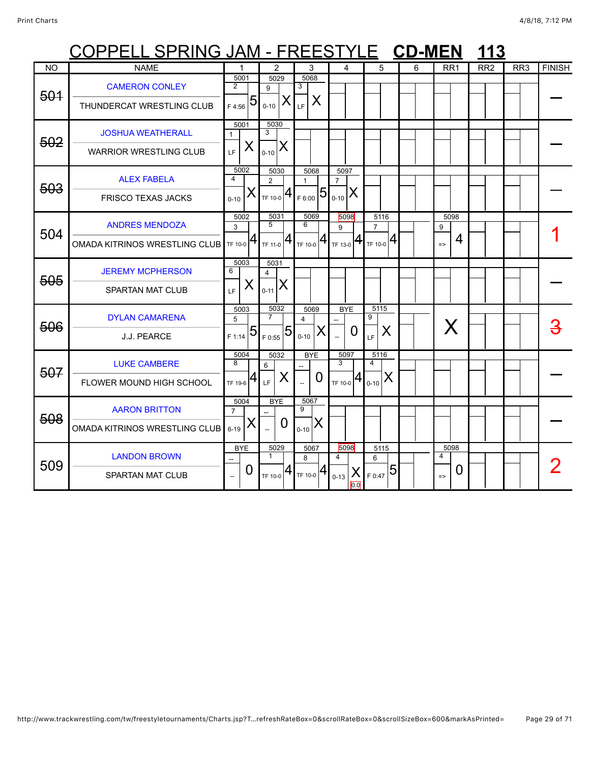# COPPELL SPRING JAM - FREESTYLE **CD-MEN** **113**

| NO | NAME | 1 | 2 | 3 | 4 | 5 | 6 | RR1 | RR2 | RR3 | FINISH |
|---|---|---|---|---|---|---|---|---|---|---|---|
| ~~501~~ | CAMERON CONLEY<br>THUNDERCAT WRESTLING CLUB | 5001<br>2<br>F 4:56 5 | 5029<br>9<br>0-10 X | 5068<br>3<br>LF X | | | | | | | — |
| ~~502~~ | JOSHUA WEATHERALL<br>WARRIOR WRESTLING CLUB | 5001<br>1<br>LF X | 5030<br>3<br>0-10 X | | | | | | | | — |
| ~~503~~ | ALEX FABELA<br>FRISCO TEXAS JACKS | 5002<br>4<br>0-10 X | 5030<br>2<br>TF 10-0 4 | 5068<br>1<br>F 6:00 5 | 5097<br>7<br>0-10 X | | | | | | — |
| 504 | ANDRES MENDOZA<br>OMADA KITRINOS WRESTLING CLUB | 5002<br>3<br>TF 10-0 4 | 5031<br>5<br>TF 11-0 4 | 5069<br>6<br>TF 10-0 4 | 5098<br>9<br>TF 13-0 4 | 5116<br>7<br>TF 10-0 4 | | 5098<br>9<br>=> 4 | | | 1 |
| ~~505~~ | JEREMY MCPHERSON<br>SPARTAN MAT CLUB | 5003<br>6<br>LF X | 5031<br>4<br>0-11 X | | | | | | | | — |
| ~~506~~ | DYLAN CAMARENA<br>J.J. PEARCE | 5003<br>5<br>F 1:14 5 | 5032<br>7<br>F 0:55 5 | 5069<br>4<br>0-10 X | BYE<br>--<br>-- 0 | 5115<br>9<br>LF X | | X | | | ~~3~~ |
| ~~507~~ | LUKE CAMBERE<br>FLOWER MOUND HIGH SCHOOL | 5004<br>8<br>TF 19-6 4 | 5032<br>6<br>LF X | BYE<br>--<br>-- 0 | 5097<br>3<br>TF 10-0 4 | 5116<br>4<br>0-10 X | | | | | — |
| ~~508~~ | AARON BRITTON<br>OMADA KITRINOS WRESTLING CLUB | 5004<br>7<br>6-19 X | BYE<br>--<br>-- 0 | 5067<br>9<br>0-10 X | | | | | | | — |
| 509 | LANDON BROWN<br>SPARTAN MAT CLUB | BYE<br>--<br>-- 0 | 5029<br>1<br>TF 10-0 4 | 5067<br>8<br>TF 10-0 4 | 5098<br>4<br>0-13 X 0.0 | 5115<br>6<br>F 0:47 5 | | 5098<br>4<br>=> 0 | | | 2 |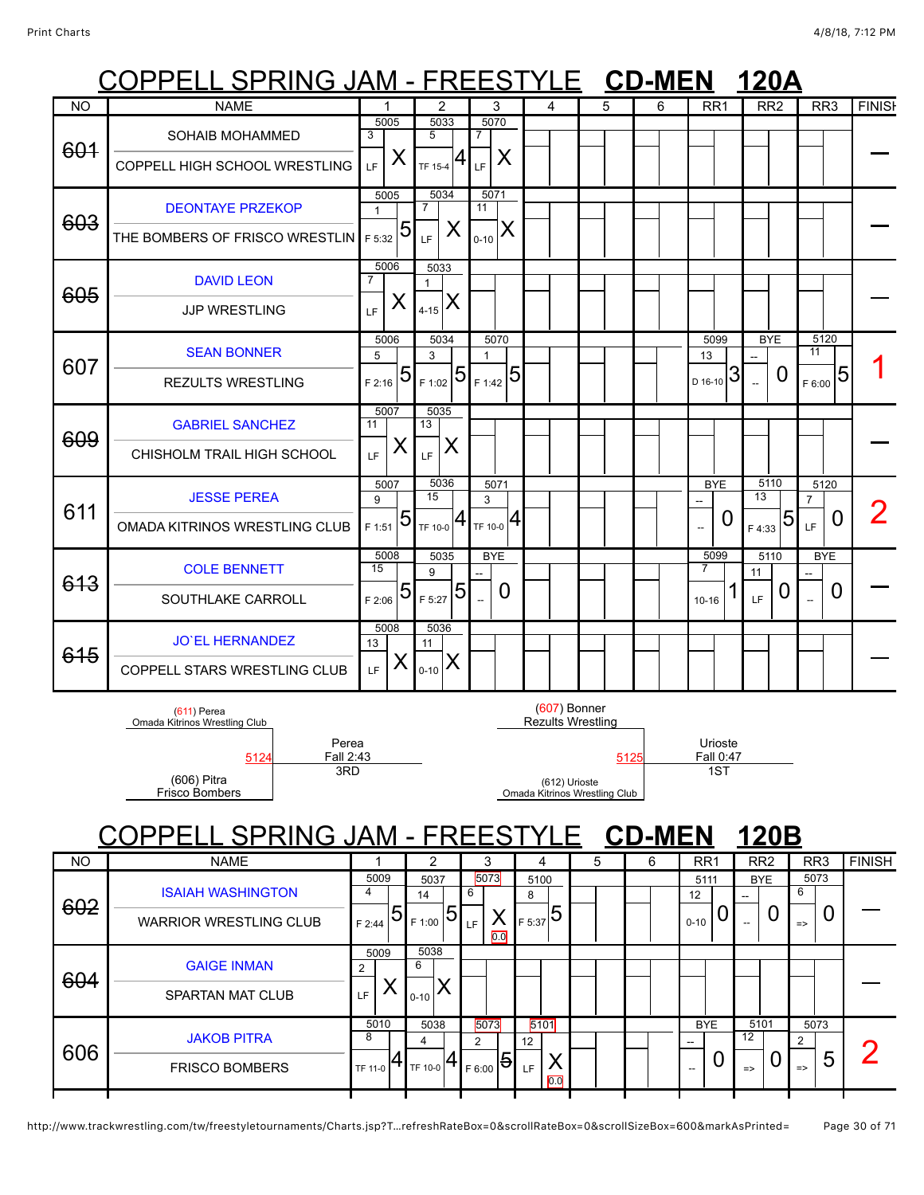# COPPELL SPRING JAM - FREESTYLE CD-MEN 120A

| NO | NAME | 1 | 2 | 3 | 4 | 5 | 6 | RR1 | RR2 | RR3 | FINISH |
|---|---|---|---|---|---|---|---|---|---|---|---|
| ~~601~~ | SOHAIB MOHAMMED / COPPELL HIGH SCHOOL WRESTLING | 5005 / 3 / LF / X | 5033 / 5 / TF 15-4 / 4 | 5070 / 7 / LF / X | | | | | | | — |
| ~~603~~ | DEONTAYE PRZEKOP / THE BOMBERS OF FRISCO WRESTLIN | 5005 / 1 / F 5:32 / 5 | 5034 / 7 / LF / X | 5071 / 11 / 0-10 / X | | | | | | | — |
| ~~605~~ | DAVID LEON / JJP WRESTLING | 5006 / 7 / LF / X | 5033 / 1 / 4-15 / X | | | | | | | | — |
| 607 | SEAN BONNER / REZULTS WRESTLING | 5006 / 5 / F 2:16 / 5 | 5034 / 3 / F 1:02 / 5 | 5070 / 1 / F 1:42 / 5 | | | | 5099 / 13 / D 16-10 / 3 | BYE / -- / -- / 0 | 5120 / 11 / F 6:00 / 5 | 1 |
| ~~609~~ | GABRIEL SANCHEZ / CHISHOLM TRAIL HIGH SCHOOL | 5007 / 11 / LF / X | 5035 / 13 / LF / X | | | | | | | | — |
| 611 | JESSE PEREA / OMADA KITRINOS WRESTLING CLUB | 5007 / 9 / F 1:51 / 5 | 5036 / 15 / TF 10-0 / 4 | 5071 / 3 / TF 10-0 / 4 | | | | BYE / -- / -- / 0 | 5110 / 13 / F 4:33 / 5 | 5120 / 7 / LF / 0 | 2 |
| ~~613~~ | COLE BENNETT / SOUTHLAKE CARROLL | 5008 / 15 / F 2:06 / 5 | 5035 / 9 / F 5:27 / 5 | BYE / -- / -- / 0 | | | | 5099 / 7 / 10-16 / 1 | 5110 / 11 / LF / 0 | BYE / -- / -- / 0 | — |
| ~~615~~ | JO`EL HERNANDEZ / COPPELL STARS WRESTLING CLUB | 5008 / 13 / LF / X | 5036 / 11 / 0-10 / X | | | | | | | | — |

(611) Perea, Omada Kitrinos Wrestling Club vs. (606) Pitra, Frisco Bombers — Bout 5124 — Perea, Fall 2:43, 3RD

(607) Bonner, Rezults Wrestling vs. (612) Urioste, Omada Kitrinos Wrestling Club — Bout 5125 — Urioste, Fall 0:47, 1ST

# COPPELL SPRING JAM - FREESTYLE CD-MEN 120B

| NO | NAME | 1 | 2 | 3 | 4 | 5 | 6 | RR1 | RR2 | RR3 | FINISH |
|---|---|---|---|---|---|---|---|---|---|---|---|
| ~~602~~ | ISAIAH WASHINGTON / WARRIOR WRESTLING CLUB | 5009 / 4 / F 2:44 / 5 | 5037 / 14 / F 1:00 / 5 | 5073 / 6 / LF / X / 0.0 | 5100 / 8 / F 5:37 / 5 | | | 5111 / 12 / 0-10 / 0 | BYE / -- / -- / 0 | 5073 / 6 / => / 0 | — |
| ~~604~~ | GAIGE INMAN / SPARTAN MAT CLUB | 5009 / 2 / LF / X | 5038 / 6 / 0-10 / X | | | | | | | | — |
| 606 | JAKOB PITRA / FRISCO BOMBERS | 5010 / 8 / TF 11-0 / 4 | 5038 / 4 / TF 10-0 / 4 | 5073 / 2 / F 6:00 / ~~5~~ | 5101 / 12 / LF / X / 0.0 | | | BYE / -- / -- / 0 | 5101 / 12 / => / 0 | 5073 / 2 / => / 5 | 2 |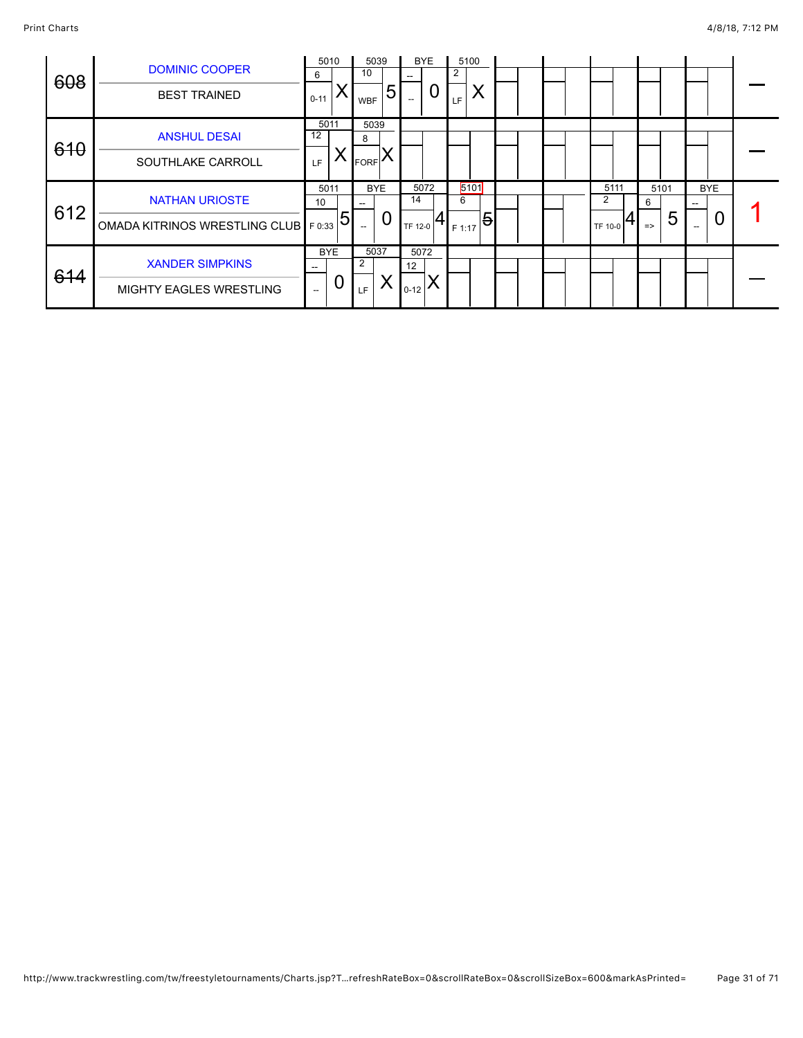| # | Wrestler / Team | Rd 1 | Rd 2 | Rd 3 | Rd 4 | Rd 5 | Rd 6 | Rd 7 | Rd 8 | Rd 9 | Place |
|---|---|---|---|---|---|---|---|---|---|---|---|
| ~~608~~ | DOMINIC COOPER / BEST TRAINED | 5010 / 6 / 0-11 / X | 5039 / 10 / WBF / 5 | BYE / -- / -- / 0 | 5100 / 2 / LF / X | | | | | | — |
| ~~610~~ | ANSHUL DESAI / SOUTHLAKE CARROLL | 5011 / 12 / LF / X | 5039 / 8 / FORF / X | | | | | | | | — |
| 612 | NATHAN URIOSTE / OMADA KITRINOS WRESTLING CLUB | 5011 / 10 / F 0:33 / 5 | BYE / -- / -- / 0 | 5072 / 14 / TF 12-0 / 4 | 5101 / 6 / F 1:17 / ~~5~~ | | | 5111 / 2 / TF 10-0 / 4 | 5101 / 6 / => / 5 | BYE / -- / -- / 0 | 1 |
| ~~614~~ | XANDER SIMPKINS / MIGHTY EAGLES WRESTLING | BYE / -- / -- / 0 | 5037 / 2 / LF / X | 5072 / 12 / 0-12 / X | | | | | | | — |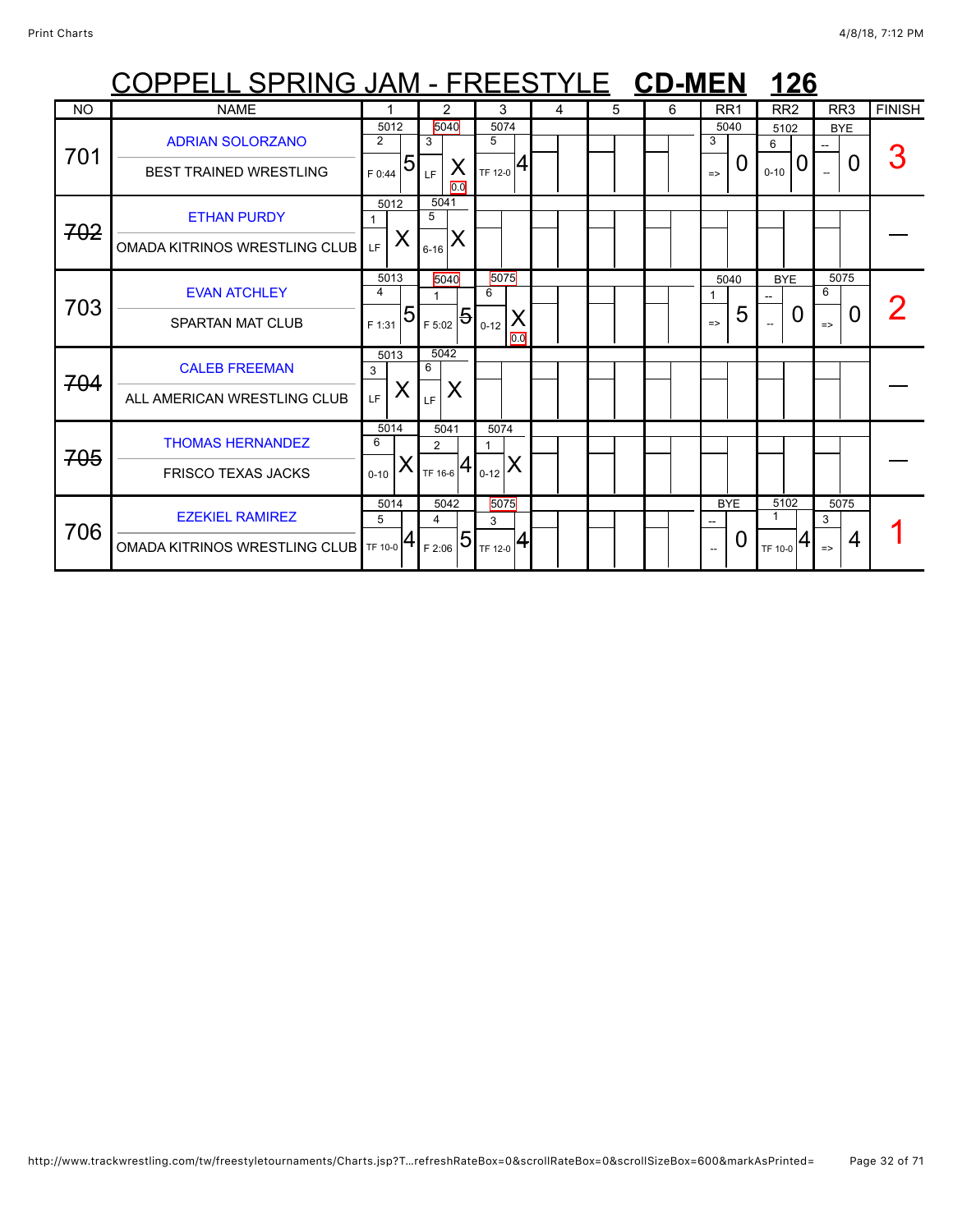# COPPELL SPRING JAM - FREESTYLE **CD-MEN** **126**

| NO | NAME | 1 | 2 | 3 | 4 | 5 | 6 | RR1 | RR2 | RR3 | FINISH |
|---|---|---|---|---|---|---|---|---|---|---|---|
| 701 | ADRIAN SOLORZANO<br>BEST TRAINED WRESTLING | 5012<br>2<br>F 0:44 5 | 5040<br>3<br>LF X 0.0 | 5074<br>5<br>TF 12-0 4 | | | | 5040<br>3<br>=> 0 | 5102<br>6<br>0-10 0 | BYE<br>--<br>-- 0 | 3 |
| ~~702~~ | ETHAN PURDY<br>OMADA KITRINOS WRESTLING CLUB | 5012<br>1<br>LF X | 5041<br>5<br>6-16 X | | | | | | | | — |
| 703 | EVAN ATCHLEY<br>SPARTAN MAT CLUB | 5013<br>4<br>F 1:31 5 | 5040<br>1<br>F 5:02 5 | 5075<br>6<br>0-12 X 0.0 | | | | 5040<br>1<br>=> 5 | BYE<br>--<br>-- 0 | 5075<br>6<br>=> 0 | 2 |
| ~~704~~ | CALEB FREEMAN<br>ALL AMERICAN WRESTLING CLUB | 5013<br>3<br>LF X | 5042<br>6<br>LF X | | | | | | | | — |
| ~~705~~ | THOMAS HERNANDEZ<br>FRISCO TEXAS JACKS | 5014<br>6<br>0-10 X | 5041<br>2<br>TF 16-6 4 | 5074<br>1<br>0-12 X | | | | | | | — |
| 706 | EZEKIEL RAMIREZ<br>OMADA KITRINOS WRESTLING CLUB | 5014<br>5<br>TF 10-0 4 | 5042<br>4<br>F 2:06 5 | 5075<br>3<br>TF 12-0 4 | | | | BYE<br>--<br>-- 0 | 5102<br>1<br>TF 10-0 4 | 5075<br>3<br>=> 4 | 1 |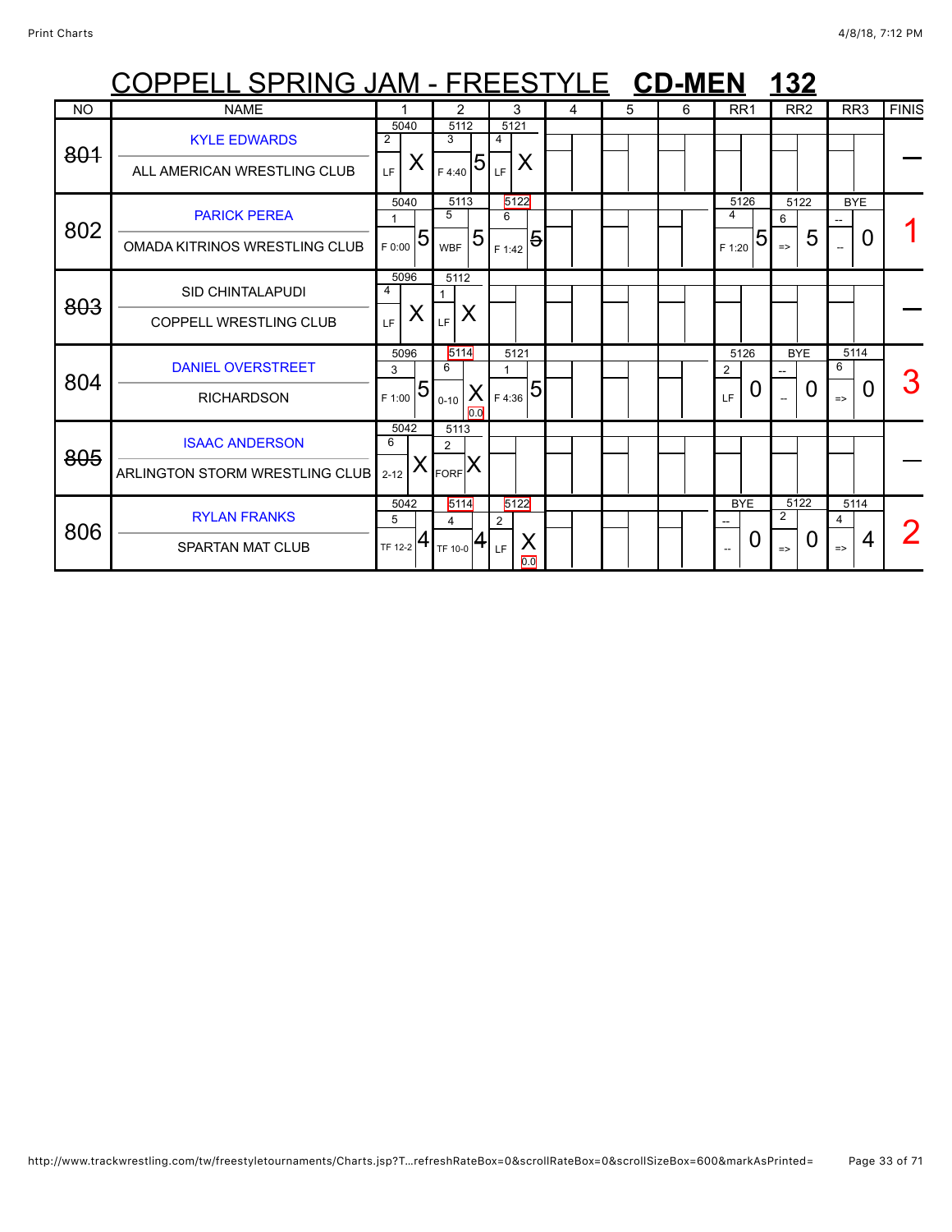# COPPELL SPRING JAM - FREESTYLE **CD-MEN** **132**

| NO | NAME | 1 | 2 | 3 | 4 | 5 | 6 | RR1 | RR2 | RR3 | FINISH |
|---|---|---|---|---|---|---|---|---|---|---|---|
| ~~801~~ | KYLE EDWARDS<br>ALL AMERICAN WRESTLING CLUB | 5040<br>2<br>LF X | 5112<br>3<br>F 4:40 5 | 5121<br>4<br>LF X | | | | | | | — |
| 802 | PARICK PEREA<br>OMADA KITRINOS WRESTLING CLUB | 5040<br>1<br>F 0:00 5 | 5113<br>5<br>WBF 5 | 5122<br>6<br>F 1:42 ~~5~~ | | | | 5126<br>4<br>F 1:20 5 | 5122<br>6<br>=> 5 | BYE<br>--<br>-- 0 | 1 |
| ~~803~~ | SID CHINTALAPUDI<br>COPPELL WRESTLING CLUB | 5096<br>4<br>LF X | 5112<br>1<br>LF X | | | | | | | | — |
| 804 | DANIEL OVERSTREET<br>RICHARDSON | 5096<br>3<br>F 1:00 5 | 5114<br>6<br>0-10 X<br>0.0 | 5121<br>1<br>F 4:36 5 | | | | 5126<br>2<br>LF 0 | BYE<br>--<br>-- 0 | 5114<br>6<br>=> 0 | 3 |
| ~~805~~ | ISAAC ANDERSON<br>ARLINGTON STORM WRESTLING CLUB | 5042<br>6<br>2-12 X | 5113<br>2<br>FORF X | | | | | | | | — |
| 806 | RYLAN FRANKS<br>SPARTAN MAT CLUB | 5042<br>5<br>TF 12-2 4 | 5114<br>4<br>TF 10-0 4 | 5122<br>2<br>LF X<br>0.0 | | | | BYE<br>--<br>-- 0 | 5122<br>2<br>=> 0 | 5114<br>4<br>=> 4 | 2 |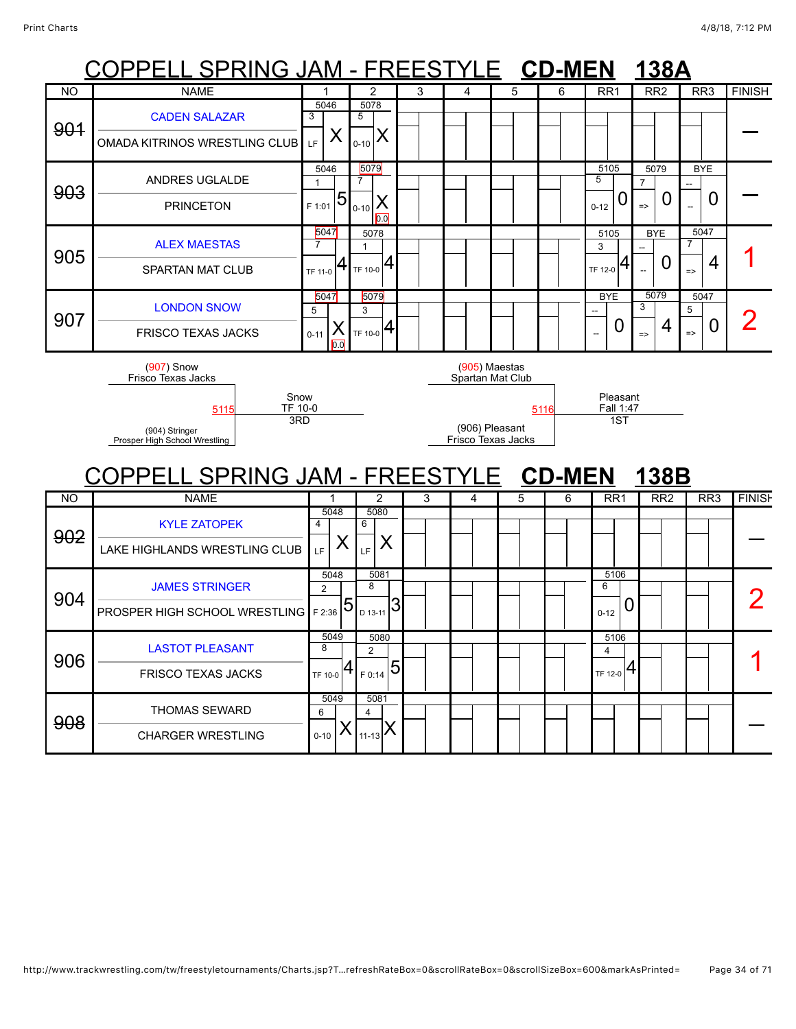# COPPELL SPRING JAM - FREESTYLE **CD-MEN** **138A**

| NO | NAME | 1 | 2 | 3 | 4 | 5 | 6 | RR1 | RR2 | RR3 | FINISH |
|---|---|---|---|---|---|---|---|---|---|---|---|
| 901 | CADEN SALAZAR / OMADA KITRINOS WRESTLING CLUB | 5046 / 3 / LF / X | 5078 / 5 / 0-10 / X | | | | | | | | — |
| 903 | ANDRES UGLALDE / PRINCETON | 5046 / 1 / F 1:01 / 5 | 5079 / 7 / 0-10 / X / 0.0 | | | | | 5105 / 5 / 0-12 / 0 | 5079 / 7 / => / 0 | BYE / -- / -- / 0 | — |
| 905 | ALEX MAESTAS / SPARTAN MAT CLUB | 5047 / 7 / TF 11-0 / 4 | 5078 / 1 / TF 10-0 / 4 | | | | | 5105 / 3 / TF 12-0 / 4 | BYE / -- / -- / 0 | 5047 / 7 / => / 4 | 1 |
| 907 | LONDON SNOW / FRISCO TEXAS JACKS | 5047 / 5 / 0-11 / X / 0.0 | 5079 / 3 / TF 10-0 / 4 | | | | | BYE / -- / -- / 0 | 5079 / 3 / => / 4 | 5047 / 5 / => / 0 | 2 |

(907) Snow, Frisco Texas Jacks vs. (904) Stringer, Prosper High School Wrestling — 5115 — Snow, TF 10-0, 3RD

(905) Maestas, Spartan Mat Club vs. (906) Pleasant, Frisco Texas Jacks — 5116 — Pleasant, Fall 1:47, 1ST

# COPPELL SPRING JAM - FREESTYLE **CD-MEN** **138B**

| NO | NAME | 1 | 2 | 3 | 4 | 5 | 6 | RR1 | RR2 | RR3 | FINISH |
|---|---|---|---|---|---|---|---|---|---|---|---|
| 902 | KYLE ZATOPEK / LAKE HIGHLANDS WRESTLING CLUB | 5048 / 4 / LF / X | 5080 / 6 / LF / X | | | | | | | | — |
| 904 | JAMES STRINGER / PROSPER HIGH SCHOOL WRESTLING | 5048 / 2 / F 2:36 / 5 | 5081 / 8 / D 13-11 / 3 | | | | | 5106 / 6 / 0-12 / 0 | | | 2 |
| 906 | LASTOT PLEASANT / FRISCO TEXAS JACKS | 5049 / 8 / TF 10-0 / 4 | 5080 / 2 / F 0:14 / 5 | | | | | 5106 / 4 / TF 12-0 / 4 | | | 1 |
| 908 | THOMAS SEWARD / CHARGER WRESTLING | 5049 / 6 / 0-10 / X | 5081 / 4 / 11-13 / X | | | | | | | | — |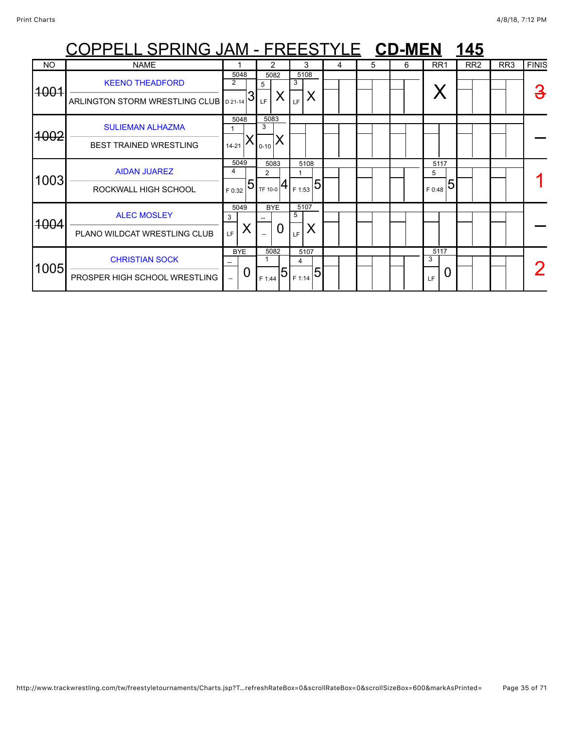# COPPELL SPRING JAM - FREESTYLE **CD-MEN** **145**

| NO | NAME | 1 | 2 | 3 | 4 | 5 | 6 | RR1 | RR2 | RR3 | FINISH |
|---|---|---|---|---|---|---|---|---|---|---|---|
| ~~1001~~ | KEENO THEADFORD<br>ARLINGTON STORM WRESTLING CLUB | 5048<br>2<br>D 21-14 3 | 5082<br>5<br>LF X | 5108<br>3<br>LF X | | | | X | | | ~~3~~ |
| ~~1002~~ | SULIEMAN ALHAZMA<br>BEST TRAINED WRESTLING | 5048<br>1<br>14-21 X | 5083<br>3<br>0-10 X | | | | | | | | — |
| 1003 | AIDAN JUAREZ<br>ROCKWALL HIGH SCHOOL | 5049<br>4<br>F 0:32 5 | 5083<br>2<br>TF 10-0 4 | 5108<br>1<br>F 1:53 5 | | | | 5117<br>5<br>F 0:48 5 | | | 1 |
| ~~1004~~ | ALEC MOSLEY<br>PLANO WILDCAT WRESTLING CLUB | 5049<br>3<br>LF X | BYE<br>--<br>-- 0 | 5107<br>5<br>LF X | | | | | | | — |
| 1005 | CHRISTIAN SOCK<br>PROSPER HIGH SCHOOL WRESTLING | BYE<br>--<br>-- 0 | 5082<br>1<br>F 1:44 5 | 5107<br>4<br>F 1:14 5 | | | | 5117<br>3<br>LF 0 | | | 2 |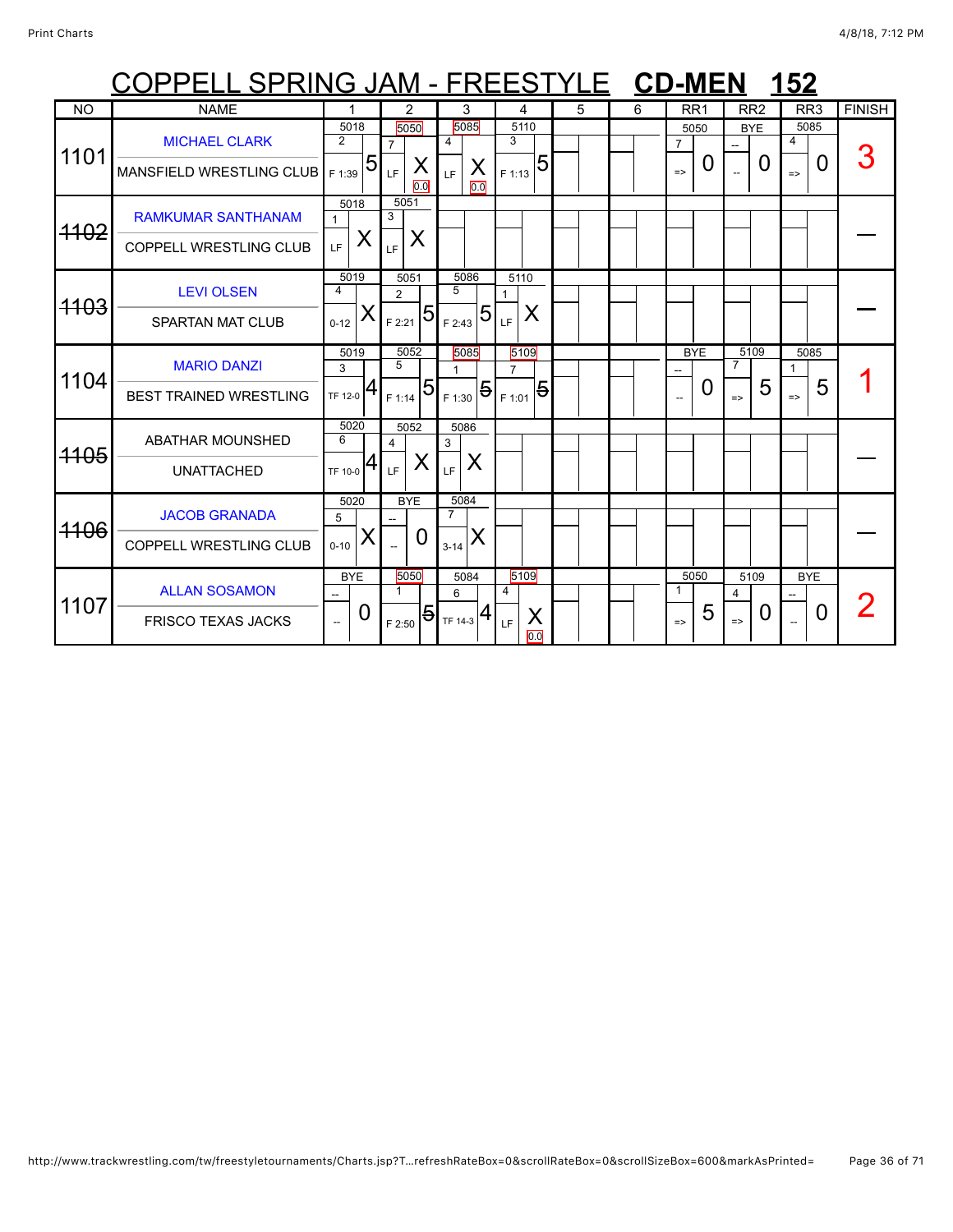# COPPELL SPRING JAM - FREESTYLE **CD-MEN** **152**

| NO | NAME | 1 | 2 | 3 | 4 | 5 | 6 | RR1 | RR2 | RR3 | FINISH |
|---|---|---|---|---|---|---|---|---|---|---|---|
| 1101 | MICHAEL CLARK / MANSFIELD WRESTLING CLUB | 5018 / 2 / F 1:39 / 5 | 5050 / 7 / LF / X / 0.0 | 5085 / 4 / LF / X / 0.0 | 5110 / 3 / F 1:13 / 5 | | | 5050 / 7 / => / 0 | BYE / -- / -- / 0 | 5085 / 4 / => / 0 | 3 |
| ~~1102~~ | RAMKUMAR SANTHANAM / COPPELL WRESTLING CLUB | 5018 / 1 / LF / X | 5051 / 3 / LF / X | | | | | | | | — |
| ~~1103~~ | LEVI OLSEN / SPARTAN MAT CLUB | 5019 / 4 / 0-12 / X | 5051 / 2 / F 2:21 / 5 | 5086 / 5 / F 2:43 / 5 | 5110 / 1 / LF / X | | | | | | — |
| 1104 | MARIO DANZI / BEST TRAINED WRESTLING | 5019 / 3 / TF 12-0 / 4 | 5052 / 5 / F 1:14 / 5 | 5085 / 1 / F 1:30 / ~~5~~ | 5109 / 7 / F 1:01 / ~~5~~ | | | BYE / -- / -- / 0 | 5109 / 7 / => / 5 | 5085 / 1 / => / 5 | 1 |
| ~~1105~~ | ABATHAR MOUNSHED / UNATTACHED | 5020 / 6 / TF 10-0 / 4 | 5052 / 4 / LF / X | 5086 / 3 / LF / X | | | | | | | — |
| ~~1106~~ | JACOB GRANADA / COPPELL WRESTLING CLUB | 5020 / 5 / 0-10 / X | BYE / -- / -- / 0 | 5084 / 7 / 3-14 / X | | | | | | | — |
| 1107 | ALLAN SOSAMON / FRISCO TEXAS JACKS | BYE / -- / -- / 0 | 5050 / 1 / F 2:50 / ~~5~~ | 5084 / 6 / TF 14-3 / 4 | 5109 / 4 / LF / X / 0.0 | | | 5050 / 1 / => / 5 | 5109 / 4 / => / 0 | BYE / -- / -- / 0 | 2 |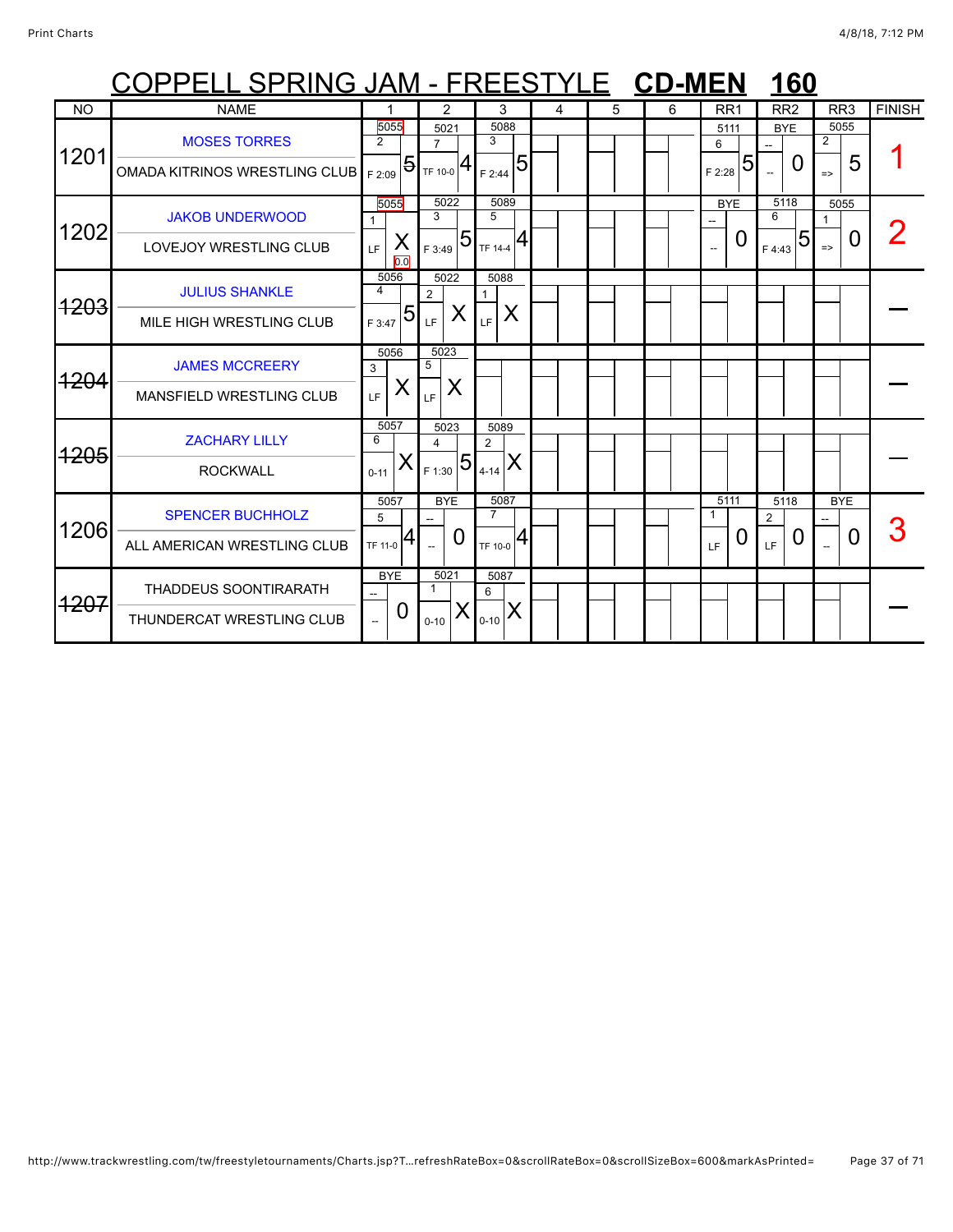# COPPELL SPRING JAM - FREESTYLE **CD-MEN 160**

| NO | NAME | 1 | 2 | 3 | 4 | 5 | 6 | RR1 | RR2 | RR3 | FINISH |
|---|---|---|---|---|---|---|---|---|---|---|---|
| 1201 | MOSES TORRES / OMADA KITRINOS WRESTLING CLUB | 5055 / 2 / F 2:09 / 5 | 5021 / 7 / TF 10-0 / 4 | 5088 / 3 / F 2:44 / 5 | | | | 5111 / 6 / F 2:28 / 5 | BYE / -- / -- / 0 | 5055 / 2 / => / 5 | 1 |
| 1202 | JAKOB UNDERWOOD / LOVEJOY WRESTLING CLUB | 5055 / 1 / LF / X / 0.0 | 5022 / 3 / F 3:49 / 5 | 5089 / 5 / TF 14-4 / 4 | | | | BYE / -- / -- / 0 | 5118 / 6 / F 4:43 / 5 | 5055 / 1 / => / 0 | 2 |
| ~~1203~~ | JULIUS SHANKLE / MILE HIGH WRESTLING CLUB | 5056 / 4 / F 3:47 / 5 | 5022 / 2 / LF / X | 5088 / 1 / LF / X | | | | | | | — |
| ~~1204~~ | JAMES MCCREERY / MANSFIELD WRESTLING CLUB | 5056 / 3 / LF / X | 5023 / 5 / LF / X | | | | | | | | — |
| ~~1205~~ | ZACHARY LILLY / ROCKWALL | 5057 / 6 / 0-11 / X | 5023 / 4 / F 1:30 / 5 | 5089 / 2 / 4-14 / X | | | | | | | — |
| 1206 | SPENCER BUCHHOLZ / ALL AMERICAN WRESTLING CLUB | 5057 / 5 / TF 11-0 / 4 | BYE / -- / -- / 0 | 5087 / 7 / TF 10-0 / 4 | | | | 5111 / 1 / LF / 0 | 5118 / 2 / LF / 0 | BYE / -- / -- / 0 | 3 |
| ~~1207~~ | THADDEUS SOONTIRARATH / THUNDERCAT WRESTLING CLUB | BYE / -- / -- / 0 | 5021 / 1 / 0-10 / X | 5087 / 6 / 0-10 / X | | | | | | | — |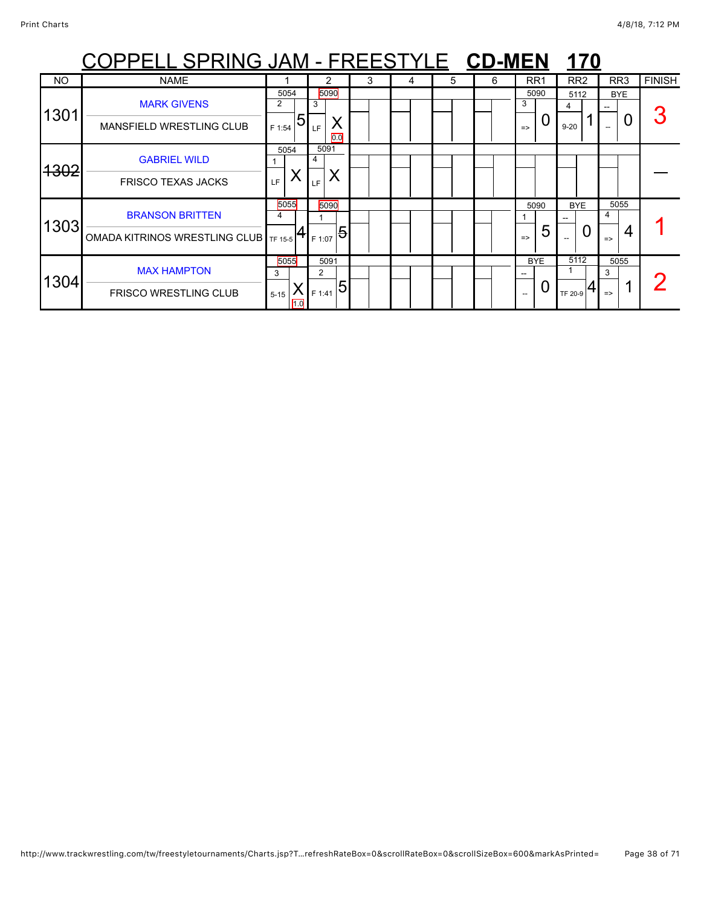# COPPELL SPRING JAM - FREESTYLE **CD-MEN** **170**

| NO | NAME | 1 | 2 | 3 | 4 | 5 | 6 | RR1 | RR2 | RR3 | FINISH |
|---|---|---|---|---|---|---|---|---|---|---|---|
| 1301 | MARK GIVENS<br>MANSFIELD WRESTLING CLUB | 5054<br>2<br>F 1:54 5 | 5090<br>3<br>LF X<br>0.0 | | | | | 5090<br>3<br>=> 0 | 5112<br>4<br>9-20 1 | BYE<br>--<br>-- 0 | 3 |
| ~~1302~~ | GABRIEL WILD<br>FRISCO TEXAS JACKS | 5054<br>1<br>LF X | 5091<br>4<br>LF X | | | | | | | | — |
| 1303 | BRANSON BRITTEN<br>OMADA KITRINOS WRESTLING CLUB | 5055<br>4<br>TF 15-5 4 | 5090<br>1<br>F 1:07 5 | | | | | 5090<br>1<br>=> 5 | BYE<br>--<br>-- 0 | 5055<br>4<br>=> 4 | 1 |
| 1304 | MAX HAMPTON<br>FRISCO WRESTLING CLUB | 5055<br>3<br>5-15 X<br>1.0 | 5091<br>2<br>F 1:41 5 | | | | | BYE<br>--<br>-- 0 | 5112<br>1<br>TF 20-9 4 | 5055<br>3<br>=> 1 | 2 |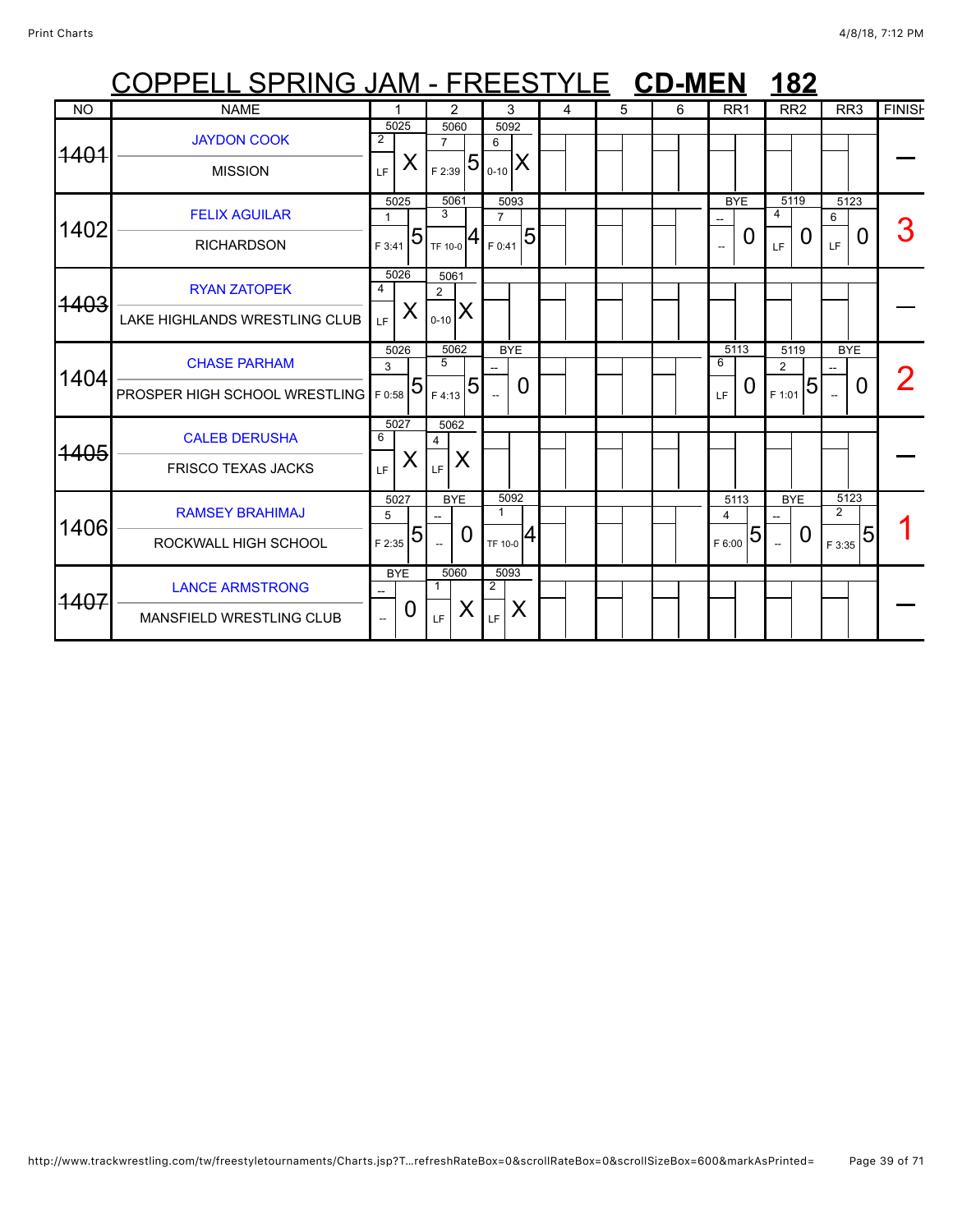# COPPELL SPRING JAM - FREESTYLE **CD-MEN** **182**

| NO | NAME | 1 | 2 | 3 | 4 | 5 | 6 | RR1 | RR2 | RR3 | FINISH |
|---|---|---|---|---|---|---|---|---|---|---|---|
| ~~1401~~ | JAYDON COOK / MISSION | 5025 / 2 / LF / X | 5060 / 7 / F 2:39 / 5 | 5092 / 6 / 0-10 / X | | | | | | | — |
| 1402 | FELIX AGUILAR / RICHARDSON | 5025 / 1 / F 3:41 / 5 | 5061 / 3 / TF 10-0 / 4 | 5093 / 7 / F 0:41 / 5 | | | | BYE / -- / -- / 0 | 5119 / 4 / LF / 0 | 5123 / 6 / LF / 0 | 3 |
| ~~1403~~ | RYAN ZATOPEK / LAKE HIGHLANDS WRESTLING CLUB | 5026 / 4 / LF / X | 5061 / 2 / 0-10 / X | | | | | | | | — |
| 1404 | CHASE PARHAM / PROSPER HIGH SCHOOL WRESTLING | 5026 / 3 / F 0:58 / 5 | 5062 / 5 / F 4:13 / 5 | BYE / -- / -- / 0 | | | | 5113 / 6 / LF / 0 | 5119 / 2 / F 1:01 / 5 | BYE / -- / -- / 0 | 2 |
| ~~1405~~ | CALEB DERUSHA / FRISCO TEXAS JACKS | 5027 / 6 / LF / X | 5062 / 4 / LF / X | | | | | | | | — |
| 1406 | RAMSEY BRAHIMAJ / ROCKWALL HIGH SCHOOL | 5027 / 5 / F 2:35 / 5 | BYE / -- / -- / 0 | 5092 / 1 / TF 10-0 / 4 | | | | 5113 / 4 / F 6:00 / 5 | BYE / -- / -- / 0 | 5123 / 2 / F 3:35 / 5 | 1 |
| ~~1407~~ | LANCE ARMSTRONG / MANSFIELD WRESTLING CLUB | BYE / -- / -- / 0 | 5060 / 1 / LF / X | 5093 / 2 / LF / X | | | | | | | — |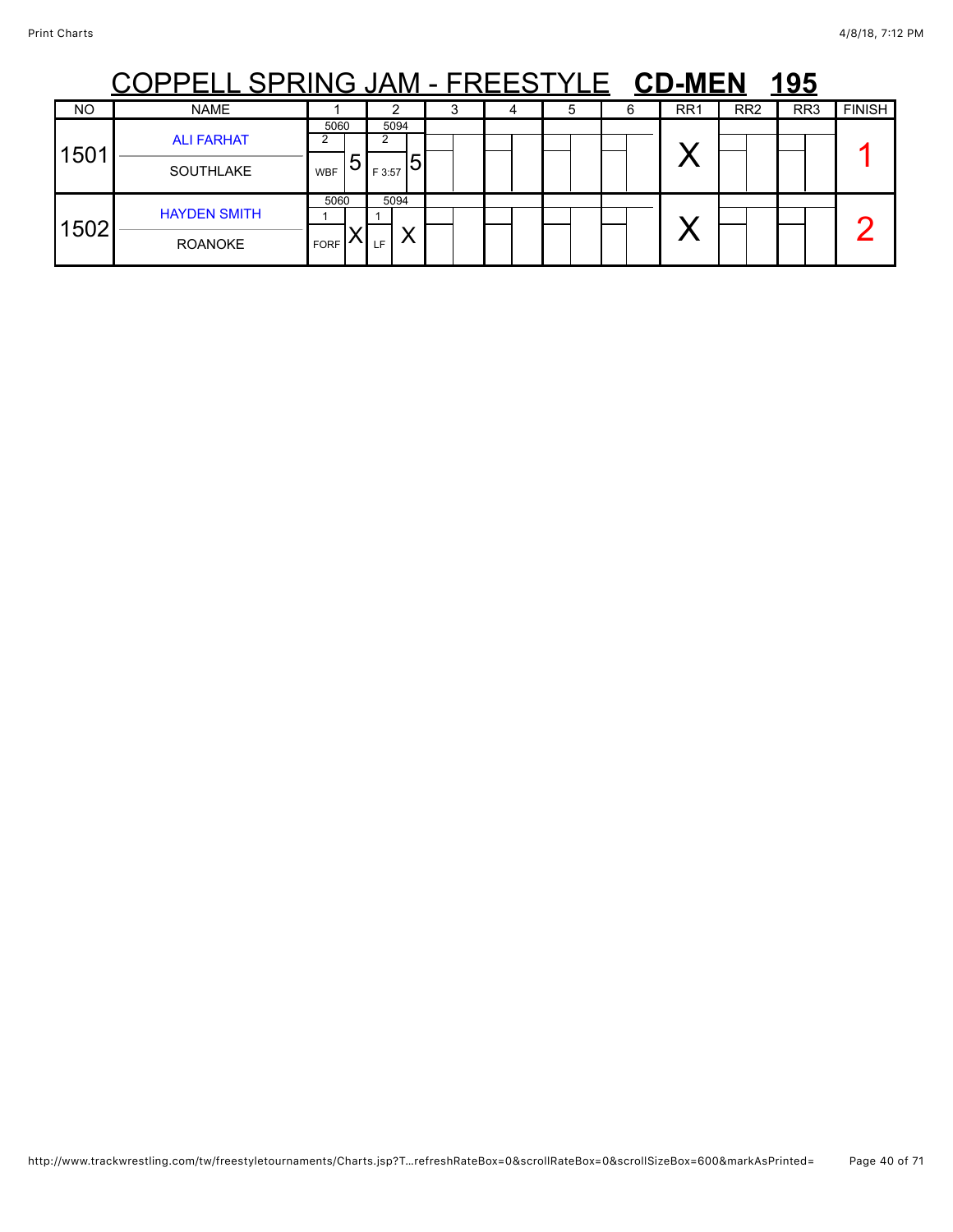# COPPELL SPRING JAM - FREESTYLE **CD-MEN** **195**

| NO | NAME | 1 | 2 | 3 | 4 | 5 | 6 | RR1 | RR2 | RR3 | FINISH |
|---|---|---|---|---|---|---|---|---|---|---|---|
| 1501 | ALI FARHAT<br>SOUTHLAKE | 5060<br>2<br>WBF 5 | 5094<br>2<br>F 3:57 5 | | | | | X | | | 1 |
| 1502 | HAYDEN SMITH<br>ROANOKE | 5060<br>1<br>FORF X | 5094<br>1<br>LF X | | | | | X | | | 2 |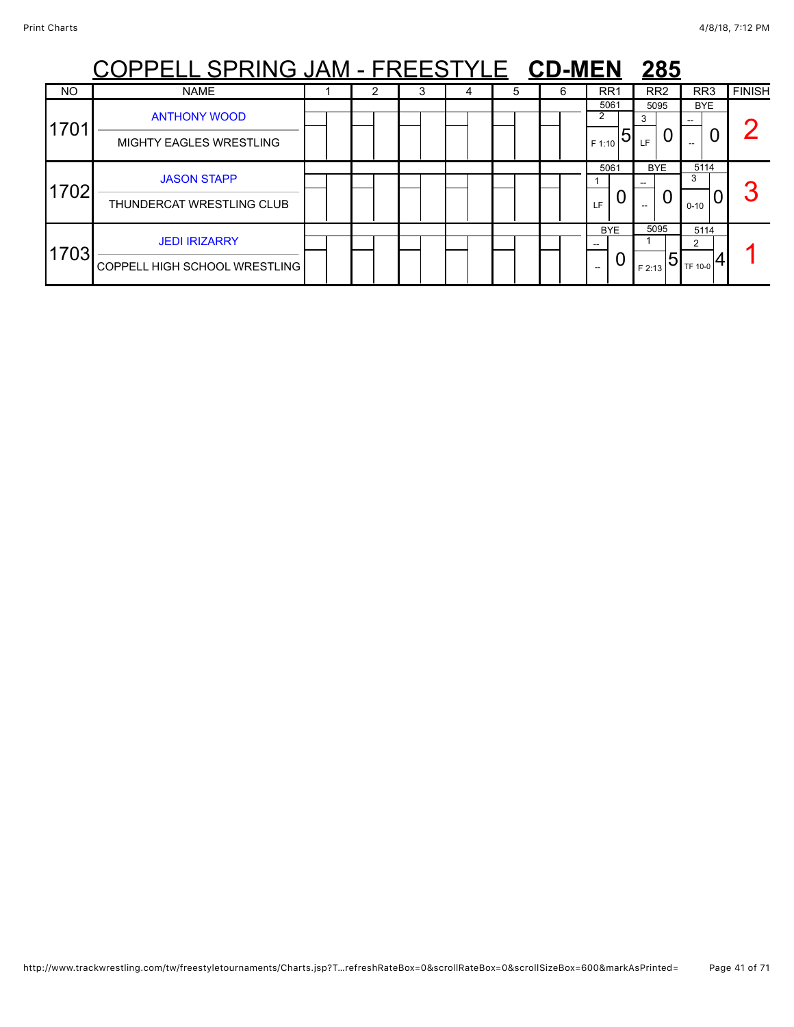# COPPELL SPRING JAM - FREESTYLE **CD-MEN** **285**

| NO | NAME | 1 | 2 | 3 | 4 | 5 | 6 | RR1 | RR2 | RR3 | FINISH |
|---|---|---|---|---|---|---|---|---|---|---|---|
| 1701 | ANTHONY WOOD<br>MIGHTY EAGLES WRESTLING | | | | | | | 5061<br>2<br>F 1:10 5 | 5095<br>3<br>LF 0 | BYE<br>--<br>-- 0 | 2 |
| 1702 | JASON STAPP<br>THUNDERCAT WRESTLING CLUB | | | | | | | 5061<br>1<br>LF 0 | BYE<br>--<br>-- 0 | 5114<br>3<br>0-10 0 | 3 |
| 1703 | JEDI IRIZARRY<br>COPPELL HIGH SCHOOL WRESTLING | | | | | | | BYE<br>--<br>-- 0 | 5095<br>1<br>F 2:13 5 | 5114<br>2<br>TF 10-0 4 | 1 |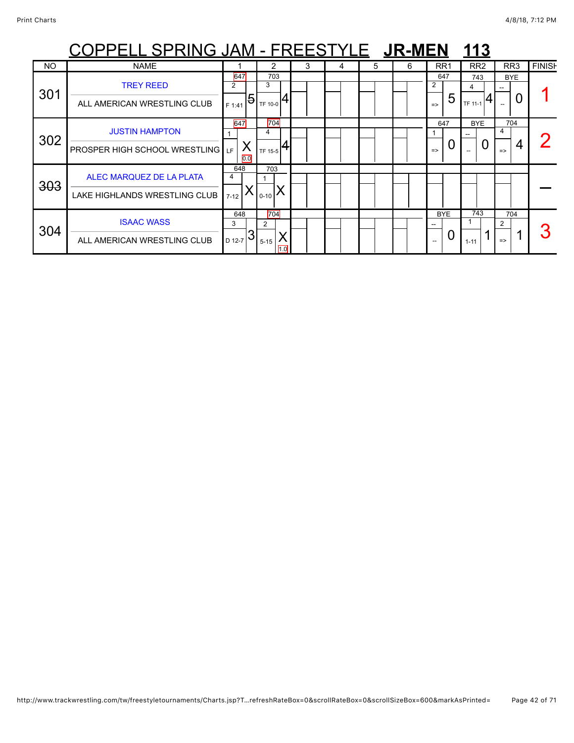# COPPELL SPRING JAM - FREESTYLE **JR-MEN** **113**

| NO | NAME | 1 | 2 | 3 | 4 | 5 | 6 | RR1 | RR2 | RR3 | FINISH |
|---|---|---|---|---|---|---|---|---|---|---|---|
| 301 | TREY REED<br>ALL AMERICAN WRESTLING CLUB | 647<br>2<br>F 1:41 5 | 703<br>3<br>TF 10-0 4 | | | | | 647<br>2<br>=> 5 | 743<br>4<br>TF 11-1 4 | BYE<br>--<br>-- 0 | 1 |
| 302 | JUSTIN HAMPTON<br>PROSPER HIGH SCHOOL WRESTLING | 647<br>1<br>LF X 0.0 | 704<br>4<br>TF 15-5 4 | | | | | 647<br>1<br>=> 0 | BYE<br>--<br>-- 0 | 704<br>4<br>=> 4 | 2 |
| ~~303~~ | ALEC MARQUEZ DE LA PLATA<br>LAKE HIGHLANDS WRESTLING CLUB | 648<br>4<br>7-12 X | 703<br>1<br>0-10 X | | | | | | | | — |
| 304 | ISAAC WASS<br>ALL AMERICAN WRESTLING CLUB | 648<br>3<br>D 12-7 3 | 704<br>2<br>5-15 X 1.0 | | | | | BYE<br>--<br>-- 0 | 743<br>1<br>1-11 1 | 704<br>2<br>=> 1 | 3 |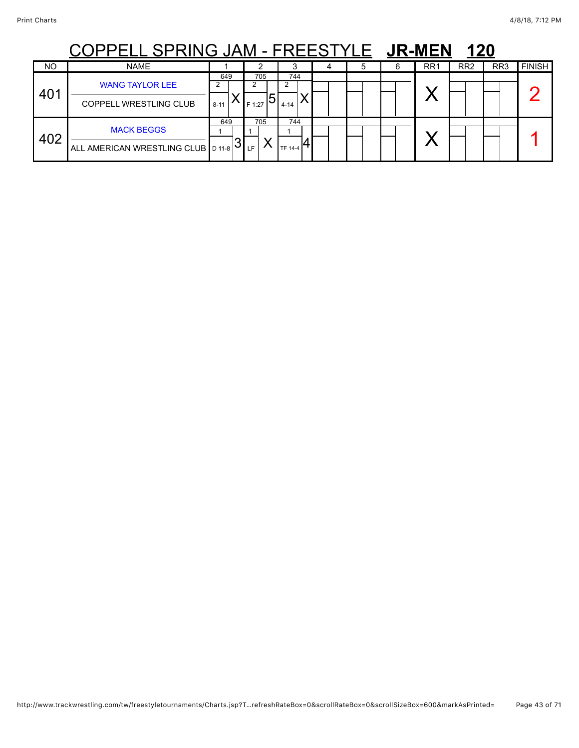# COPPELL SPRING JAM - FREESTYLE **JR-MEN 120**

| NO | NAME | 1 | 2 | 3 | 4 | 5 | 6 | RR1 | RR2 | RR3 | FINISH |
|---|---|---|---|---|---|---|---|---|---|---|---|
| 401 | WANG TAYLOR LEE<br>COPPELL WRESTLING CLUB | 649<br>2<br>8-11 X | 705<br>2<br>F 1:27 5 | 744<br>2<br>4-14 X | | | | X | | | 2 |
| 402 | MACK BEGGS<br>ALL AMERICAN WRESTLING CLUB | 649<br>1<br>D 11-8 3 | 705<br>1<br>LF X | 744<br>1<br>TF 14-4 4 | | | | X | | | 1 |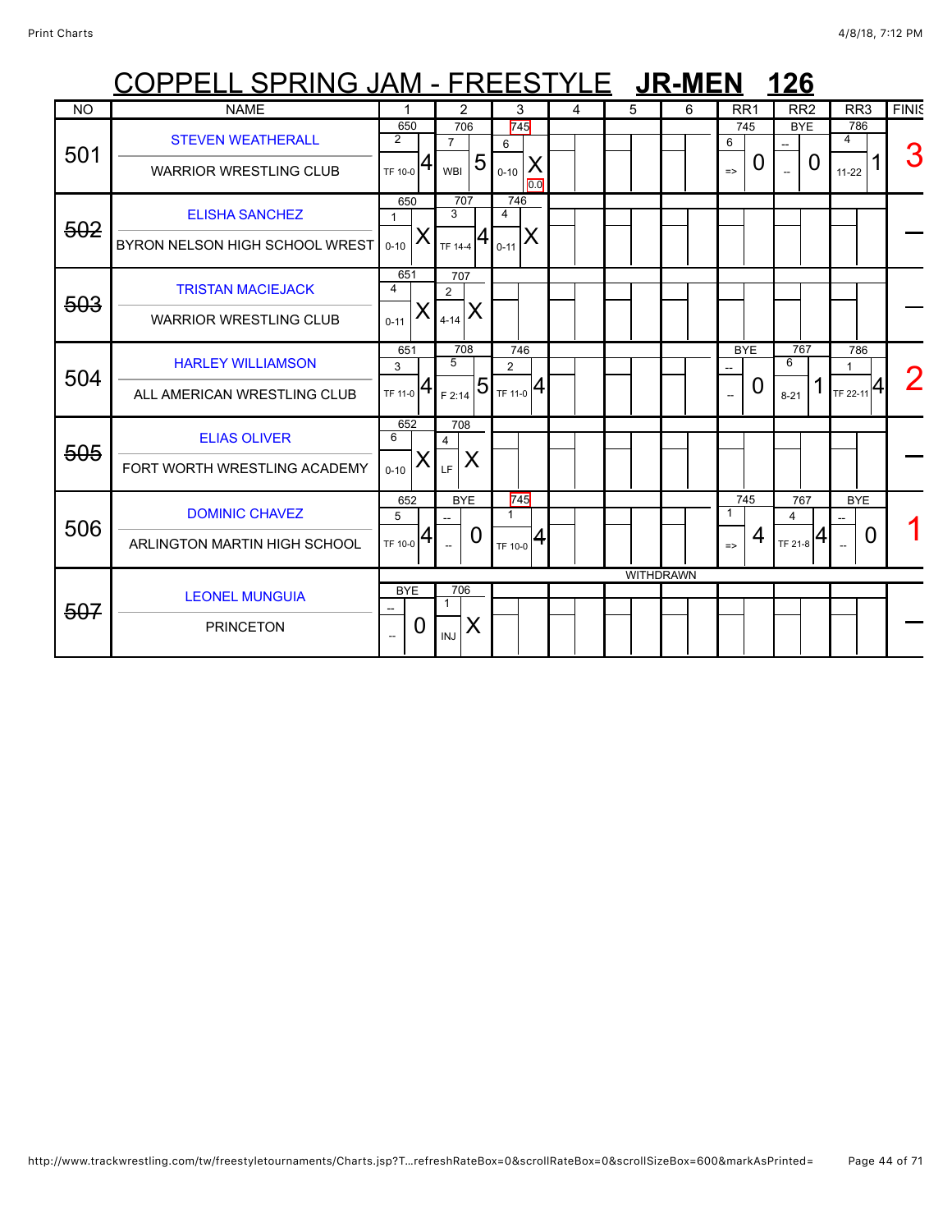# COPPELL SPRING JAM - FREESTYLE **JR-MEN** **126**

| NO | NAME | 1 | 2 | 3 | 4 | 5 | 6 | RR1 | RR2 | RR3 | FINISH |
|---|---|---|---|---|---|---|---|---|---|---|---|
| 501 | STEVEN WEATHERALL / WARRIOR WRESTLING CLUB | 650 / 2 / TF 10-0 / 4 | 706 / 7 / WBI / 5 | 745 / 6 / 0-10 / X / 0.0 | | | | 745 / 6 / => / 0 | BYE / -- / -- / 0 | 786 / 4 / 11-22 / 1 | 3 |
| ~~502~~ | ELISHA SANCHEZ / BYRON NELSON HIGH SCHOOL WREST | 650 / 1 / 0-10 / X | 707 / 3 / TF 14-4 / 4 | 746 / 4 / 0-11 / X | | | | | | | — |
| ~~503~~ | TRISTAN MACIEJACK / WARRIOR WRESTLING CLUB | 651 / 4 / 0-11 / X | 707 / 2 / 4-14 / X | | | | | | | | — |
| 504 | HARLEY WILLIAMSON / ALL AMERICAN WRESTLING CLUB | 651 / 3 / TF 11-0 / 4 | 708 / 5 / F 2:14 / 5 | 746 / 2 / TF 11-0 / 4 | | | | BYE / -- / -- / 0 | 767 / 6 / 8-21 / 1 | 786 / 1 / TF 22-11 / 4 | 2 |
| ~~505~~ | ELIAS OLIVER / FORT WORTH WRESTLING ACADEMY | 652 / 6 / 0-10 / X | 708 / 4 / LF / X | | | | | | | | — |
| 506 | DOMINIC CHAVEZ / ARLINGTON MARTIN HIGH SCHOOL | 652 / 5 / TF 10-0 / 4 | BYE / -- / -- / 0 | 745 / 1 / TF 10-0 / 4 | | | | 745 / 1 / => / 4 | 767 / 4 / TF 21-8 / 4 | BYE / -- / -- / 0 | 1 |
| ~~507~~ | LEONEL MUNGUIA / PRINCETON | BYE / -- / -- / 0 | 706 / 1 / INJ / X | | | WITHDRAWN | | | | | — |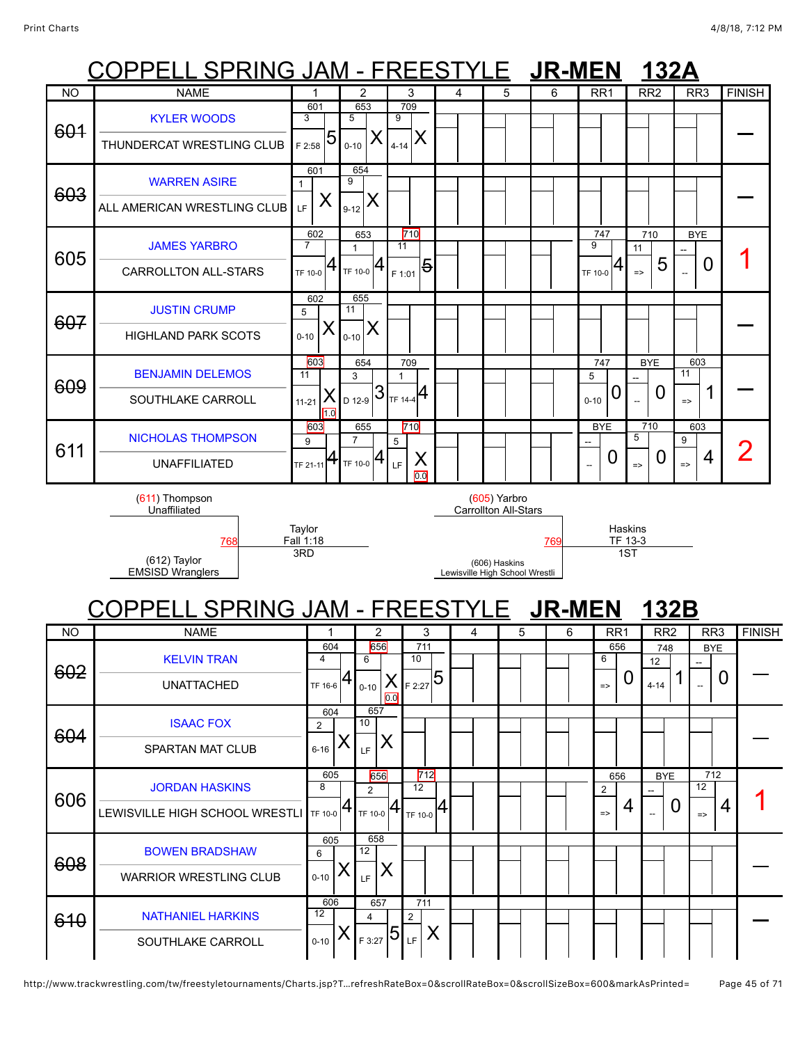# COPPELL SPRING JAM - FREESTYLE **JR-MEN 132A**

| NO | NAME | 1 | 2 | 3 | 4 | 5 | 6 | RR1 | RR2 | RR3 | FINISH |
|---|---|---|---|---|---|---|---|---|---|---|---|
| ~~601~~ | KYLER WOODS / THUNDERCAT WRESTLING CLUB | 601 / 3 / F 2:58 / 5 | 653 / 5 / 0-10 / X | 709 / 9 / 4-14 / X | | | | | | | — |
| ~~603~~ | WARREN ASIRE / ALL AMERICAN WRESTLING CLUB | 601 / 1 / LF / X | 654 / 9 / 9-12 / X | | | | | | | | — |
| 605 | JAMES YARBRO / CARROLLTON ALL-STARS | 602 / 7 / TF 10-0 / 4 | 653 / 1 / TF 10-0 / 4 | 710 / 11 / F 1:01 / 5 | | | | 747 / 9 / TF 10-0 / 4 | 710 / 11 / => / 5 | BYE / -- / -- / 0 | 1 |
| ~~607~~ | JUSTIN CRUMP / HIGHLAND PARK SCOTS | 602 / 5 / 0-10 / X | 655 / 11 / 0-10 / X | | | | | | | | — |
| ~~609~~ | BENJAMIN DELEMOS / SOUTHLAKE CARROLL | 603 / 11 / 11-21 / X / 1.0 | 654 / 3 / D 12-9 / 3 | 709 / 1 / TF 14-4 / 4 | | | | 747 / 5 / 0-10 / 0 | BYE / -- / -- / 0 | 603 / 11 / => / 1 | — |
| 611 | NICHOLAS THOMPSON / UNAFFILIATED | 603 / 9 / TF 21-11 / 4 | 655 / 7 / TF 10-0 / 4 | 710 / 5 / LF / X / 0.0 | | | | BYE / -- / -- / 0 | 710 / 5 / => / 0 | 603 / 9 / => / 4 | 2 |

(611) Thompson, Unaffiliated vs. (612) Taylor, EMSISD Wranglers — Bout 768 — Winner: Taylor, Fall 1:18 — 3RD

(605) Yarbro, Carrollton All-Stars vs. (606) Haskins, Lewisville High School Wrestli — Bout 769 — Winner: Haskins, TF 13-3 — 1ST

# COPPELL SPRING JAM - FREESTYLE **JR-MEN 132B**

| NO | NAME | 1 | 2 | 3 | 4 | 5 | 6 | RR1 | RR2 | RR3 | FINISH |
|---|---|---|---|---|---|---|---|---|---|---|---|
| ~~602~~ | KELVIN TRAN / UNATTACHED | 604 / 4 / TF 16-6 / 4 | 656 / 6 / 0-10 / X / 0.0 | 711 / 10 / F 2:27 / 5 | | | | 656 / 6 / => / 0 | 748 / 12 / 4-14 / 1 | BYE / -- / -- / 0 | — |
| ~~604~~ | ISAAC FOX / SPARTAN MAT CLUB | 604 / 2 / 6-16 / X | 657 / 10 / LF / X | | | | | | | | — |
| 606 | JORDAN HASKINS / LEWISVILLE HIGH SCHOOL WRESTLI | 605 / 8 / TF 10-0 / 4 | 656 / 2 / TF 10-0 / 4 | 712 / 12 / TF 10-0 / 4 | | | | 656 / 2 / => / 4 | BYE / -- / -- / 0 | 712 / 12 / => / 4 | 1 |
| ~~608~~ | BOWEN BRADSHAW / WARRIOR WRESTLING CLUB | 605 / 6 / 0-10 / X | 658 / 12 / LF / X | | | | | | | | — |
| ~~610~~ | NATHANIEL HARKINS / SOUTHLAKE CARROLL | 606 / 12 / 0-10 / X | 657 / 4 / F 3:27 / 5 | 711 / 2 / LF / X | | | | | | | — |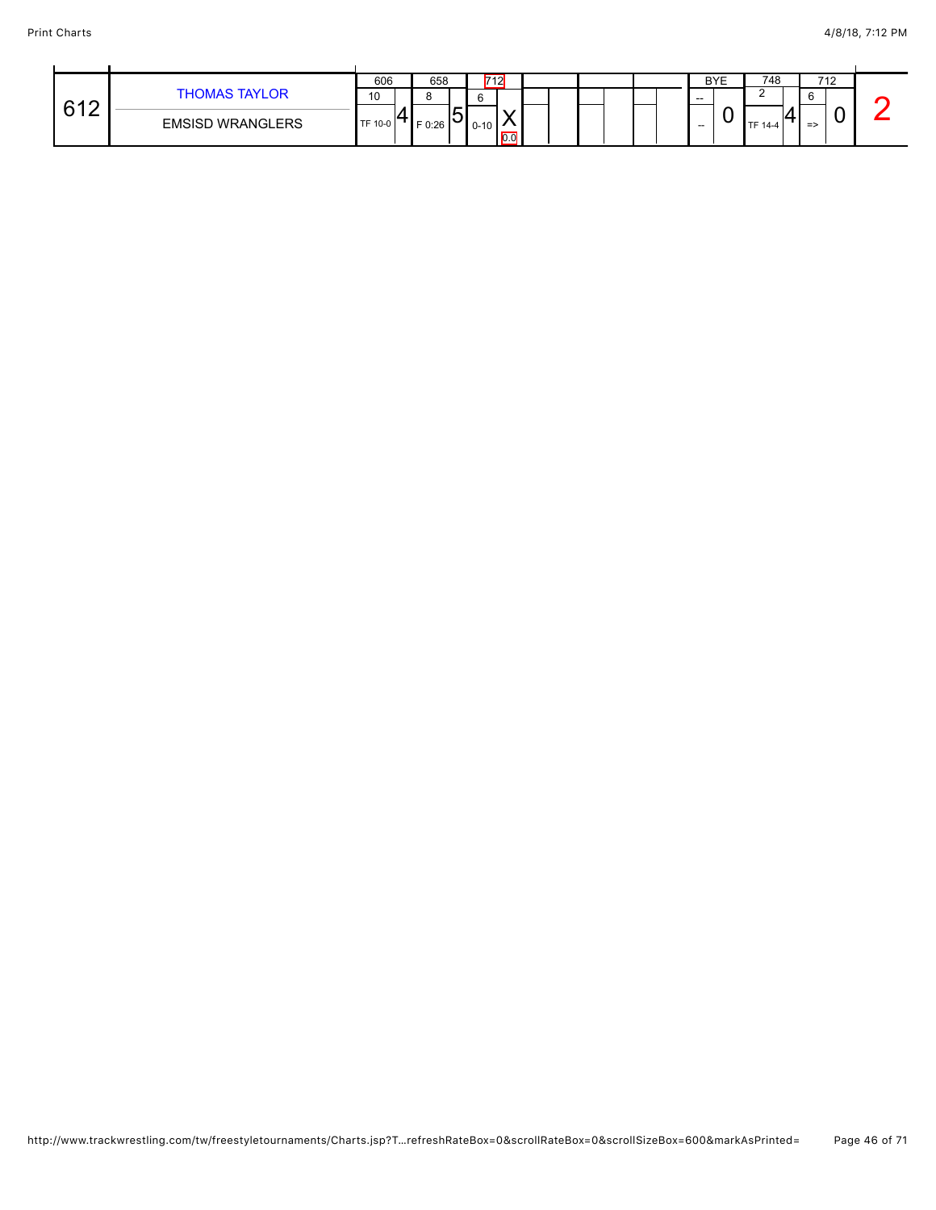| # | Wrestler / Team | 606 | | 658 | | 712 | | | | | | BYE | | 748 | | 712 | | |
|---|---|---|---|---|---|---|---|---|---|---|---|---|---|---|---|---|---|---|
| 612 | THOMAS TAYLOR | 10 | 4 | 8 | 5 | 6 | X | | | | | -- | 0 | 2 | 4 | 6 | 0 | 2 |
| | EMSISD WRANGLERS | TF 10-0 | | F 0:26 | | 0-10 | 0.0 | | | | | -- | | TF 14-4 | | => | | |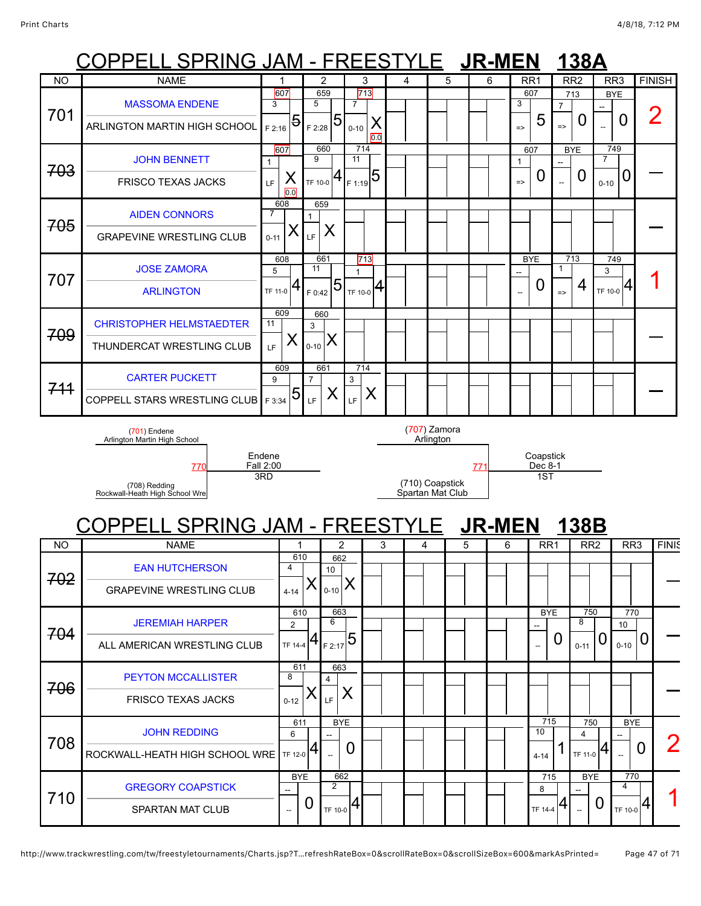# COPPELL SPRING JAM - FREESTYLE **JR-MEN** **138A**

| NO | NAME | 1 | 2 | 3 | 4 | 5 | 6 | RR1 | RR2 | RR3 | FINISH |
|---|---|---|---|---|---|---|---|---|---|---|---|
| 701 | MASSOMA ENDENE<br>ARLINGTON MARTIN HIGH SCHOOL | 607<br>3<br>F 2:16 5 | 659<br>5<br>F 2:28 5 | 713<br>7<br>0-10 X<br>0.0 | | | | 607<br>3<br>=> 5 | 713<br>7<br>=> 0 | BYE<br>--<br>-- 0 | 2 |
| ~~703~~ | JOHN BENNETT<br>FRISCO TEXAS JACKS | 607<br>1<br>LF X<br>0.0 | 660<br>9<br>TF 10-0 4 | 714<br>11<br>F 1:19 5 | | | | 607<br>1<br>=> 0 | BYE<br>--<br>-- 0 | 749<br>7<br>0-10 0 | — |
| ~~705~~ | AIDEN CONNORS<br>GRAPEVINE WRESTLING CLUB | 608<br>7<br>0-11 X | 659<br>1<br>LF X | | | | | | | | — |
| 707 | JOSE ZAMORA<br>ARLINGTON | 608<br>5<br>TF 11-0 4 | 661<br>11<br>F 0:42 5 | 713<br>1<br>TF 10-0 4 | | | | BYE<br>--<br>-- 0 | 713<br>1<br>=> 4 | 749<br>3<br>TF 10-0 4 | 1 |
| ~~709~~ | CHRISTOPHER HELMSTAEDTER<br>THUNDERCAT WRESTLING CLUB | 609<br>11<br>LF X | 660<br>3<br>0-10 X | | | | | | | | — |
| ~~711~~ | CARTER PUCKETT<br>COPPELL STARS WRESTLING CLUB | 609<br>9<br>F 3:34 5 | 661<br>7<br>LF X | 714<br>3<br>LF X | | | | | | | — |

(701) Endene
Arlington Martin High School

770 — Endene, Fall 2:00, 3RD

(708) Redding
Rockwall-Heath High School Wre

(707) Zamora
Arlington

771 — Coapstick, Dec 8-1, 1ST

(710) Coapstick
Spartan Mat Club

# COPPELL SPRING JAM - FREESTYLE **JR-MEN** **138B**

| NO | NAME | 1 | 2 | 3 | 4 | 5 | 6 | RR1 | RR2 | RR3 | FINISH |
|---|---|---|---|---|---|---|---|---|---|---|---|
| ~~702~~ | EAN HUTCHERSON<br>GRAPEVINE WRESTLING CLUB | 610<br>4<br>4-14 X | 662<br>10<br>0-10 X | | | | | | | | — |
| ~~704~~ | JEREMIAH HARPER<br>ALL AMERICAN WRESTLING CLUB | 610<br>2<br>TF 14-4 4 | 663<br>6<br>F 2:17 5 | | | | | BYE<br>--<br>-- 0 | 750<br>8<br>0-11 0 | 770<br>10<br>0-10 0 | — |
| ~~706~~ | PEYTON MCCALLISTER<br>FRISCO TEXAS JACKS | 611<br>8<br>0-12 X | 663<br>4<br>LF X | | | | | | | | — |
| 708 | JOHN REDDING<br>ROCKWALL-HEATH HIGH SCHOOL WRE | 611<br>6<br>TF 12-0 4 | BYE<br>--<br>-- 0 | | | | | 715<br>10<br>4-14 1 | 750<br>4<br>TF 11-0 4 | BYE<br>--<br>-- 0 | 2 |
| 710 | GREGORY COAPSTICK<br>SPARTAN MAT CLUB | BYE<br>--<br>-- 0 | 662<br>2<br>TF 10-0 4 | | | | | 715<br>8<br>TF 14-4 4 | BYE<br>--<br>-- 0 | 770<br>4<br>TF 10-0 4 | 1 |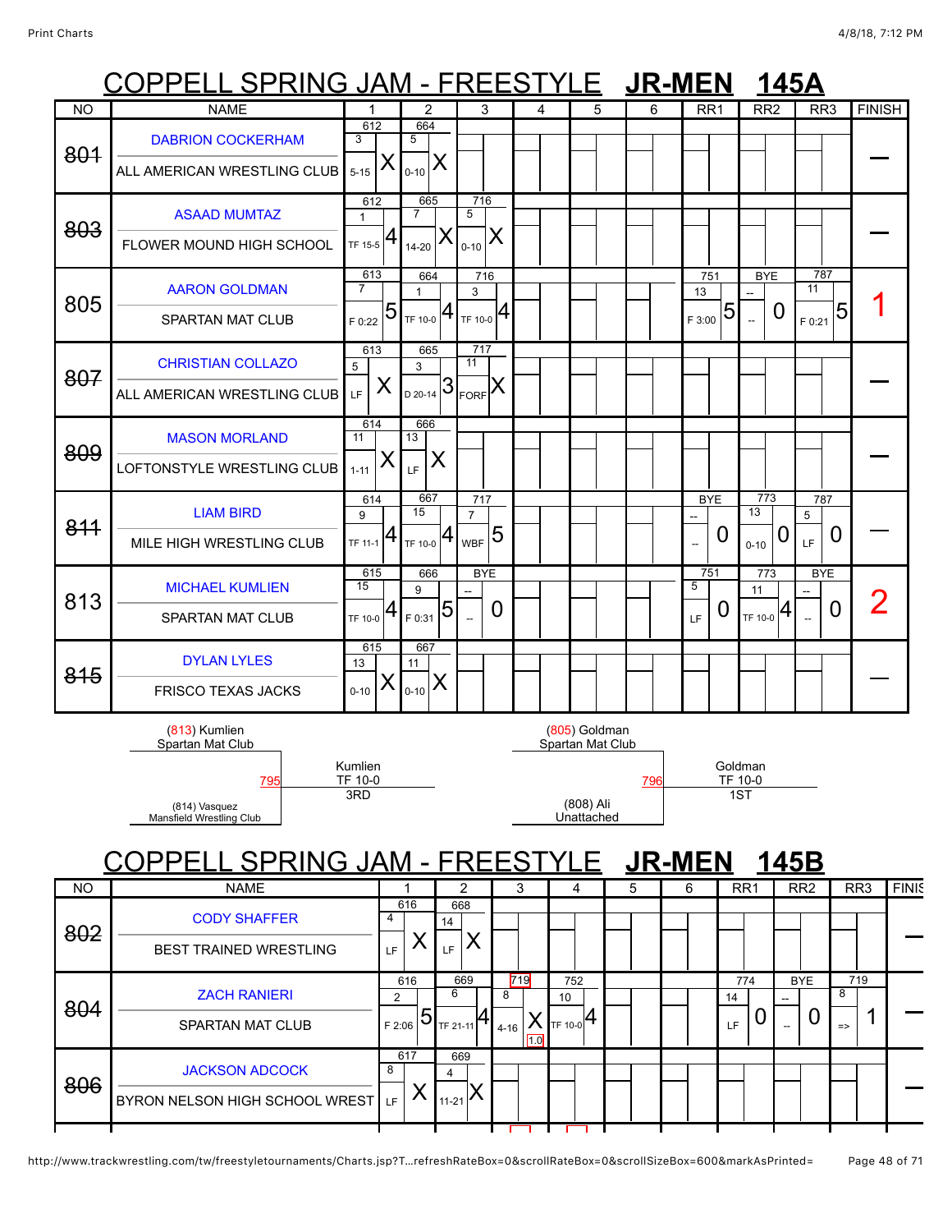# COPPELL SPRING JAM - FREESTYLE **JR-MEN** **145A**

| NO | NAME | 1 | 2 | 3 | 4 | 5 | 6 | RR1 | RR2 | RR3 | FINISH |
|---|---|---|---|---|---|---|---|---|---|---|---|
| ~~801~~ | DABRION COCKERHAM<br>ALL AMERICAN WRESTLING CLUB | 612<br>3<br>5-15 X | 664<br>5<br>0-10 X | | | | | | | | — |
| ~~803~~ | ASAAD MUMTAZ<br>FLOWER MOUND HIGH SCHOOL | 612<br>1<br>TF 15-5 4 | 665<br>7<br>14-20 X | 716<br>5<br>0-10 X | | | | | | | — |
| 805 | AARON GOLDMAN<br>SPARTAN MAT CLUB | 613<br>7<br>F 0:22 5 | 664<br>1<br>TF 10-0 4 | 716<br>3<br>TF 10-0 4 | | | | 751<br>13<br>F 3:00 5 | BYE<br>--<br>-- 0 | 787<br>11<br>F 0:21 5 | 1 |
| ~~807~~ | CHRISTIAN COLLAZO<br>ALL AMERICAN WRESTLING CLUB | 613<br>5<br>LF X | 665<br>3<br>D 20-14 3 | 717<br>11<br>FORF X | | | | | | | — |
| ~~809~~ | MASON MORLAND<br>LOFTONSTYLE WRESTLING CLUB | 614<br>11<br>1-11 X | 666<br>13<br>LF X | | | | | | | | — |
| ~~811~~ | LIAM BIRD<br>MILE HIGH WRESTLING CLUB | 614<br>9<br>TF 11-1 4 | 667<br>15<br>TF 10-0 4 | 717<br>7<br>WBF 5 | | | | BYE<br>--<br>-- 0 | 773<br>13<br>0-10 0 | 787<br>5<br>LF 0 | — |
| 813 | MICHAEL KUMLIEN<br>SPARTAN MAT CLUB | 615<br>15<br>TF 10-0 4 | 666<br>9<br>F 0:31 5 | BYE<br>--<br>-- 0 | | | | 751<br>5<br>LF 0 | 773<br>11<br>TF 10-0 4 | BYE<br>--<br>-- 0 | 2 |
| ~~815~~ | DYLAN LYLES<br>FRISCO TEXAS JACKS | 615<br>13<br>0-10 X | 667<br>11<br>0-10 X | | | | | | | | — |

**795:** (813) Kumlien, Spartan Mat Club vs. (814) Vasquez, Mansfield Wrestling Club — Kumlien TF 10-0 — 3RD

**796:** (805) Goldman, Spartan Mat Club vs. (808) Ali, Unattached — Goldman TF 10-0 — 1ST

# COPPELL SPRING JAM - FREESTYLE **JR-MEN** **145B**

| NO | NAME | 1 | 2 | 3 | 4 | 5 | 6 | RR1 | RR2 | RR3 | FINISH |
|---|---|---|---|---|---|---|---|---|---|---|---|
| ~~802~~ | CODY SHAFFER<br>BEST TRAINED WRESTLING | 616<br>4<br>LF X | 668<br>14<br>LF X | | | | | | | | — |
| ~~804~~ | ZACH RANIERI<br>SPARTAN MAT CLUB | 616<br>2<br>F 2:06 5 | 669<br>6<br>TF 21-11 4 | 719<br>8<br>4-16 X 1.0 | 752<br>10<br>TF 10-0 4 | | | 774<br>14<br>LF 0 | BYE<br>--<br>-- 0 | 719<br>8<br>=> 1 | — |
| ~~806~~ | JACKSON ADCOCK<br>BYRON NELSON HIGH SCHOOL WREST | 617<br>8<br>LF X | 669<br>4<br>11-21 X | | | | | | | | — |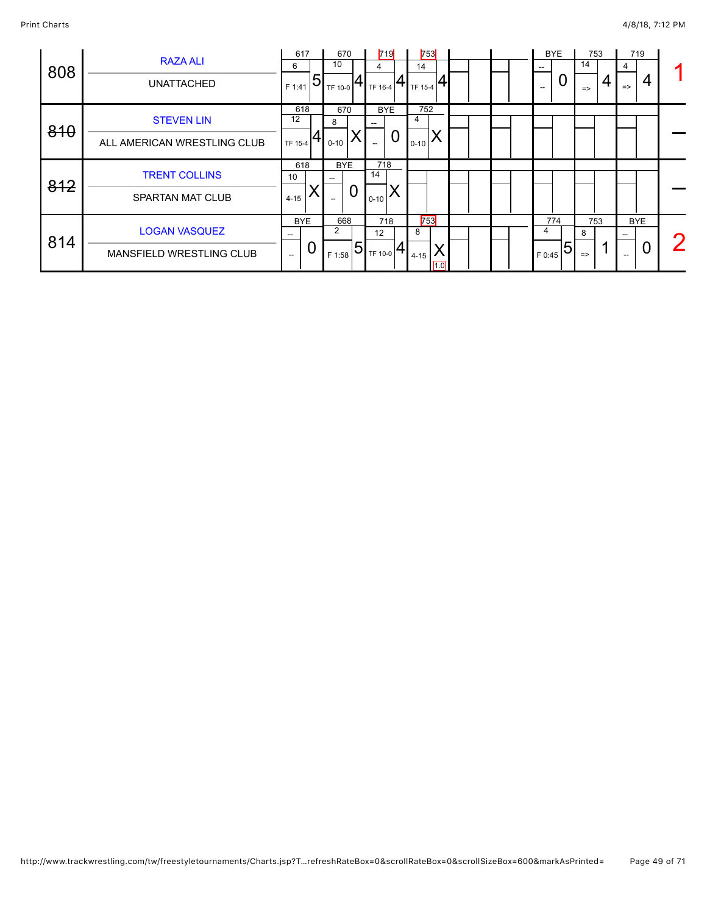| Bout | Wrestler / Team | Match 1 | Match 2 | Match 3 | Match 4 | | | Match 7 | Match 8 | Match 9 | Place |
|---|---|---|---|---|---|---|---|---|---|---|---|
| 808 | RAZA ALI<br>UNATTACHED | 617<br>6<br>F 1:41 5 | 670<br>10<br>TF 10-0 4 | 719<br>4<br>TF 16-4 4 | 753<br>14<br>TF 15-4 4 | | | BYE<br>--<br>-- 0 | 753<br>14<br>=> 4 | 719<br>4<br>=> 4 | 1 |
| ~~810~~ | STEVEN LIN<br>ALL AMERICAN WRESTLING CLUB | 618<br>12<br>TF 15-4 4 | 670<br>8<br>0-10 X | BYE<br>--<br>-- 0 | 752<br>4<br>0-10 X | | | | | | — |
| ~~812~~ | TRENT COLLINS<br>SPARTAN MAT CLUB | 618<br>10<br>4-15 X | BYE<br>--<br>-- 0 | 718<br>14<br>0-10 X | | | | | | | — |
| 814 | LOGAN VASQUEZ<br>MANSFIELD WRESTLING CLUB | BYE<br>--<br>-- 0 | 668<br>2<br>F 1:58 5 | 718<br>12<br>TF 10-0 4 | 753<br>8<br>4-15 X<br>1.0 | | | 774<br>4<br>F 0:45 5 | 753<br>8<br>=> 1 | BYE<br>--<br>-- 0 | 2 |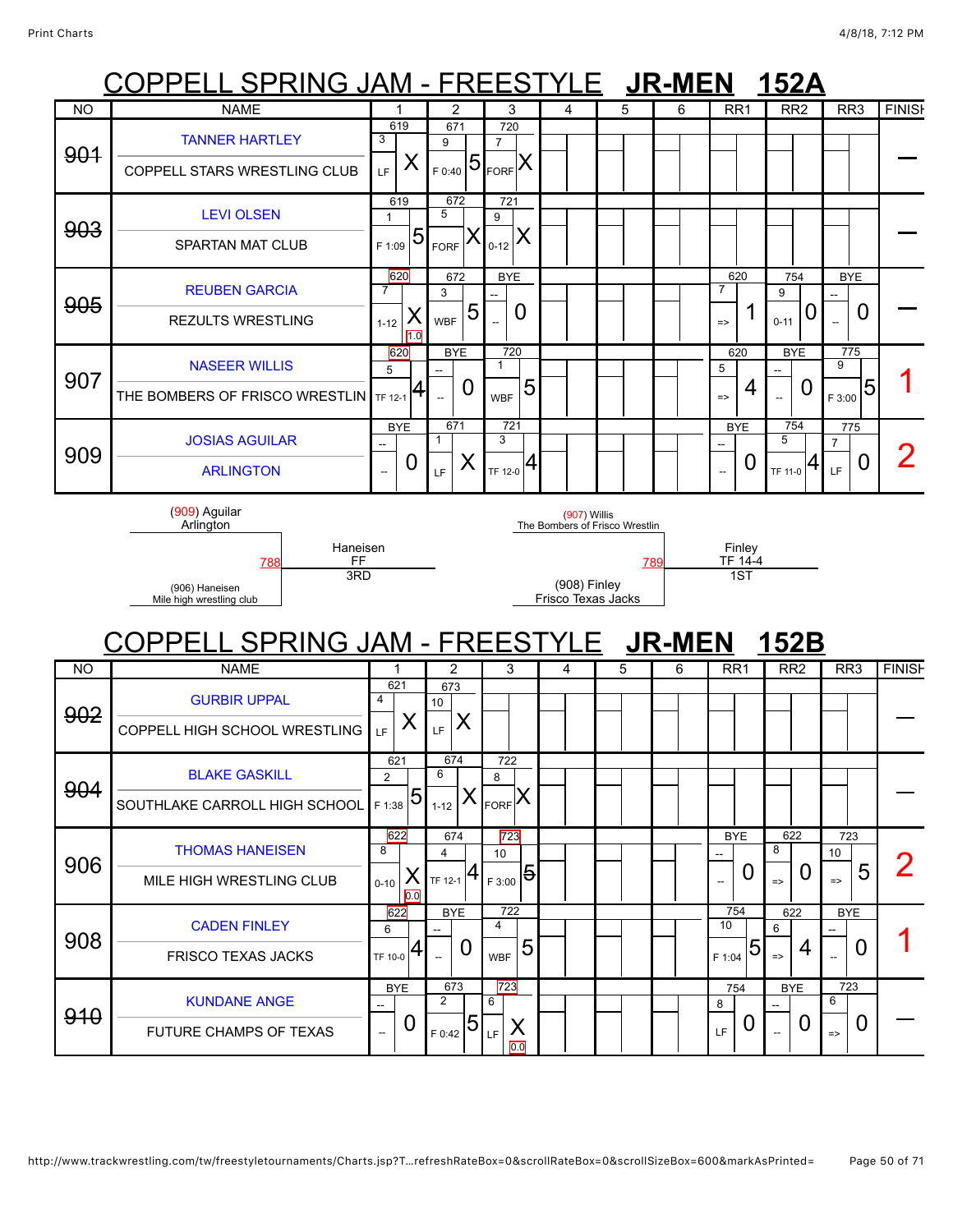# COPPELL SPRING JAM - FREESTYLE **JR-MEN** **152A**

| NO | NAME | 1 | 2 | 3 | 4 | 5 | 6 | RR1 | RR2 | RR3 | FINISH |
|---|---|---|---|---|---|---|---|---|---|---|---|
| ~~901~~ | TANNER HARTLEY<br>COPPELL STARS WRESTLING CLUB | 619<br>3<br>LF X | 671<br>9<br>F 0:40 5 | 720<br>7<br>FORF X | | | | | | | — |
| ~~903~~ | LEVI OLSEN<br>SPARTAN MAT CLUB | 619<br>1<br>F 1:09 5 | 672<br>5<br>FORF X | 721<br>9<br>0-12 X | | | | | | | — |
| ~~905~~ | REUBEN GARCIA<br>REZULTS WRESTLING | 620<br>7<br>1-12 X<br>1.0 | 672<br>3<br>WBF 5 | BYE<br>--<br>-- 0 | | | | 620<br>7<br>=> 1 | 754<br>9<br>0-11 0 | BYE<br>--<br>-- 0 | — |
| 907 | NASEER WILLIS<br>THE BOMBERS OF FRISCO WRESTLIN | 620<br>5<br>TF 12-1 4 | BYE<br>--<br>-- 0 | 720<br>1<br>WBF 5 | | | | 620<br>5<br>=> 4 | BYE<br>--<br>-- 0 | 775<br>9<br>F 3:00 5 | 1 |
| 909 | JOSIAS AGUILAR<br>ARLINGTON | BYE<br>--<br>-- 0 | 671<br>1<br>LF X | 721<br>3<br>TF 12-0 4 | | | | BYE<br>--<br>-- 0 | 754<br>5<br>TF 11-0 4 | 775<br>7<br>LF 0 | 2 |

(909) Aguilar, Arlington vs (906) Haneisen, Mile high wrestling club — 788 — Haneisen FF 3RD

(907) Willis, The Bombers of Frisco Wrestlin vs (908) Finley, Frisco Texas Jacks — 789 — Finley TF 14-4 1ST

# COPPELL SPRING JAM - FREESTYLE **JR-MEN** **152B**

| NO | NAME | 1 | 2 | 3 | 4 | 5 | 6 | RR1 | RR2 | RR3 | FINISH |
|---|---|---|---|---|---|---|---|---|---|---|---|
| ~~902~~ | GURBIR UPPAL<br>COPPELL HIGH SCHOOL WRESTLING | 621<br>4<br>LF X | 673<br>10<br>LF X | | | | | | | | — |
| ~~904~~ | BLAKE GASKILL<br>SOUTHLAKE CARROLL HIGH SCHOOL | 621<br>2<br>F 1:38 5 | 674<br>6<br>1-12 X | 722<br>8<br>FORF X | | | | | | | — |
| 906 | THOMAS HANEISEN<br>MILE HIGH WRESTLING CLUB | 622<br>8<br>0-10 X<br>0.0 | 674<br>4<br>TF 12-1 4 | 723<br>10<br>F 3:00 ~~5~~ | | | | BYE<br>--<br>-- 0 | 622<br>8<br>=> 0 | 723<br>10<br>=> 5 | 2 |
| 908 | CADEN FINLEY<br>FRISCO TEXAS JACKS | 622<br>6<br>TF 10-0 4 | BYE<br>--<br>-- 0 | 722<br>4<br>WBF 5 | | | | 754<br>10<br>F 1:04 5 | 622<br>6<br>=> 4 | BYE<br>--<br>-- 0 | 1 |
| ~~910~~ | KUNDANE ANGE<br>FUTURE CHAMPS OF TEXAS | BYE<br>--<br>-- 0 | 673<br>2<br>F 0:42 5 | 723<br>6<br>LF X<br>0.0 | | | | 754<br>8<br>LF 0 | BYE<br>--<br>-- 0 | 723<br>6<br>=> 0 | — |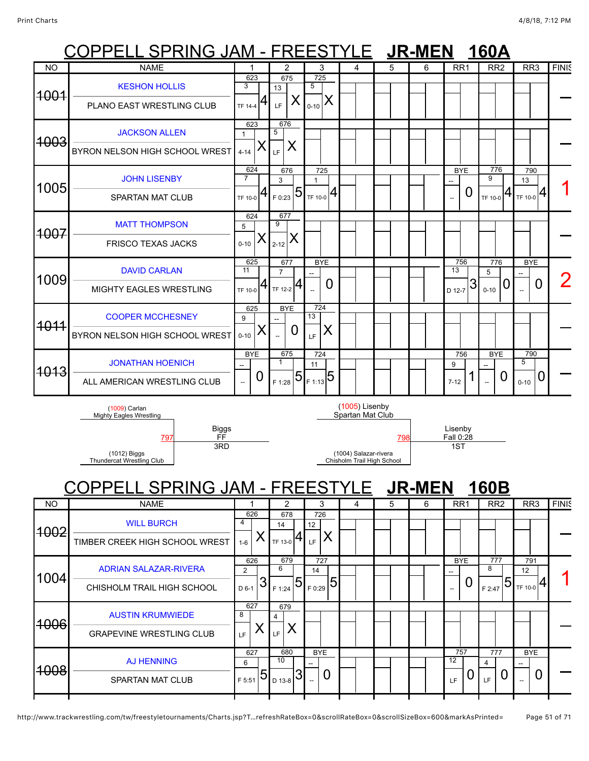# COPPELL SPRING JAM - FREESTYLE **JR-MEN 160A**

| NO | NAME | 1 | 2 | 3 | 4 | 5 | 6 | RR1 | RR2 | RR3 | FINIS |
|---|---|---|---|---|---|---|---|---|---|---|---|
| ~~1001~~ | KESHON HOLLIS<br>PLANO EAST WRESTLING CLUB | 623<br>3<br>TF 14-4 4 | 675<br>13<br>LF X | 725<br>5<br>0-10 X | | | | | | | — |
| ~~1003~~ | JACKSON ALLEN<br>BYRON NELSON HIGH SCHOOL WREST | 623<br>1<br>4-14 X | 676<br>5<br>LF X | | | | | | | | — |
| 1005 | JOHN LISENBY<br>SPARTAN MAT CLUB | 624<br>7<br>TF 10-0 4 | 676<br>3<br>F 0:23 5 | 725<br>1<br>TF 10-0 4 | | | | BYE<br>--<br>-- 0 | 776<br>9<br>TF 10-0 4 | 790<br>13<br>TF 10-0 4 | 1 |
| ~~1007~~ | MATT THOMPSON<br>FRISCO TEXAS JACKS | 624<br>5<br>0-10 X | 677<br>9<br>2-12 X | | | | | | | | — |
| 1009 | DAVID CARLAN<br>MIGHTY EAGLES WRESTLING | 625<br>11<br>TF 10-0 4 | 677<br>7<br>TF 12-2 4 | BYE<br>--<br>-- 0 | | | | 756<br>13<br>D 12-7 3 | 776<br>5<br>0-10 0 | BYE<br>--<br>-- 0 | 2 |
| ~~1011~~ | COOPER MCCHESNEY<br>BYRON NELSON HIGH SCHOOL WREST | 625<br>9<br>0-10 X | BYE<br>--<br>-- 0 | 724<br>13<br>LF X | | | | | | | — |
| ~~1013~~ | JONATHAN HOENICH<br>ALL AMERICAN WRESTLING CLUB | BYE<br>--<br>-- 0 | 675<br>1<br>F 1:28 5 | 724<br>11<br>F 1:13 5 | | | | 756<br>9<br>7-12 1 | BYE<br>--<br>-- 0 | 790<br>5<br>0-10 0 | — |

(1009) Carlan, Mighty Eagles Wrestling vs. (1012) Biggs, Thundercat Wrestling Club — 797 — Biggs, FF, 3RD

(1005) Lisenby, Spartan Mat Club vs. (1004) Salazar-rivera, Chisholm Trail High School — 798 — Lisenby, Fall 0:28, 1ST

# COPPELL SPRING JAM - FREESTYLE **JR-MEN 160B**

| NO | NAME | 1 | 2 | 3 | 4 | 5 | 6 | RR1 | RR2 | RR3 | FINIS |
|---|---|---|---|---|---|---|---|---|---|---|---|
| ~~1002~~ | WILL BURCH<br>TIMBER CREEK HIGH SCHOOL WREST | 626<br>4<br>1-6 X | 678<br>14<br>TF 13-0 4 | 726<br>12<br>LF X | | | | | | | — |
| 1004 | ADRIAN SALAZAR-RIVERA<br>CHISHOLM TRAIL HIGH SCHOOL | 626<br>2<br>D 6-1 3 | 679<br>6<br>F 1:24 5 | 727<br>14<br>F 0:29 5 | | | | BYE<br>--<br>-- 0 | 777<br>8<br>F 2:47 5 | 791<br>12<br>TF 10-0 4 | 1 |
| ~~1006~~ | AUSTIN KRUMWIEDE<br>GRAPEVINE WRESTLING CLUB | 627<br>8<br>LF X | 679<br>4<br>LF X | | | | | | | | — |
| ~~1008~~ | AJ HENNING<br>SPARTAN MAT CLUB | 627<br>6<br>F 5:51 5 | 680<br>10<br>D 13-8 3 | BYE<br>--<br>-- 0 | | | | 757<br>12<br>LF 0 | 777<br>4<br>LF 0 | BYE<br>--<br>-- 0 | — |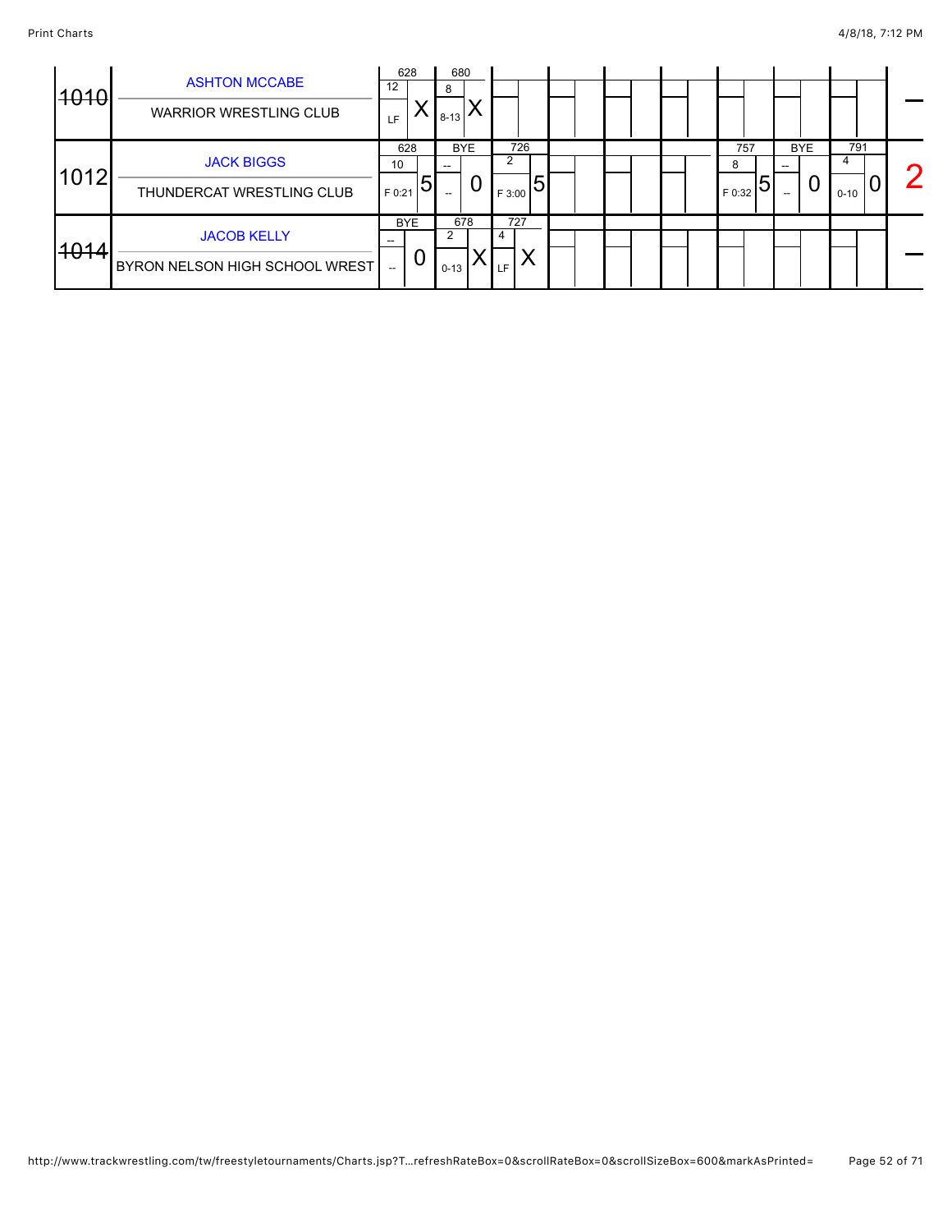| ID | Wrestler / Team | Match 1 | Match 2 | Match 3 | Match 4 | Match 5 | Match 6 | Match 7 | Match 8 | Match 9 | Total |
|---|---|---|---|---|---|---|---|---|---|---|---|
| ~~1010~~ | ASHTON MCCABE<br>WARRIOR WRESTLING CLUB | 628<br>12<br>LF<br>X | 680<br>8<br>8-13<br>X | | | | | | | | — |
| 1012 | JACK BIGGS<br>THUNDERCAT WRESTLING CLUB | 628<br>10<br>F 0:21<br>5 | BYE<br>--<br>--<br>0 | 726<br>2<br>F 3:00<br>5 | | | | 757<br>8<br>F 0:32<br>5 | BYE<br>--<br>--<br>0 | 791<br>4<br>0-10<br>0 | 2 |
| ~~1014~~ | JACOB KELLY<br>BYRON NELSON HIGH SCHOOL WREST | BYE<br>--<br>--<br>0 | 678<br>2<br>0-13<br>X | 727<br>4<br>LF<br>X | | | | | | | — |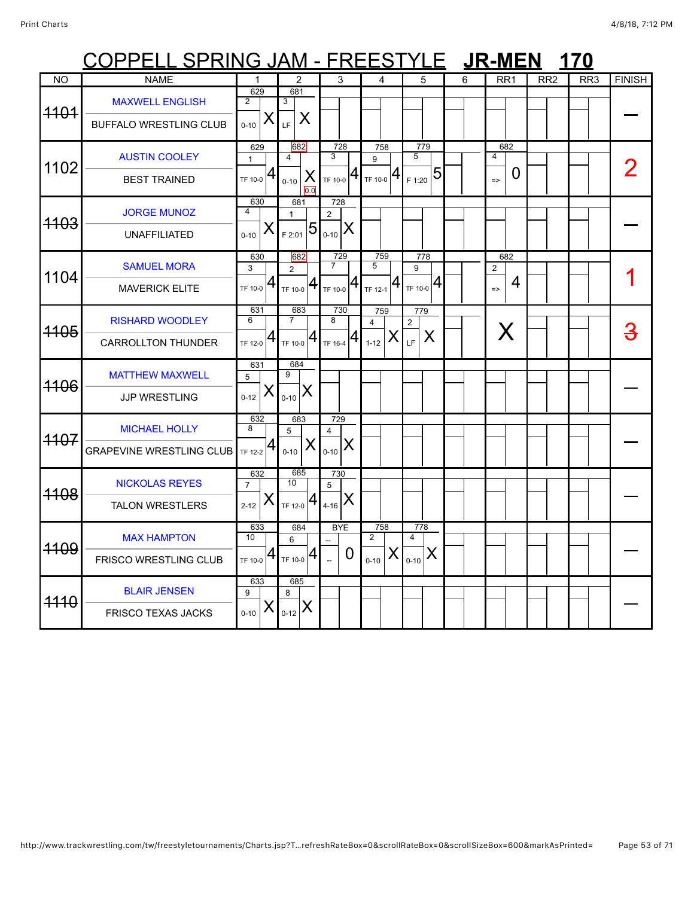# COPPELL SPRING JAM - FREESTYLE **JR-MEN 170**

| NO | NAME | 1 | 2 | 3 | 4 | 5 | 6 | RR1 | RR2 | RR3 | FINISH |
|---|---|---|---|---|---|---|---|---|---|---|---|
| ~~1101~~ | MAXWELL ENGLISH<br>BUFFALO WRESTLING CLUB | 629<br>2<br>0-10 X | 681<br>3<br>LF X | | | | | | | | — |
| 1102 | AUSTIN COOLEY<br>BEST TRAINED | 629<br>1<br>TF 10-0 4 | 682<br>4<br>0-10 X<br>0.0 | 728<br>3<br>TF 10-0 4 | 758<br>9<br>TF 10-0 4 | 779<br>5<br>F 1:20 5 | | 682<br>4<br>=> 0 | | | 2 |
| ~~1103~~ | JORGE MUNOZ<br>UNAFFILIATED | 630<br>4<br>0-10 X | 681<br>1<br>F 2:01 5 | 728<br>2<br>0-10 X | | | | | | | — |
| 1104 | SAMUEL MORA<br>MAVERICK ELITE | 630<br>3<br>TF 10-0 4 | 682<br>2<br>TF 10-0 4 | 729<br>7<br>TF 10-0 4 | 759<br>5<br>TF 12-1 4 | 778<br>9<br>TF 10-0 4 | | 682<br>2<br>=> 4 | | | 1 |
| ~~1105~~ | RISHARD WOODLEY<br>CARROLLTON THUNDER | 631<br>6<br>TF 12-0 4 | 683<br>7<br>TF 10-0 4 | 730<br>8<br>TF 16-4 4 | 759<br>4<br>1-12 X | 779<br>2<br>LF X | | X | | | ~~3~~ |
| ~~1106~~ | MATTHEW MAXWELL<br>JJP WRESTLING | 631<br>5<br>0-12 X | 684<br>9<br>0-10 X | | | | | | | | — |
| ~~1107~~ | MICHAEL HOLLY<br>GRAPEVINE WRESTLING CLUB | 632<br>8<br>TF 12-2 4 | 683<br>5<br>0-10 X | 729<br>4<br>0-10 X | | | | | | | — |
| ~~1108~~ | NICKOLAS REYES<br>TALON WRESTLERS | 632<br>7<br>2-12 X | 685<br>10<br>TF 12-0 4 | 730<br>5<br>4-16 X | | | | | | | — |
| ~~1109~~ | MAX HAMPTON<br>FRISCO WRESTLING CLUB | 633<br>10<br>TF 10-0 4 | 684<br>6<br>TF 10-0 4 | BYE<br>--<br>-- 0 | 758<br>2<br>0-10 X | 778<br>4<br>0-10 X | | | | | — |
| ~~1110~~ | BLAIR JENSEN<br>FRISCO TEXAS JACKS | 633<br>9<br>0-10 X | 685<br>8<br>0-12 X | | | | | | | | — |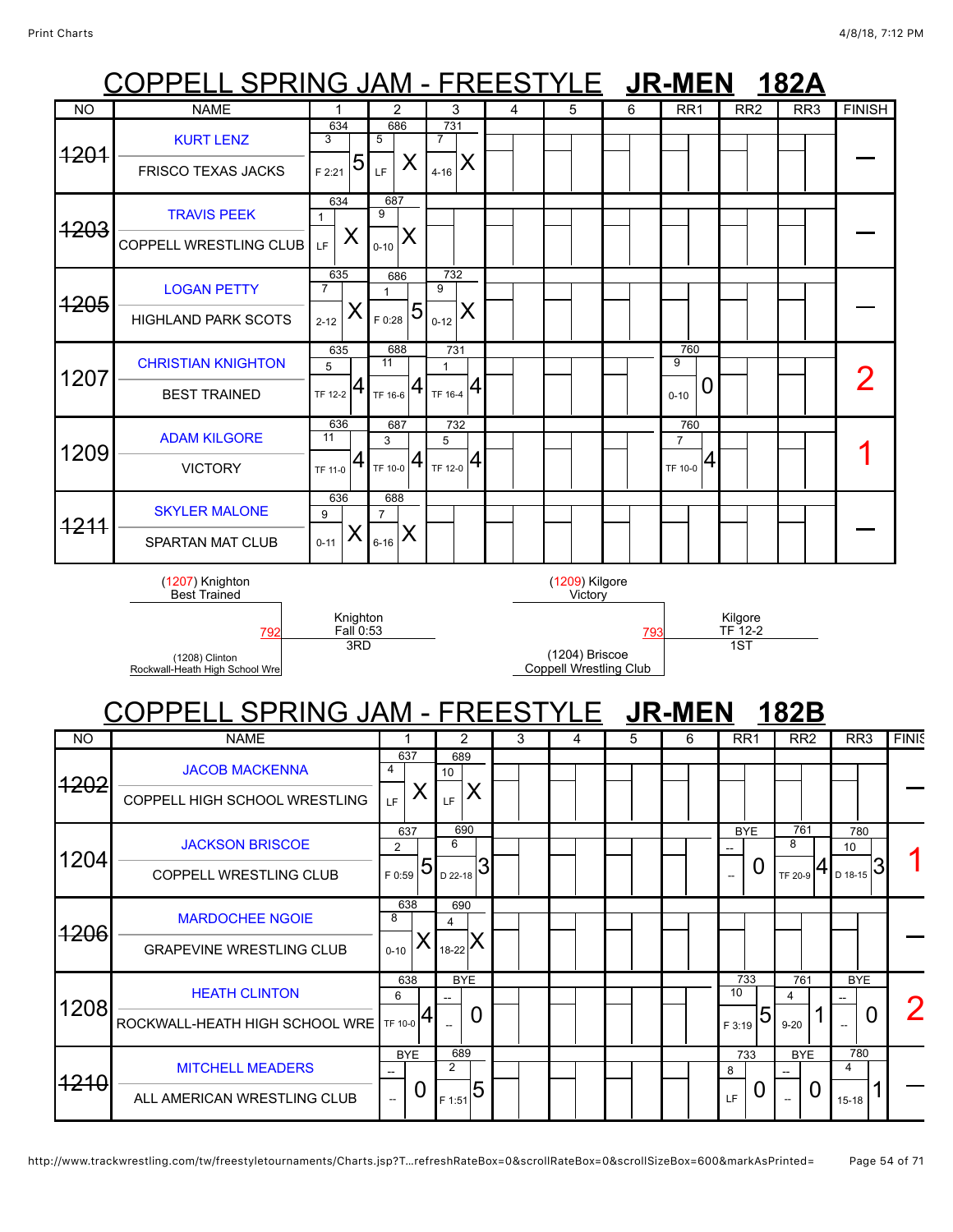# COPPELL SPRING JAM - FREESTYLE **JR-MEN 182A**

| NO | NAME | 1 | 2 | 3 | 4 | 5 | 6 | RR1 | RR2 | RR3 | FINISH |
|---|---|---|---|---|---|---|---|---|---|---|---|
| ~~1201~~ | KURT LENZ<br>FRISCO TEXAS JACKS | 634<br>3<br>F 2:21 5 | 686<br>5<br>LF X | 731<br>7<br>4-16 X | | | | | | | — |
| ~~1203~~ | TRAVIS PEEK<br>COPPELL WRESTLING CLUB | 634<br>1<br>LF X | 687<br>9<br>0-10 X | | | | | | | | — |
| ~~1205~~ | LOGAN PETTY<br>HIGHLAND PARK SCOTS | 635<br>7<br>2-12 X | 686<br>1<br>F 0:28 5 | 732<br>9<br>0-12 X | | | | | | | — |
| 1207 | CHRISTIAN KNIGHTON<br>BEST TRAINED | 635<br>5<br>TF 12-2 4 | 688<br>11<br>TF 16-6 4 | 731<br>1<br>TF 16-4 4 | | | | 760<br>9<br>0-10 0 | | | 2 |
| 1209 | ADAM KILGORE<br>VICTORY | 636<br>11<br>TF 11-0 4 | 687<br>3<br>TF 10-0 4 | 732<br>5<br>TF 12-0 4 | | | | 760<br>7<br>TF 10-0 4 | | | 1 |
| ~~1211~~ | SKYLER MALONE<br>SPARTAN MAT CLUB | 636<br>9<br>0-11 X | 688<br>7<br>6-16 X | | | | | | | | — |

(1207) Knighton, Best Trained vs. (1208) Clinton, Rockwall-Heath High School Wre — Match 792: Knighton, Fall 0:53 — 3RD

(1209) Kilgore, Victory vs. (1204) Briscoe, Coppell Wrestling Club — Match 793: Kilgore, TF 12-2 — 1ST

# COPPELL SPRING JAM - FREESTYLE **JR-MEN 182B**

| NO | NAME | 1 | 2 | 3 | 4 | 5 | 6 | RR1 | RR2 | RR3 | FINISH |
|---|---|---|---|---|---|---|---|---|---|---|---|
| ~~1202~~ | JACOB MACKENNA<br>COPPELL HIGH SCHOOL WRESTLING | 637<br>4<br>LF X | 689<br>10<br>LF X | | | | | | | | — |
| 1204 | JACKSON BRISCOE<br>COPPELL WRESTLING CLUB | 637<br>2<br>F 0:59 5 | 690<br>6<br>D 22-18 3 | | | | | BYE<br>--<br>-- 0 | 761<br>8<br>TF 20-9 4 | 780<br>10<br>D 18-15 3 | 1 |
| ~~1206~~ | MARDOCHEE NGOIE<br>GRAPEVINE WRESTLING CLUB | 638<br>8<br>0-10 X | 690<br>4<br>18-22 X | | | | | | | | — |
| 1208 | HEATH CLINTON<br>ROCKWALL-HEATH HIGH SCHOOL WRE | 638<br>6<br>TF 10-0 4 | BYE<br>--<br>-- 0 | | | | | 733<br>10<br>F 3:19 5 | 761<br>4<br>9-20 1 | BYE<br>--<br>-- 0 | 2 |
| ~~1210~~ | MITCHELL MEADERS<br>ALL AMERICAN WRESTLING CLUB | BYE<br>--<br>-- 0 | 689<br>2<br>F 1:51 5 | | | | | 733<br>8<br>LF 0 | BYE<br>--<br>-- 0 | 780<br>4<br>15-18 1 | — |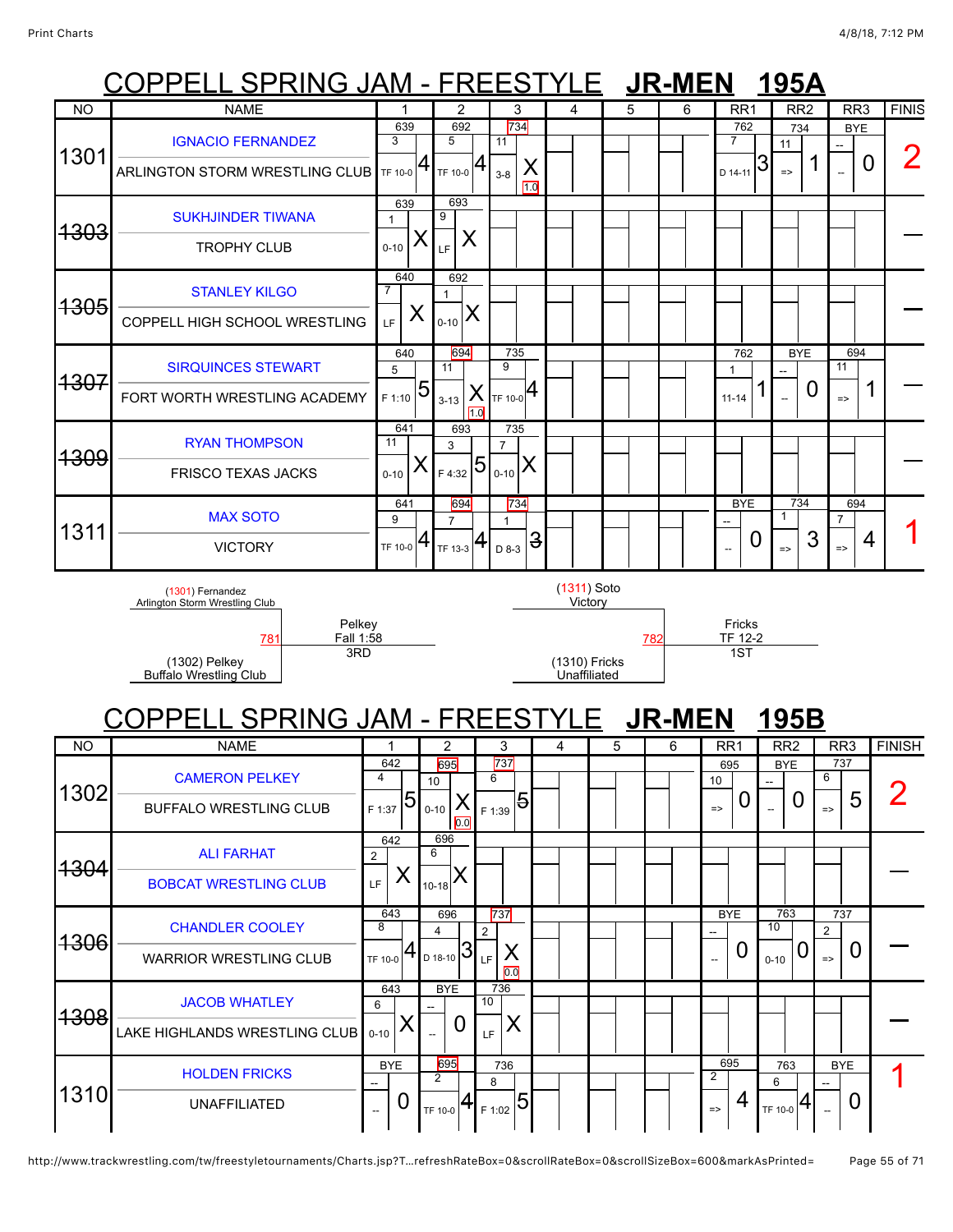# COPPELL SPRING JAM - FREESTYLE **JR-MEN 195A**

| NO | NAME | 1 | 2 | 3 | 4 | 5 | 6 | RR1 | RR2 | RR3 | FINISH |
|---|---|---|---|---|---|---|---|---|---|---|---|
| 1301 | IGNACIO FERNANDEZ / ARLINGTON STORM WRESTLING CLUB | 639 / 3 / TF 10-0 / 4 | 692 / 5 / TF 10-0 / 4 | 734 / 11 / 3-8 / X / 1.0 | | | | 762 / 7 / D 14-11 / 3 | 734 / 11 / => / 1 | BYE / -- / -- / 0 | 2 |
| ~~1303~~ | SUKHJINDER TIWANA / TROPHY CLUB | 639 / 1 / 0-10 / X | 693 / 9 / LF / X | | | | | | | | — |
| ~~1305~~ | STANLEY KILGO / COPPELL HIGH SCHOOL WRESTLING | 640 / 7 / LF / X | 692 / 1 / 0-10 / X | | | | | | | | — |
| ~~1307~~ | SIRQUINCES STEWART / FORT WORTH WRESTLING ACADEMY | 640 / 5 / F 1:10 / 5 | 694 / 11 / 3-13 / X / 1.0 | 735 / 9 / TF 10-0 / 4 | | | | 762 / 1 / 11-14 / 1 | BYE / -- / -- / 0 | 694 / 11 / => / 1 | — |
| ~~1309~~ | RYAN THOMPSON / FRISCO TEXAS JACKS | 641 / 11 / 0-10 / X | 693 / 3 / F 4:32 / 5 | 735 / 7 / 0-10 / X | | | | | | | — |
| 1311 | MAX SOTO / VICTORY | 641 / 9 / TF 10-0 / 4 | 694 / 7 / TF 13-3 / 4 | 734 / 1 / D 8-3 / ~~3~~ | | | | BYE / -- / -- / 0 | 734 / 1 / => / 3 | 694 / 7 / => / 4 | 1 |

781: (1301) Fernandez, Arlington Storm Wrestling Club vs. (1302) Pelkey, Buffalo Wrestling Club — Pelkey, Fall 1:58, 3RD

782: (1311) Soto, Victory vs. (1310) Fricks, Unaffiliated — Fricks, TF 12-2, 1ST

# COPPELL SPRING JAM - FREESTYLE **JR-MEN 195B**

| NO | NAME | 1 | 2 | 3 | 4 | 5 | 6 | RR1 | RR2 | RR3 | FINISH |
|---|---|---|---|---|---|---|---|---|---|---|---|
| 1302 | CAMERON PELKEY / BUFFALO WRESTLING CLUB | 642 / 4 / F 1:37 / 5 | 695 / 10 / 0-10 / X / 0.0 | 737 / 6 / F 1:39 / ~~5~~ | | | | 695 / 10 / => / 0 | BYE / -- / -- / 0 | 737 / 6 / => / 5 | 2 |
| ~~1304~~ | ALI FARHAT / BOBCAT WRESTLING CLUB | 642 / 2 / LF / X | 696 / 6 / 10-18 / X | | | | | | | | — |
| ~~1306~~ | CHANDLER COOLEY / WARRIOR WRESTLING CLUB | 643 / 8 / TF 10-0 / 4 | 696 / 4 / D 18-10 / 3 | 737 / 2 / LF / X / 0.0 | | | | BYE / -- / -- / 0 | 763 / 10 / 0-10 / 0 | 737 / 2 / => / 0 | — |
| ~~1308~~ | JACOB WHATLEY / LAKE HIGHLANDS WRESTLING CLUB | 643 / 6 / 0-10 / X | BYE / -- / -- / 0 | 736 / 10 / LF / X | | | | | | | — |
| 1310 | HOLDEN FRICKS / UNAFFILIATED | BYE / -- / -- / 0 | 695 / 2 / TF 10-0 / 4 | 736 / 8 / F 1:02 / 5 | | | | 695 / 2 / => / 4 | 763 / 6 / TF 10-0 / 4 | BYE / -- / -- / 0 | 1 |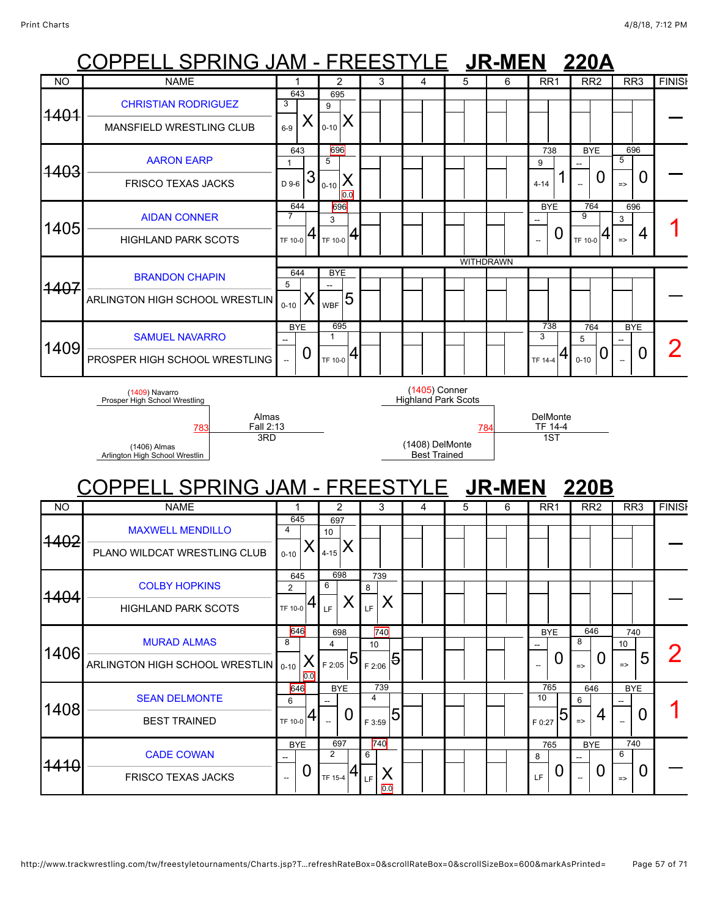# COPPELL SPRING JAM - FREESTYLE **JR-MEN 220A**

| NO | NAME | 1 | 2 | 3 | 4 | 5 | 6 | RR1 | RR2 | RR3 | FINISH |
|---|---|---|---|---|---|---|---|---|---|---|---|
| ~~1401~~ | CHRISTIAN RODRIGUEZ / MANSFIELD WRESTLING CLUB | 643 / 3 / 6-9 / X | 695 / 9 / 0-10 / X | | | | | | | | — |
| ~~1403~~ | AARON EARP / FRISCO TEXAS JACKS | 643 / 1 / D 9-6 / 3 | 696 / 5 / 0-10 / X / 0.0 | | | | | 738 / 9 / 4-14 / 1 | BYE / -- / -- / 0 | 696 / 5 / => / 0 | — |
| 1405 | AIDAN CONNER / HIGHLAND PARK SCOTS | 644 / 7 / TF 10-0 / 4 | 696 / 3 / TF 10-0 / 4 | | | | | BYE / -- / -- / 0 | 764 / 9 / TF 10-0 / 4 | 696 / 3 / => / 4 | 1 |
| ~~1407~~ | BRANDON CHAPIN / ARLINGTON HIGH SCHOOL WRESTLIN | 644 / 5 / 0-10 / X | BYE / -- / WBF / 5 | WITHDRAWN | | | | | | | — |
| 1409 | SAMUEL NAVARRO / PROSPER HIGH SCHOOL WRESTLING | BYE / -- / -- / 0 | 695 / 1 / TF 10-0 / 4 | | | | | 738 / 3 / TF 14-4 / 4 | 764 / 5 / 0-10 / 0 | BYE / -- / -- / 0 | 2 |

(1409) Navarro, Prosper High School Wrestling vs (1406) Almas, Arlington High School Wrestlin — 783 — Almas, Fall 2:13, 3RD

(1405) Conner, Highland Park Scots vs (1408) DelMonte, Best Trained — 784 — DelMonte, TF 14-4, 1ST

# COPPELL SPRING JAM - FREESTYLE **JR-MEN 220B**

| NO | NAME | 1 | 2 | 3 | 4 | 5 | 6 | RR1 | RR2 | RR3 | FINISH |
|---|---|---|---|---|---|---|---|---|---|---|---|
| ~~1402~~ | MAXWELL MENDILLO / PLANO WILDCAT WRESTLING CLUB | 645 / 4 / 0-10 / X | 697 / 10 / 4-15 / X | | | | | | | | — |
| ~~1404~~ | COLBY HOPKINS / HIGHLAND PARK SCOTS | 645 / 2 / TF 10-0 / 4 | 698 / 6 / LF / X | 739 / 8 / LF / X | | | | | | | — |
| 1406 | MURAD ALMAS / ARLINGTON HIGH SCHOOL WRESTLIN | 646 / 8 / 0-10 / X / 0.0 | 698 / 4 / F 2:05 / 5 | 740 / 10 / F 2:06 / 5 | | | | BYE / -- / -- / 0 | 646 / 8 / => / 0 | 740 / 10 / => / 5 | 2 |
| 1408 | SEAN DELMONTE / BEST TRAINED | 646 / 6 / TF 10-0 / 4 | BYE / -- / -- / 0 | 739 / 4 / F 3:59 / 5 | | | | 765 / 10 / F 0:27 / 5 | 646 / 6 / => / 4 | BYE / -- / -- / 0 | 1 |
| ~~1410~~ | CADE COWAN / FRISCO TEXAS JACKS | BYE / -- / -- / 0 | 697 / 2 / TF 15-4 / 4 | 740 / 6 / LF / X / 0.0 | | | | 765 / 8 / LF / 0 | BYE / -- / -- / 0 | 740 / 6 / => / 0 | — |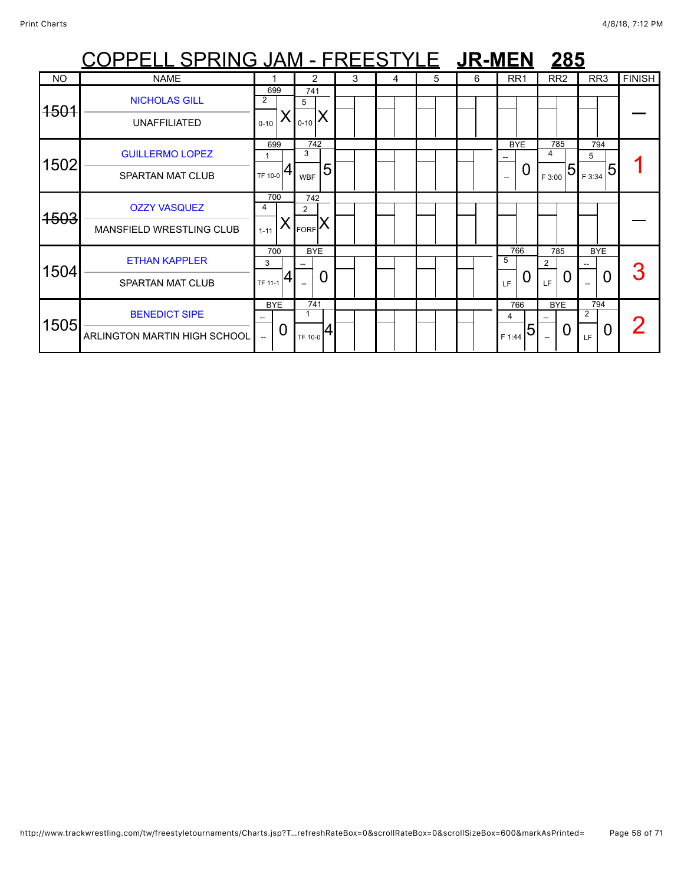# COPPELL SPRING JAM - FREESTYLE **JR-MEN** **285**

| NO | NAME | 1 | 2 | 3 | 4 | 5 | 6 | RR1 | RR2 | RR3 | FINISH |
|---|---|---|---|---|---|---|---|---|---|---|---|
| ~~1501~~ | NICHOLAS GILL / UNAFFILIATED | 699 / 2 / 0-10 / X | 741 / 5 / 0-10 / X | | | | | | | | — |
| 1502 | GUILLERMO LOPEZ / SPARTAN MAT CLUB | 699 / 1 / TF 10-0 / 4 | 742 / 3 / WBF / 5 | | | | | BYE / -- / -- / 0 | 785 / 4 / F 3:00 / 5 | 794 / 5 / F 3:34 / 5 | 1 |
| ~~1503~~ | OZZY VASQUEZ / MANSFIELD WRESTLING CLUB | 700 / 4 / 1-11 / X | 742 / 2 / FORF / X | | | | | | | | — |
| 1504 | ETHAN KAPPLER / SPARTAN MAT CLUB | 700 / 3 / TF 11-1 / 4 | BYE / -- / -- / 0 | | | | | 766 / 5 / LF / 0 | 785 / 2 / LF / 0 | BYE / -- / -- / 0 | 3 |
| 1505 | BENEDICT SIPE / ARLINGTON MARTIN HIGH SCHOOL | BYE / -- / -- / 0 | 741 / 1 / TF 10-0 / 4 | | | | | 766 / 4 / F 1:44 / 5 | BYE / -- / -- / 0 | 794 / 2 / LF / 0 | 2 |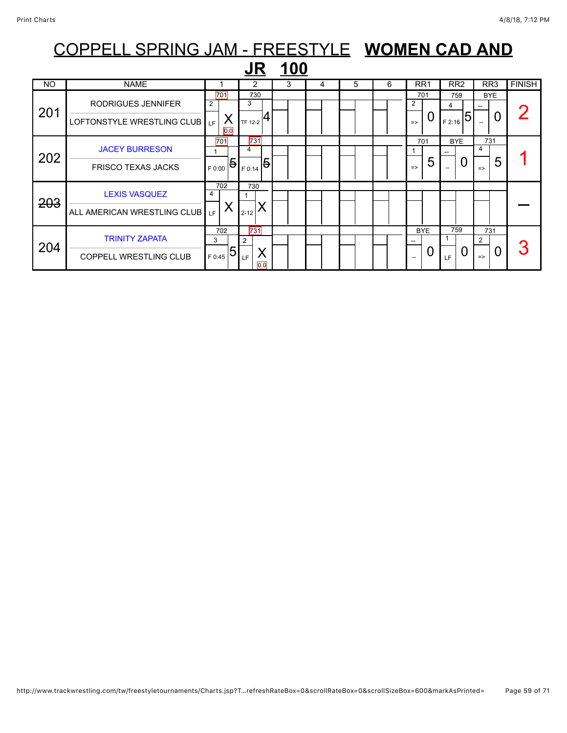# COPPELL SPRING JAM - FREESTYLE **WOMEN CAD AND JR 100**

| NO | NAME | 1 | 2 | 3 | 4 | 5 | 6 | RR1 | RR2 | RR3 | FINISH |
|---|---|---|---|---|---|---|---|---|---|---|---|
| 201 | RODRIGUES JENNIFER<br>LOFTONSTYLE WRESTLING CLUB | 701<br>2<br>LF X<br>0.0 | 730<br>3<br>TF 12-2 4 | | | | | 701<br>2<br>=> 0 | 759<br>4<br>F 2:16 5 | BYE<br>--<br>-- 0 | 2 |
| 202 | JACEY BURRESON<br>FRISCO TEXAS JACKS | 701<br>1<br>F 0:00 ~~5~~ | 731<br>4<br>F 0:14 ~~5~~ | | | | | 701<br>1<br>=> 5 | BYE<br>--<br>-- 0 | 731<br>4<br>=> 5 | 1 |
| ~~203~~ | LEXIS VASQUEZ<br>ALL AMERICAN WRESTLING CLUB | 702<br>4<br>LF X | 730<br>1<br>2-12 X | | | | | | | | — |
| 204 | TRINITY ZAPATA<br>COPPELL WRESTLING CLUB | 702<br>3<br>F 0:45 5 | 731<br>2<br>LF X<br>0.0 | | | | | BYE<br>--<br>-- 0 | 759<br>1<br>LF 0 | 731<br>2<br>=> 0 | 3 |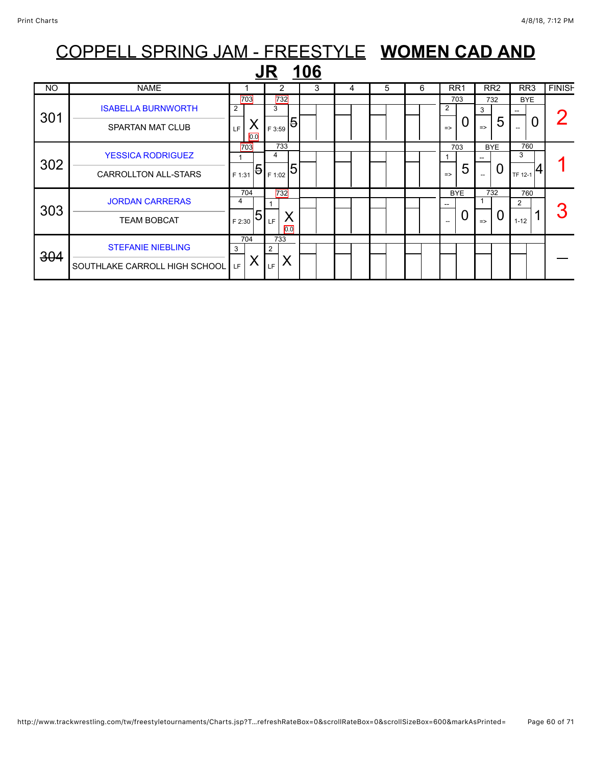# COPPELL SPRING JAM - FREESTYLE **WOMEN CAD AND JR 106**

| NO | NAME | 1 | 2 | 3 | 4 | 5 | 6 | RR1 | RR2 | RR3 | FINISH |
|---|---|---|---|---|---|---|---|---|---|---|---|
| 301 | ISABELLA BURNWORTH / SPARTAN MAT CLUB | 703 2 LF X 0.0 | 732 3 F 3:59 5 | | | | | 703 2 => 0 | 732 3 => 5 | BYE -- -- 0 | 2 |
| 302 | YESSICA RODRIGUEZ / CARROLLTON ALL-STARS | 703 1 F 1:31 5 | 733 4 F 1:02 5 | | | | | 703 1 => 5 | BYE -- -- 0 | 760 3 TF 12-1 4 | 1 |
| 303 | JORDAN CARRERAS / TEAM BOBCAT | 704 4 F 2:30 5 | 732 1 LF X 0.0 | | | | | BYE -- -- 0 | 732 1 => 0 | 760 2 1-12 1 | 3 |
| ~~304~~ | STEFANIE NIEBLING / SOUTHLAKE CARROLL HIGH SCHOOL | 704 3 LF X | 733 2 LF X | | | | | | | | — |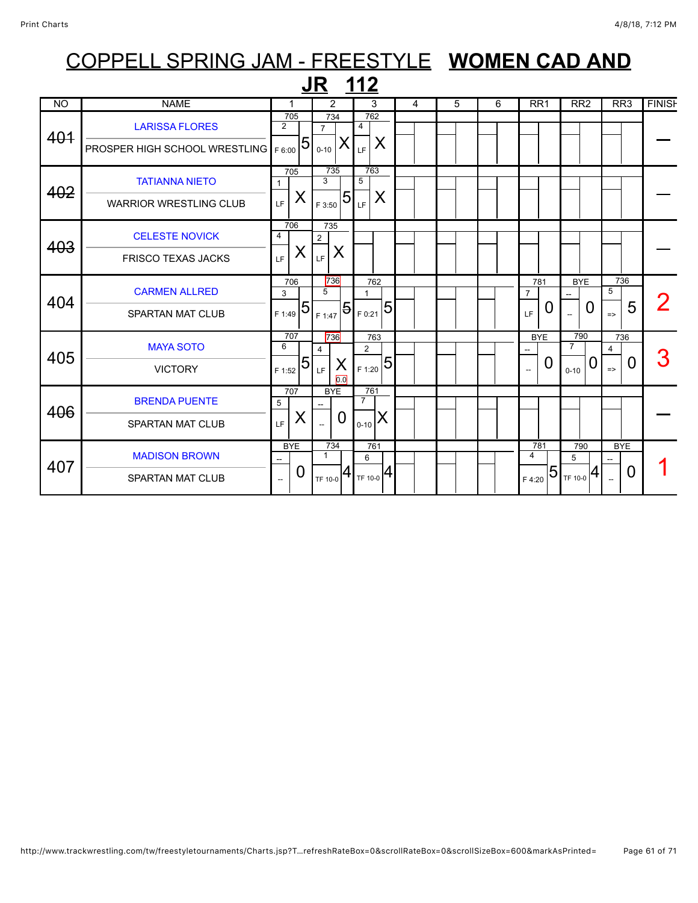# COPPELL SPRING JAM - FREESTYLE **WOMEN CAD AND JR 112**

| NO | NAME | 1 | 2 | 3 | 4 | 5 | 6 | RR1 | RR2 | RR3 | FINISH |
|---|---|---|---|---|---|---|---|---|---|---|---|
| 401 | LARISSA FLORES / PROSPER HIGH SCHOOL WRESTLING | 705 / 2 / F 6:00 / 5 | 734 / 7 / 0-10 / X | 762 / 4 / LF / X | | | | | | | — |
| 402 | TATIANNA NIETO / WARRIOR WRESTLING CLUB | 705 / 1 / LF / X | 735 / 3 / F 3:50 / 5 | 763 / 5 / LF / X | | | | | | | — |
| 403 | CELESTE NOVICK / FRISCO TEXAS JACKS | 706 / 4 / LF / X | 735 / 2 / LF / X | | | | | | | | — |
| 404 | CARMEN ALLRED / SPARTAN MAT CLUB | 706 / 3 / F 1:49 / 5 | 736 / 5 / F 1:47 / 5 | 762 / 1 / F 0:21 / 5 | | | | 781 / 7 / LF / 0 | BYE / -- / -- / 0 | 736 / 5 / => / 5 | 2 |
| 405 | MAYA SOTO / VICTORY | 707 / 6 / F 1:52 / 5 | 736 / 4 / LF / X / 0.0 | 763 / 2 / F 1:20 / 5 | | | | BYE / -- / -- / 0 | 790 / 7 / 0-10 / 0 | 736 / 4 / => / 0 | 3 |
| 406 | BRENDA PUENTE / SPARTAN MAT CLUB | 707 / 5 / LF / X | BYE / -- / -- / 0 | 761 / 7 / 0-10 / X | | | | | | | — |
| 407 | MADISON BROWN / SPARTAN MAT CLUB | BYE / -- / -- / 0 | 734 / 1 / TF 10-0 / 4 | 761 / 6 / TF 10-0 / 4 | | | | 781 / 4 / F 4:20 / 5 | 790 / 5 / TF 10-0 / 4 | BYE / -- / -- / 0 | 1 |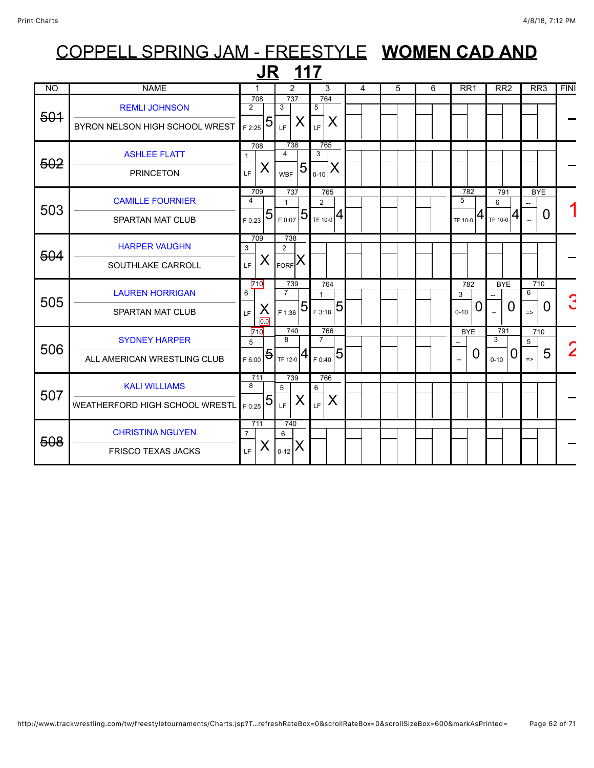# COPPELL SPRING JAM - FREESTYLE **WOMEN CAD AND JR 117**

| NO | NAME | 1 | 2 | 3 | 4 | 5 | 6 | RR1 | RR2 | RR3 | FINI |
|---|---|---|---|---|---|---|---|---|---|---|---|
| 501 | REMLI JOHNSON<br>BYRON NELSON HIGH SCHOOL WREST | 708<br>2<br>F 2:25 5 | 737<br>3<br>LF X | 764<br>5<br>LF X | | | | | | | – |
| 502 | ASHLEE FLATT<br>PRINCETON | 708<br>1<br>LF X | 738<br>4<br>WBF 5 | 765<br>3<br>0-10 X | | | | | | | – |
| 503 | CAMILLE FOURNIER<br>SPARTAN MAT CLUB | 709<br>4<br>F 0:23 5 | 737<br>1<br>F 0:07 5 | 765<br>2<br>TF 10-0 4 | | | | 782<br>5<br>TF 10-0 4 | 791<br>6<br>TF 10-0 4 | BYE<br>--<br>-- 0 | 1 |
| 504 | HARPER VAUGHN<br>SOUTHLAKE CARROLL | 709<br>3<br>LF X | 738<br>2<br>FORF X | | | | | | | | – |
| 505 | LAUREN HORRIGAN<br>SPARTAN MAT CLUB | 710<br>6<br>LF X 0.0 | 739<br>7<br>F 1:36 5 | 764<br>1<br>F 3:18 5 | | | | 782<br>3<br>0-10 0 | BYE<br>--<br>-- 0 | 710<br>6<br>=> 0 | 3 |
| 506 | SYDNEY HARPER<br>ALL AMERICAN WRESTLING CLUB | 710<br>5<br>F 6:00 5 | 740<br>8<br>TF 12-0 4 | 766<br>7<br>F 0:40 5 | | | | BYE<br>--<br>-- 0 | 791<br>3<br>0-10 0 | 710<br>5<br>=> 5 | 2 |
| 507 | KALI WILLIAMS<br>WEATHERFORD HIGH SCHOOL WRESTL | 711<br>8<br>F 0:25 5 | 739<br>5<br>LF X | 766<br>6<br>LF X | | | | | | | – |
| 508 | CHRISTINA NGUYEN<br>FRISCO TEXAS JACKS | 711<br>7<br>LF X | 740<br>6<br>0-12 X | | | | | | | | – |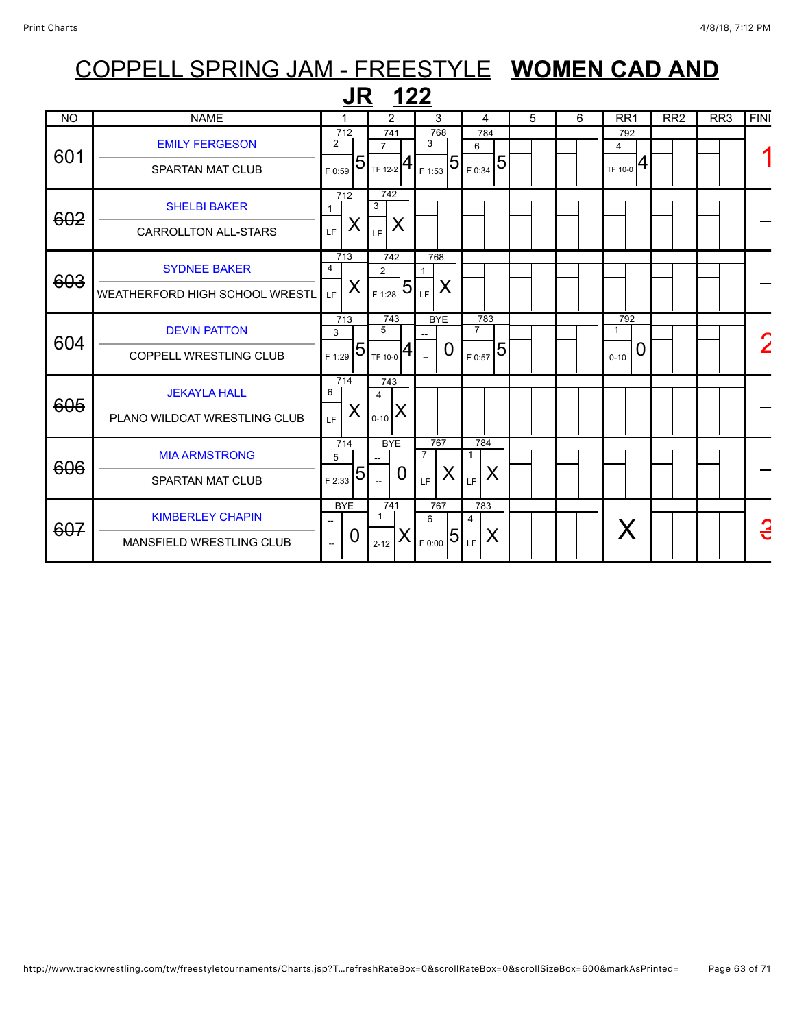# COPPELL SPRING JAM - FREESTYLE **WOMEN CAD AND JR 122**

| NO | NAME | 1 | 2 | 3 | 4 | 5 | 6 | RR1 | RR2 | RR3 | FINI |
|---|---|---|---|---|---|---|---|---|---|---|---|
| 601 | EMILY FERGESON<br>SPARTAN MAT CLUB | 712<br>2<br>F 0:59 5 | 741<br>7<br>TF 12-2 4 | 768<br>3<br>F 1:53 5 | 784<br>6<br>F 0:34 5 | | | 792<br>4<br>TF 10-0 4 | | | 1 |
| ~~602~~ | SHELBI BAKER<br>CARROLLTON ALL-STARS | 712<br>1<br>LF X | 742<br>3<br>LF X | | | | | | | | – |
| ~~603~~ | SYDNEE BAKER<br>WEATHERFORD HIGH SCHOOL WRESTL | 713<br>4<br>LF X | 742<br>2<br>F 1:28 5 | 768<br>1<br>LF X | | | | | | | – |
| 604 | DEVIN PATTON<br>COPPELL WRESTLING CLUB | 713<br>3<br>F 1:29 5 | 743<br>5<br>TF 10-0 4 | BYE<br>--<br>-- 0 | 783<br>7<br>F 0:57 5 | | | 792<br>1<br>0-10 0 | | | 2 |
| ~~605~~ | JEKAYLA HALL<br>PLANO WILDCAT WRESTLING CLUB | 714<br>6<br>LF X | 743<br>4<br>0-10 X | | | | | | | | – |
| ~~606~~ | MIA ARMSTRONG<br>SPARTAN MAT CLUB | 714<br>5<br>F 2:33 5 | BYE<br>--<br>-- 0 | 767<br>7<br>LF X | 784<br>1<br>LF X | | | | | | – |
| ~~607~~ | KIMBERLEY CHAPIN<br>MANSFIELD WRESTLING CLUB | BYE<br>--<br>-- 0 | 741<br>1<br>2-12 X | 767<br>6<br>F 0:00 5 | 783<br>4<br>LF X | | | X | | | ~~3~~ |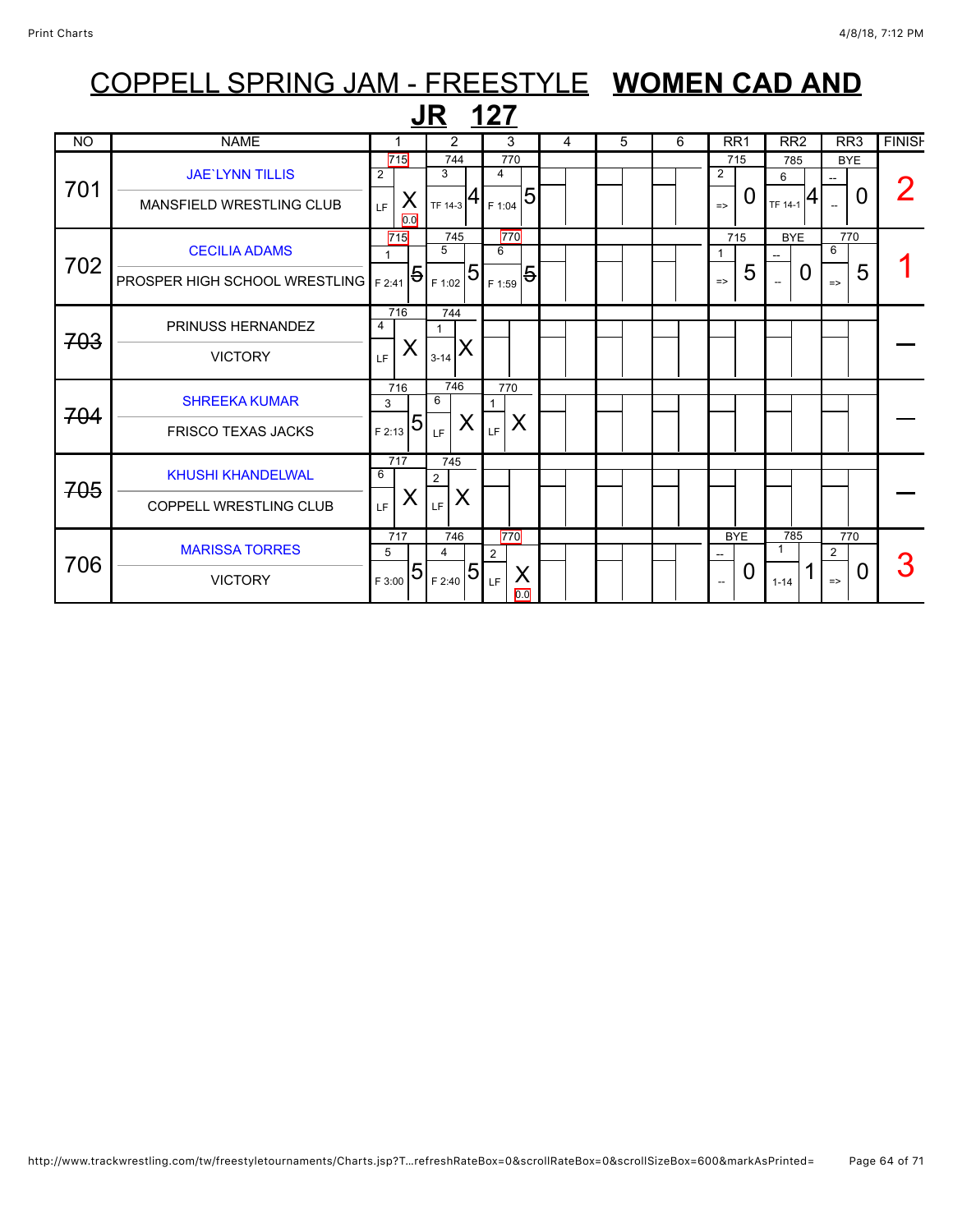# COPPELL SPRING JAM - FREESTYLE **WOMEN CAD AND JR 127**

| NO | NAME | 1 | 2 | 3 | 4 | 5 | 6 | RR1 | RR2 | RR3 | FINISH |
|---|---|---|---|---|---|---|---|---|---|---|---|
| 701 | JAE`LYNN TILLIS / MANSFIELD WRESTLING CLUB | 715 / 2 / LF / X / 0.0 | 744 / 3 / TF 14-3 / 4 | 770 / 4 / F 1:04 / 5 | | | | 715 / 2 / => / 0 | 785 / 6 / TF 14-1 / 4 | BYE / -- / -- / 0 | 2 |
| 702 | CECILIA ADAMS / PROSPER HIGH SCHOOL WRESTLING | 715 / 1 / F 2:41 / 5 | 745 / 5 / F 1:02 / 5 | 770 / 6 / F 1:59 / 5 | | | | 715 / 1 / => / 5 | BYE / -- / -- / 0 | 770 / 6 / => / 5 | 1 |
| ~~703~~ | PRINUSS HERNANDEZ / VICTORY | 716 / 4 / LF / X | 744 / 1 / 3-14 / X | | | | | | | | — |
| ~~704~~ | SHREEKA KUMAR / FRISCO TEXAS JACKS | 716 / 3 / F 2:13 / 5 | 746 / 6 / LF / X | 770 / 1 / LF / X | | | | | | | — |
| ~~705~~ | KHUSHI KHANDELWAL / COPPELL WRESTLING CLUB | 717 / 6 / LF / X | 745 / 2 / LF / X | | | | | | | | — |
| 706 | MARISSA TORRES / VICTORY | 717 / 5 / F 3:00 / 5 | 746 / 4 / F 2:40 / 5 | 770 / 2 / LF / X / 0.0 | | | | BYE / -- / -- / 0 | 785 / 1 / 1-14 / 1 | 770 / 2 / => / 0 | 3 |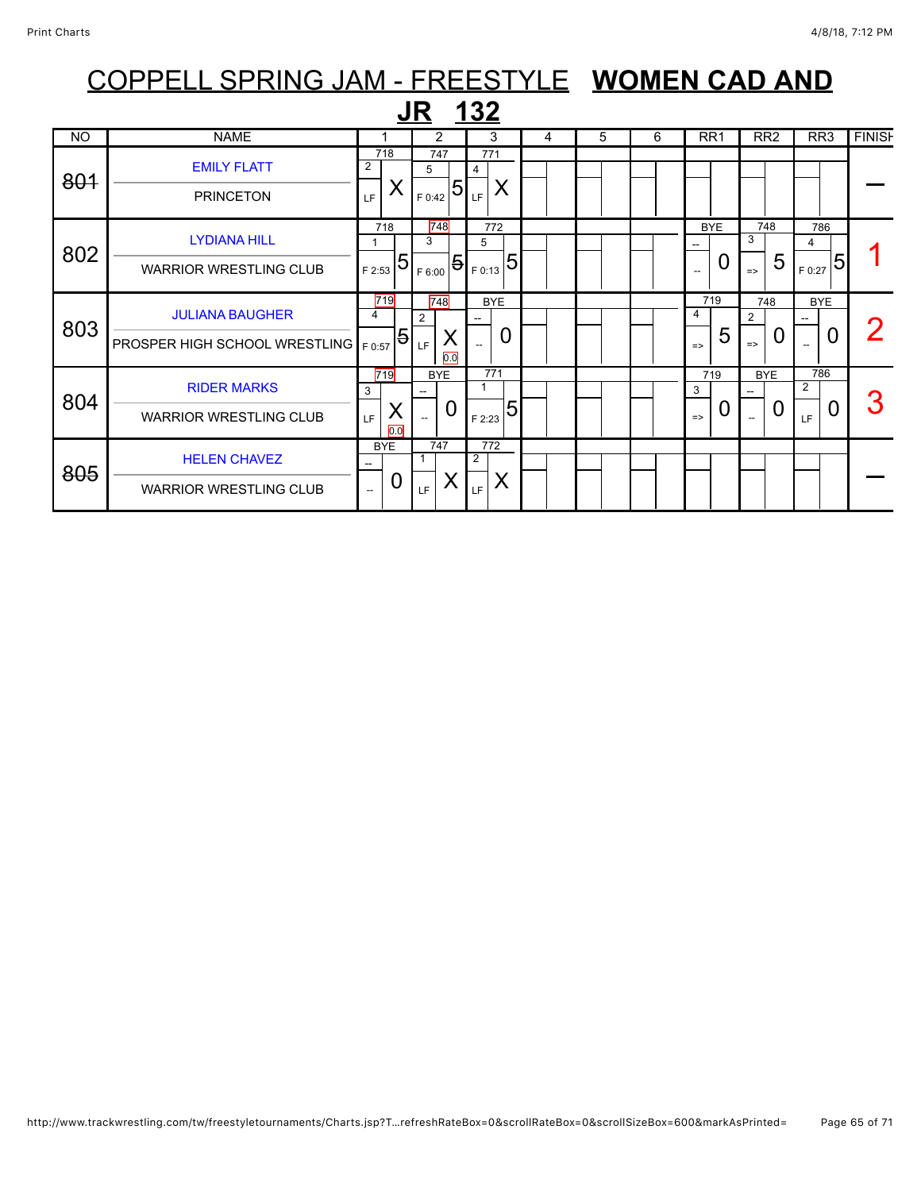# COPPELL SPRING JAM - FREESTYLE **WOMEN CAD AND JR 132**

| NO | NAME | 1 | 2 | 3 | 4 | 5 | 6 | RR1 | RR2 | RR3 | FINISH |
|---|---|---|---|---|---|---|---|---|---|---|---|
| ~~801~~ | EMILY FLATT<br>PRINCETON | 718<br>2<br>LF X | 747<br>5<br>F 0:42 5 | 771<br>4<br>LF X | | | | | | | — |
| 802 | LYDIANA HILL<br>WARRIOR WRESTLING CLUB | 718<br>1<br>F 2:53 5 | 748<br>3<br>F 6:00 ~~5~~ | 772<br>5<br>F 0:13 5 | | | | BYE<br>--<br>-- 0 | 748<br>3<br>=> 5 | 786<br>4<br>F 0:27 5 | 1 |
| 803 | JULIANA BAUGHER<br>PROSPER HIGH SCHOOL WRESTLING | 719<br>4<br>F 0:57 ~~5~~ | 748<br>2<br>LF X 0.0 | BYE<br>--<br>-- 0 | | | | 719<br>4<br>=> 5 | 748<br>2<br>=> 0 | BYE<br>--<br>-- 0 | 2 |
| 804 | RIDER MARKS<br>WARRIOR WRESTLING CLUB | 719<br>3<br>LF X 0.0 | BYE<br>--<br>-- 0 | 771<br>1<br>F 2:23 5 | | | | 719<br>3<br>=> 0 | BYE<br>--<br>-- 0 | 786<br>2<br>LF 0 | 3 |
| ~~805~~ | HELEN CHAVEZ<br>WARRIOR WRESTLING CLUB | BYE<br>--<br>-- 0 | 747<br>1<br>LF X | 772<br>2<br>LF X | | | | | | | — |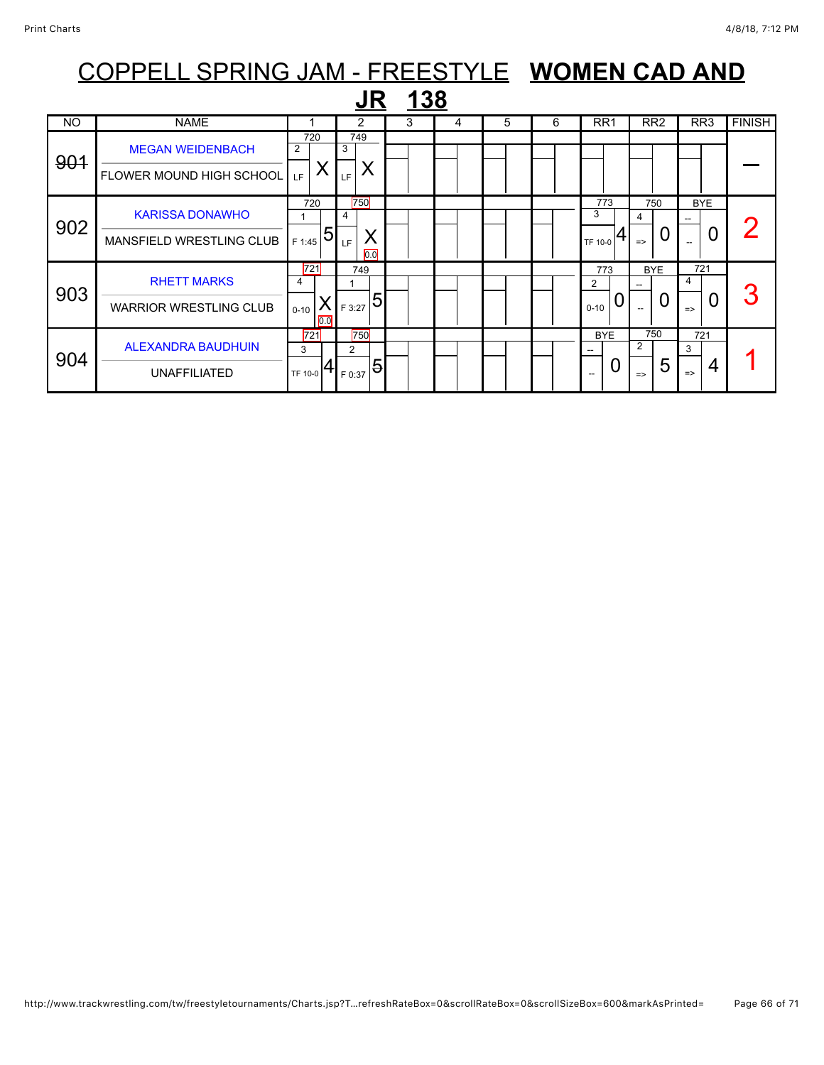# COPPELL SPRING JAM - FREESTYLE **WOMEN CAD AND JR 138**

| NO | NAME | 1 | 2 | 3 | 4 | 5 | 6 | RR1 | RR2 | RR3 | FINISH |
|---|---|---|---|---|---|---|---|---|---|---|---|
| ~~901~~ | MEGAN WEIDENBACH<br>FLOWER MOUND HIGH SCHOOL | 720<br>2<br>LF X | 749<br>3<br>LF X | | | | | | | | — |
| 902 | KARISSA DONAWHO<br>MANSFIELD WRESTLING CLUB | 720<br>1<br>F 1:45 5 | 750<br>4<br>LF X<br>0.0 | | | | | 773<br>3<br>TF 10-0 4 | 750<br>4<br>=> 0 | BYE<br>--<br>-- 0 | 2 |
| 903 | RHETT MARKS<br>WARRIOR WRESTLING CLUB | 721<br>4<br>0-10 X<br>0.0 | 749<br>1<br>F 3:27 5 | | | | | 773<br>2<br>0-10 0 | BYE<br>--<br>-- 0 | 721<br>4<br>=> 0 | 3 |
| 904 | ALEXANDRA BAUDHUIN<br>UNAFFILIATED | 721<br>3<br>TF 10-0 4 | 750<br>2<br>F 0:37 ~~5~~ | | | | | BYE<br>--<br>-- 0 | 750<br>2<br>=> 5 | 721<br>3<br>=> 4 | 1 |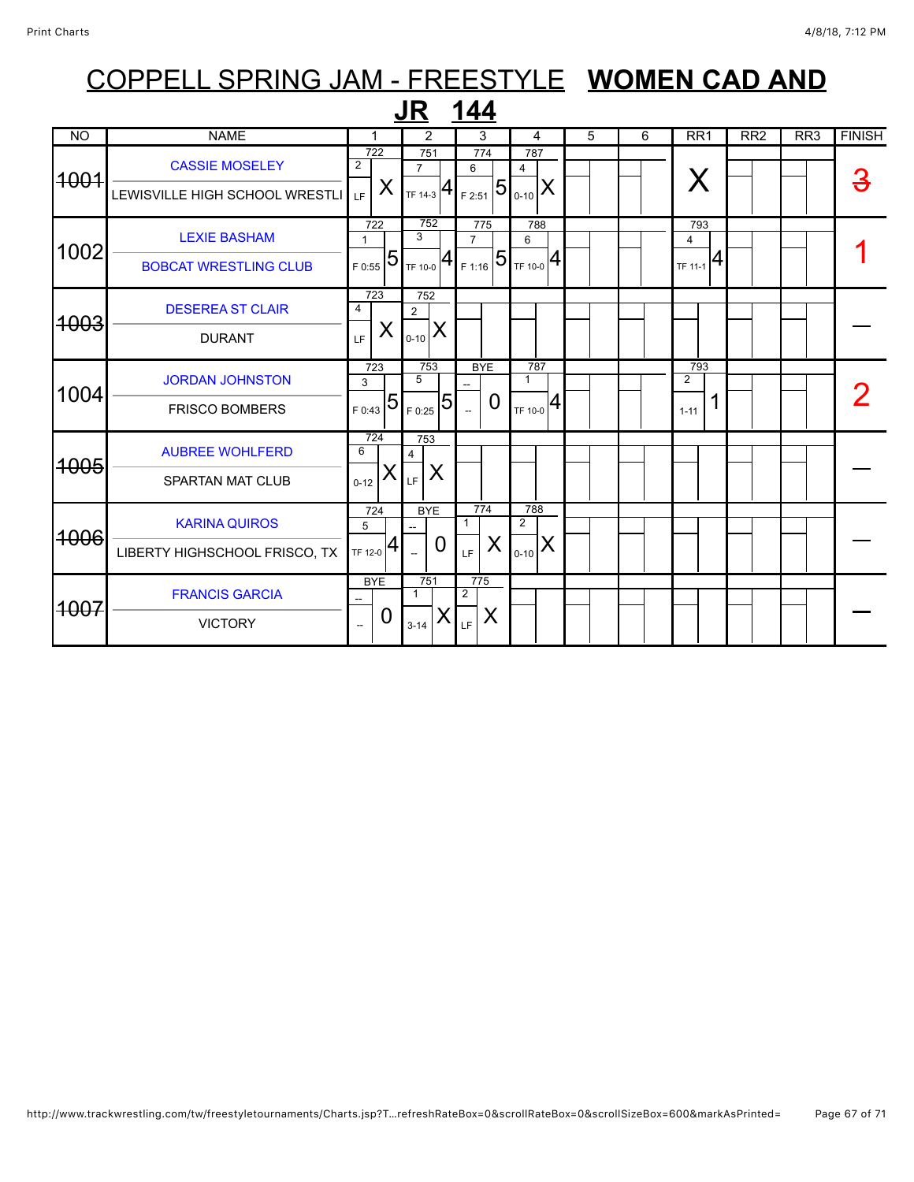# COPPELL SPRING JAM - FREESTYLE **WOMEN CAD AND JR 144**

| NO | NAME | 1 | 2 | 3 | 4 | 5 | 6 | RR1 | RR2 | RR3 | FINISH |
|---|---|---|---|---|---|---|---|---|---|---|---|
| ~~1001~~ | CASSIE MOSELEY<br>LEWISVILLE HIGH SCHOOL WRESTLI | 722<br>2<br>LF X | 751<br>7<br>TF 14-3 4 | 774<br>6<br>F 2:51 5 | 787<br>4<br>0-10 X | | | X | | | ~~3~~ |
| 1002 | LEXIE BASHAM<br>BOBCAT WRESTLING CLUB | 722<br>1<br>F 0:55 5 | 752<br>3<br>TF 10-0 4 | 775<br>7<br>F 1:16 5 | 788<br>6<br>TF 10-0 4 | | | 793<br>4<br>TF 11-1 4 | | | 1 |
| ~~1003~~ | DESEREA ST CLAIR<br>DURANT | 723<br>4<br>LF X | 752<br>2<br>0-10 X | | | | | | | | — |
| 1004 | JORDAN JOHNSTON<br>FRISCO BOMBERS | 723<br>3<br>F 0:43 5 | 753<br>5<br>F 0:25 5 | BYE<br>--<br>-- 0 | 787<br>1<br>TF 10-0 4 | | | 793<br>2<br>1-11 1 | | | 2 |
| ~~1005~~ | AUBREE WOHLFERD<br>SPARTAN MAT CLUB | 724<br>6<br>0-12 X | 753<br>4<br>LF X | | | | | | | | — |
| ~~1006~~ | KARINA QUIROS<br>LIBERTY HIGHSCHOOL FRISCO, TX | 724<br>5<br>TF 12-0 4 | BYE<br>--<br>-- 0 | 774<br>1<br>LF X | 788<br>2<br>0-10 X | | | | | | — |
| ~~1007~~ | FRANCIS GARCIA<br>VICTORY | BYE<br>--<br>-- 0 | 751<br>1<br>3-14 X | 775<br>2<br>LF X | | | | | | | — |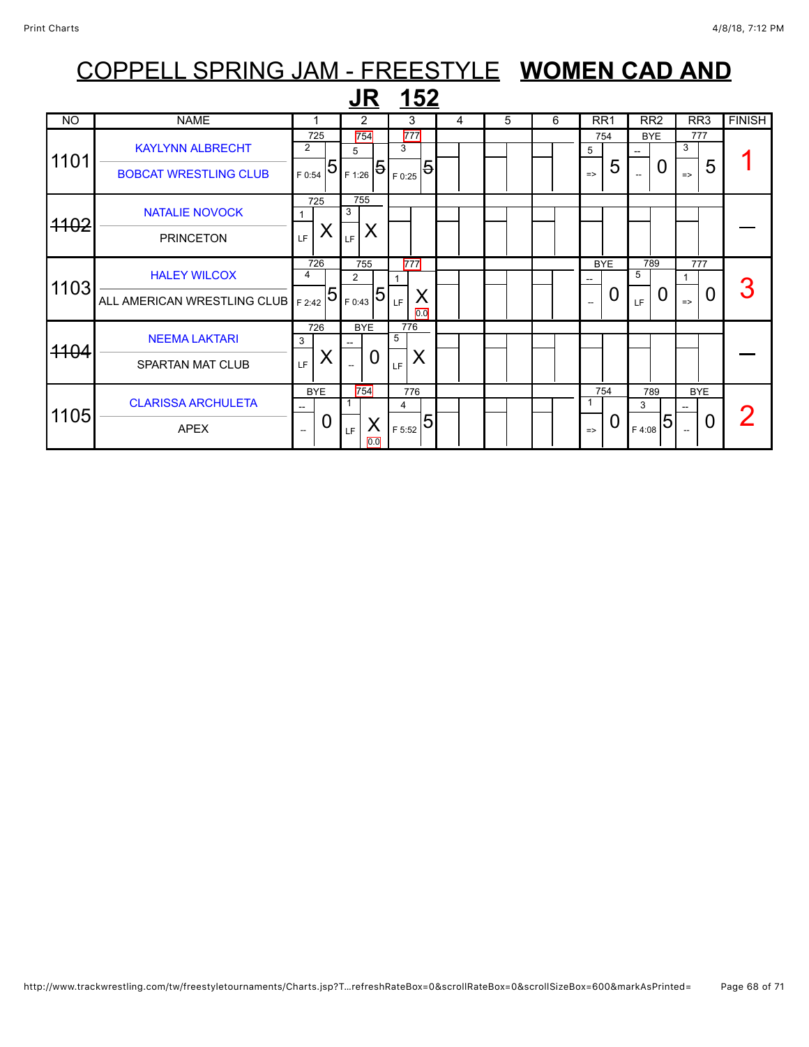# COPPELL SPRING JAM - FREESTYLE **WOMEN CAD AND JR 152**

| NO | NAME | 1 | 2 | 3 | 4 | 5 | 6 | RR1 | RR2 | RR3 | FINISH |
|---|---|---|---|---|---|---|---|---|---|---|---|
| 1101 | KAYLYNN ALBRECHT<br>BOBCAT WRESTLING CLUB | 725<br>2<br>F 0:54 5 | 754<br>5<br>F 1:26 5 | 777<br>3<br>F 0:25 5 | | | | 754<br>5<br>=> 5 | BYE<br>--<br>-- 0 | 777<br>3<br>=> 5 | 1 |
| ~~1102~~ | NATALIE NOVOCK<br>PRINCETON | 725<br>1<br>LF X | 755<br>3<br>LF X | | | | | | | | — |
| 1103 | HALEY WILCOX<br>ALL AMERICAN WRESTLING CLUB | 726<br>4<br>F 2:42 5 | 755<br>2<br>F 0:43 5 | 777<br>1<br>LF X<br>0.0 | | | | BYE<br>--<br>-- 0 | 789<br>5<br>LF 0 | 777<br>1<br>=> 0 | 3 |
| ~~1104~~ | NEEMA LAKTARI<br>SPARTAN MAT CLUB | 726<br>3<br>LF X | BYE<br>--<br>-- 0 | 776<br>5<br>LF X | | | | | | | — |
| 1105 | CLARISSA ARCHULETA<br>APEX | BYE<br>--<br>-- 0 | 754<br>1<br>LF X<br>0.0 | 776<br>4<br>F 5:52 5 | | | | 754<br>1<br>=> 0 | 789<br>3<br>F 4:08 5 | BYE<br>--<br>-- 0 | 2 |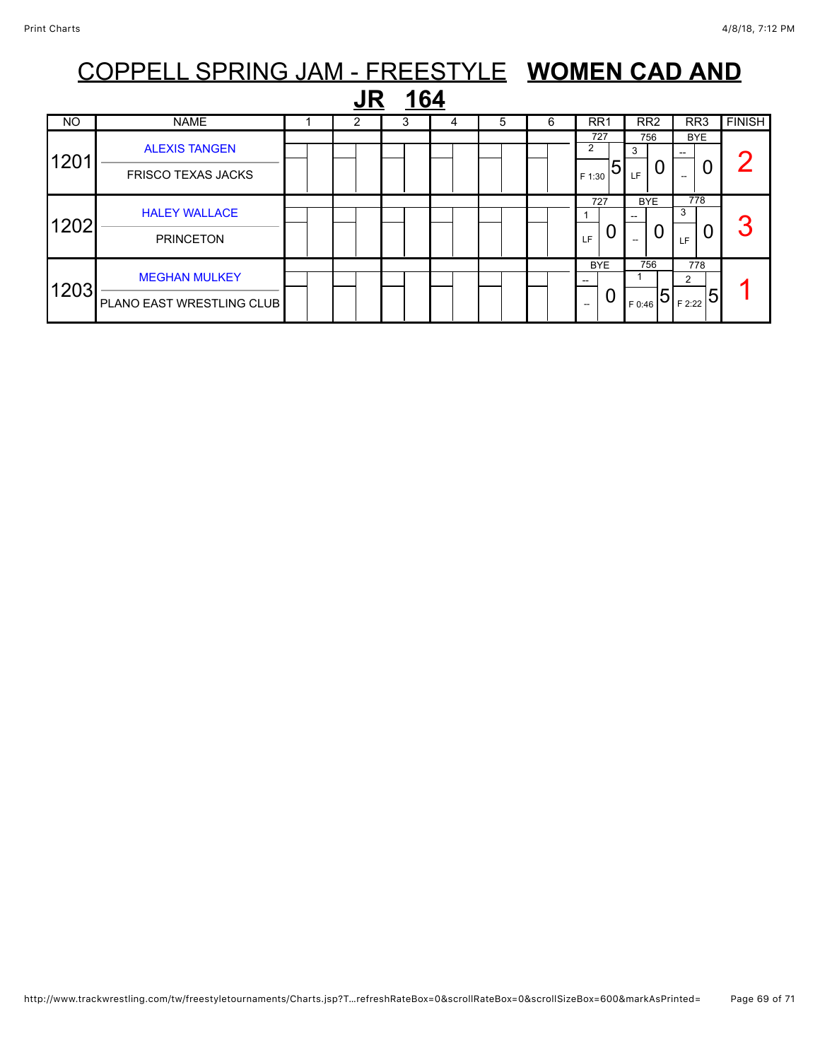# COPPELL SPRING JAM - FREESTYLE **WOMEN CAD AND JR 164**

| NO | NAME | 1 | 2 | 3 | 4 | 5 | 6 | RR1 | RR2 | RR3 | FINISH |
|---|---|---|---|---|---|---|---|---|---|---|---|
| 1201 | ALEXIS TANGEN<br>FRISCO TEXAS JACKS | | | | | | | 727<br>2<br>F 1:30 5 | 756<br>3<br>LF 0 | BYE<br>--<br>-- 0 | 2 |
| 1202 | HALEY WALLACE<br>PRINCETON | | | | | | | 727<br>1<br>LF 0 | BYE<br>--<br>-- 0 | 778<br>3<br>LF 0 | 3 |
| 1203 | MEGHAN MULKEY<br>PLANO EAST WRESTLING CLUB | | | | | | | BYE<br>--<br>-- 0 | 756<br>1<br>F 0:46 5 | 778<br>2<br>F 2:22 5 | 1 |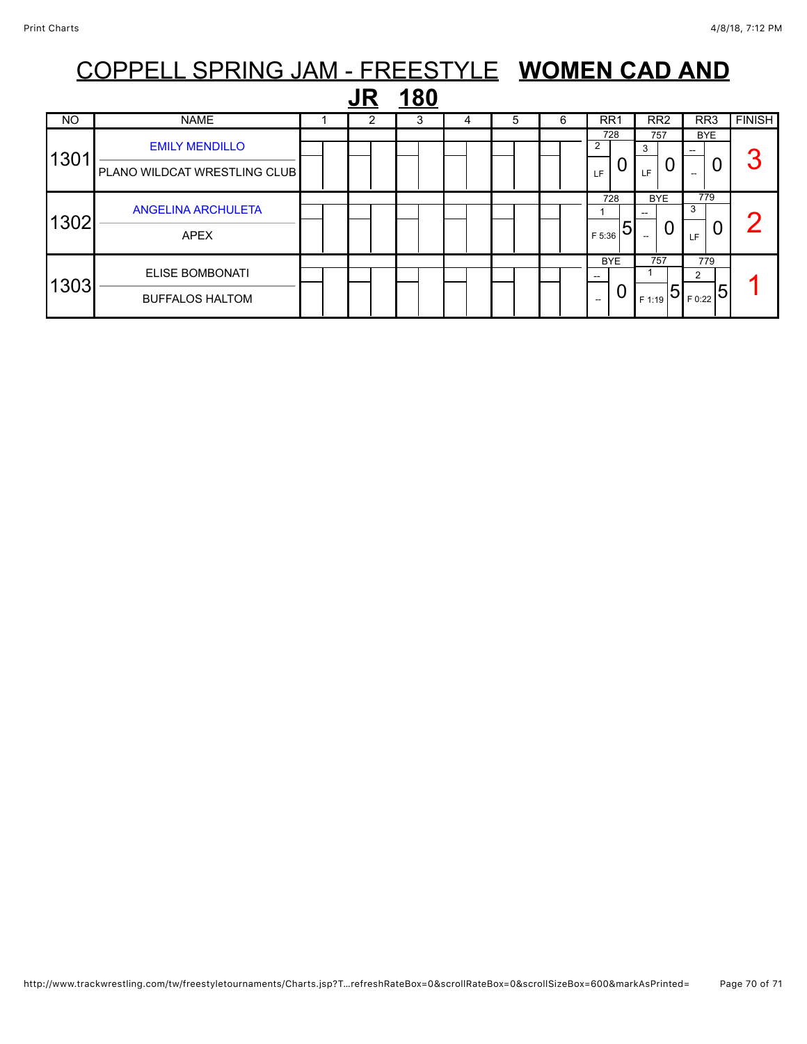# COPPELL SPRING JAM - FREESTYLE **WOMEN CAD AND JR 180**

| NO | NAME | 1 | 2 | 3 | 4 | 5 | 6 | RR1 | RR2 | RR3 | FINISH |
|---|---|---|---|---|---|---|---|---|---|---|---|
| 1301 | EMILY MENDILLO<br>PLANO WILDCAT WRESTLING CLUB | | | | | | | 728<br>2<br>LF 0 | 757<br>3<br>LF 0 | BYE<br>--<br>-- 0 | 3 |
| 1302 | ANGELINA ARCHULETA<br>APEX | | | | | | | 728<br>1<br>F 5:36 5 | BYE<br>--<br>-- 0 | 779<br>3<br>LF 0 | 2 |
| 1303 | ELISE BOMBONATI<br>BUFFALOS HALTOM | | | | | | | BYE<br>--<br>-- 0 | 757<br>1<br>F 1:19 5 | 779<br>2<br>F 0:22 5 | 1 |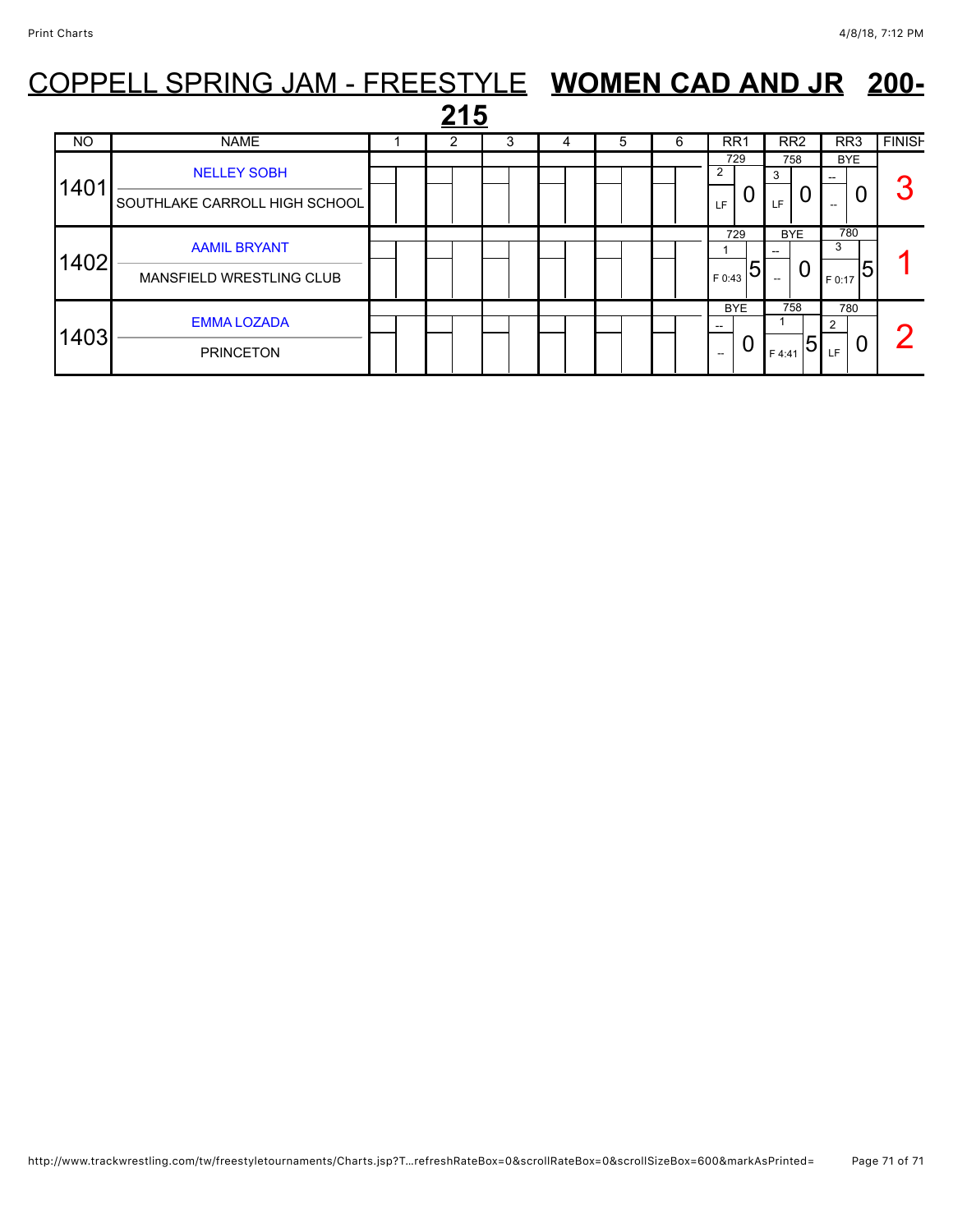# COPPELL SPRING JAM - FREESTYLE **WOMEN CAD AND JR 200-215**

| NO | NAME | 1 | 2 | 3 | 4 | 5 | 6 | RR1 | RR2 | RR3 | FINISH |
|---|---|---|---|---|---|---|---|---|---|---|---|
| 1401 | NELLEY SOBH<br>SOUTHLAKE CARROLL HIGH SCHOOL | | | | | | | 729<br>2<br>LF 0 | 758<br>3<br>LF 0 | BYE<br>--<br>-- 0 | 3 |
| 1402 | AAMIL BRYANT<br>MANSFIELD WRESTLING CLUB | | | | | | | 729<br>1<br>F 0:43 5 | BYE<br>--<br>-- 0 | 780<br>3<br>F 0:17 5 | 1 |
| 1403 | EMMA LOZADA<br>PRINCETON | | | | | | | BYE<br>--<br>-- 0 | 758<br>1<br>F 4:41 5 | 780<br>2<br>LF 0 | 2 |